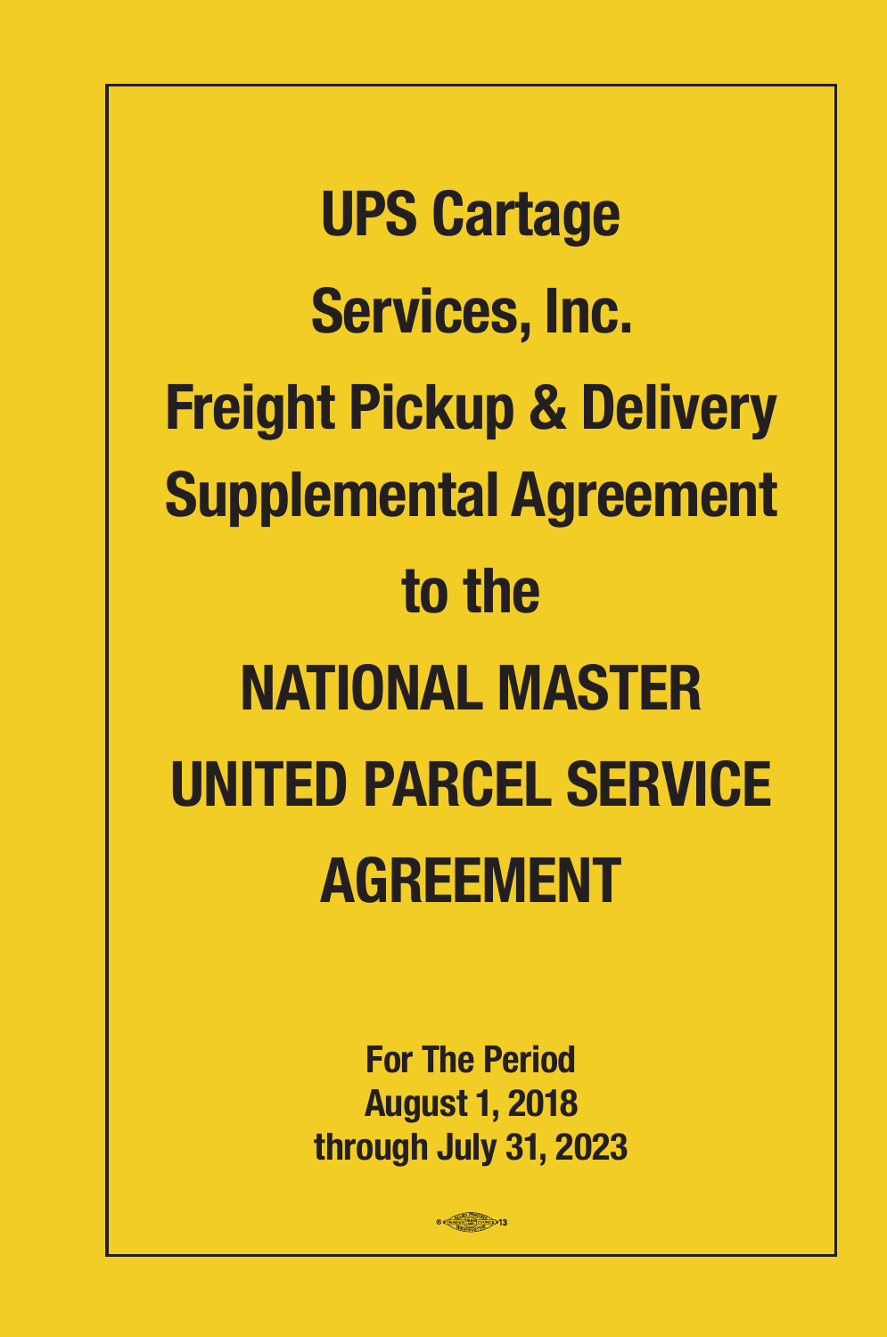# UPS Cartage Services, Inc.

# Freight Pickup & Delivery Supplemental Agreement

# to the

# NATIONAL MASTER UNITED PARCEL SERVICE AGREEMENT

**For The Period**
**August 1, 2018**
**through July 31, 2023**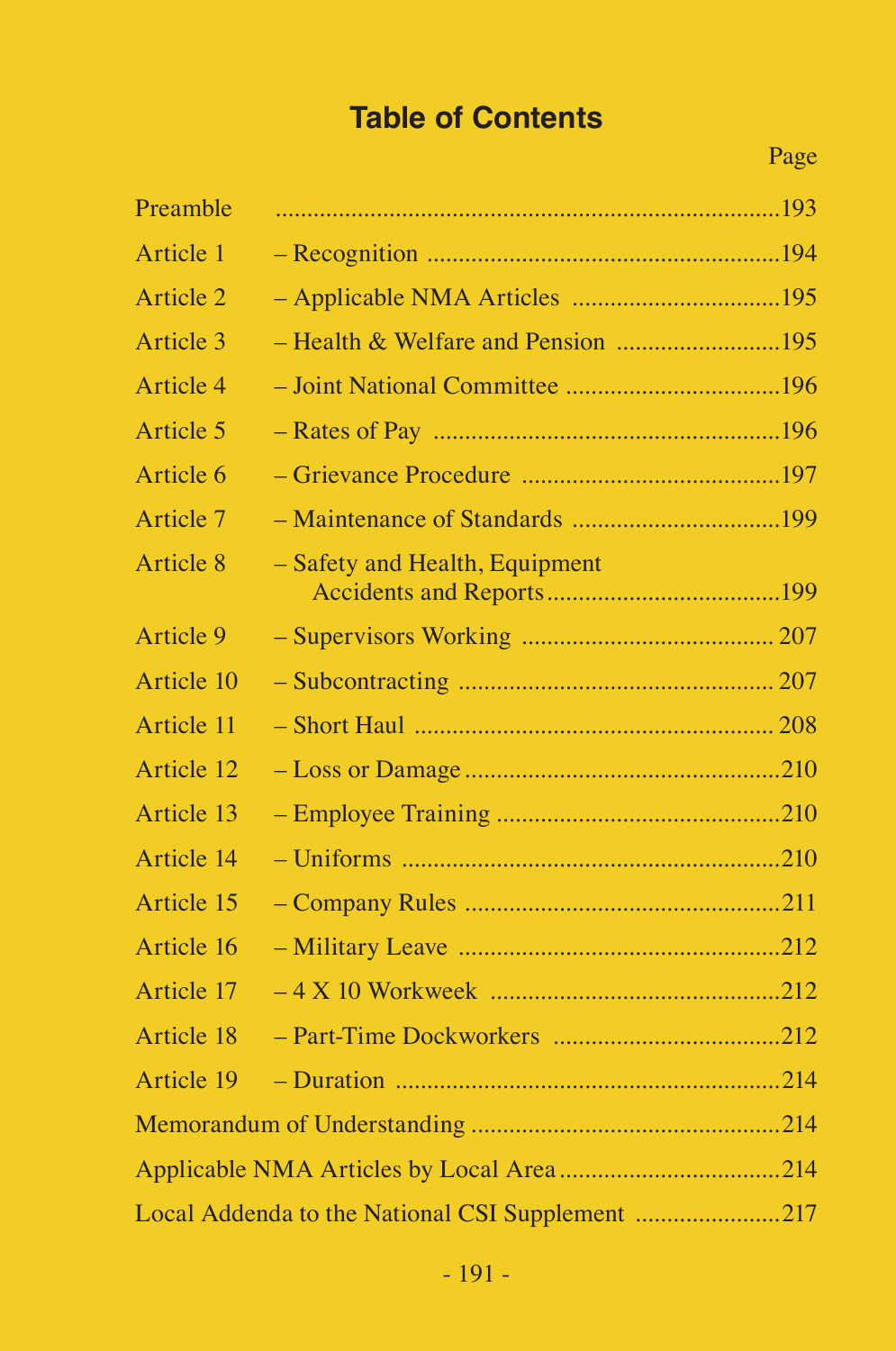# Table of Contents

| | | Page |
|---|---|---|
| Preamble | | 193 |
| Article 1 | – Recognition | 194 |
| Article 2 | – Applicable NMA Articles | 195 |
| Article 3 | – Health & Welfare and Pension | 195 |
| Article 4 | – Joint National Committee | 196 |
| Article 5 | – Rates of Pay | 196 |
| Article 6 | – Grievance Procedure | 197 |
| Article 7 | – Maintenance of Standards | 199 |
| Article 8 | – Safety and Health, Equipment Accidents and Reports | 199 |
| Article 9 | – Supervisors Working | 207 |
| Article 10 | – Subcontracting | 207 |
| Article 11 | – Short Haul | 208 |
| Article 12 | – Loss or Damage | 210 |
| Article 13 | – Employee Training | 210 |
| Article 14 | – Uniforms | 210 |
| Article 15 | – Company Rules | 211 |
| Article 16 | – Military Leave | 212 |
| Article 17 | – 4 X 10 Workweek | 212 |
| Article 18 | – Part-Time Dockworkers | 212 |
| Article 19 | – Duration | 214 |
| Memorandum of Understanding | | 214 |
| Applicable NMA Articles by Local Area | | 214 |
| Local Addenda to the National CSI Supplement | | 217 |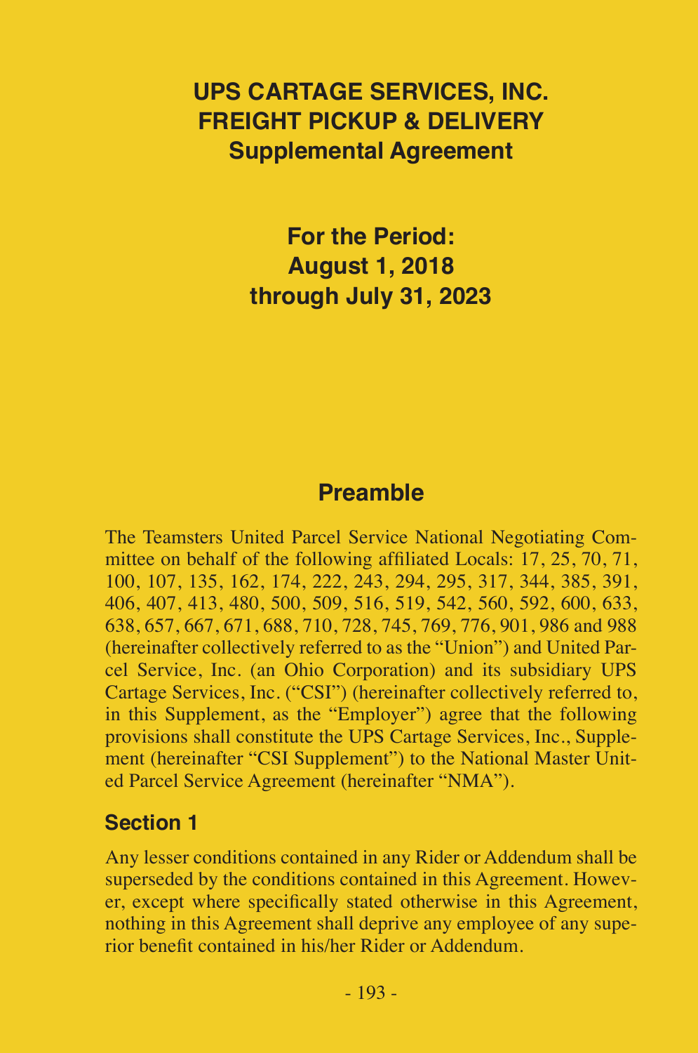# UPS CARTAGE SERVICES, INC.
# FREIGHT PICKUP & DELIVERY
## Supplemental Agreement

**For the Period:**
**August 1, 2018**
**through July 31, 2023**

## Preamble

The Teamsters United Parcel Service National Negotiating Committee on behalf of the following affiliated Locals: 17, 25, 70, 71, 100, 107, 135, 162, 174, 222, 243, 294, 295, 317, 344, 385, 391, 406, 407, 413, 480, 500, 509, 516, 519, 542, 560, 592, 600, 633, 638, 657, 667, 671, 688, 710, 728, 745, 769, 776, 901, 986 and 988 (hereinafter collectively referred to as the "Union") and United Parcel Service, Inc. (an Ohio Corporation) and its subsidiary UPS Cartage Services, Inc. ("CSI") (hereinafter collectively referred to, in this Supplement, as the "Employer") agree that the following provisions shall constitute the UPS Cartage Services, Inc., Supplement (hereinafter "CSI Supplement") to the National Master United Parcel Service Agreement (hereinafter "NMA").

### Section 1

Any lesser conditions contained in any Rider or Addendum shall be superseded by the conditions contained in this Agreement. However, except where specifically stated otherwise in this Agreement, nothing in this Agreement shall deprive any employee of any superior benefit contained in his/her Rider or Addendum.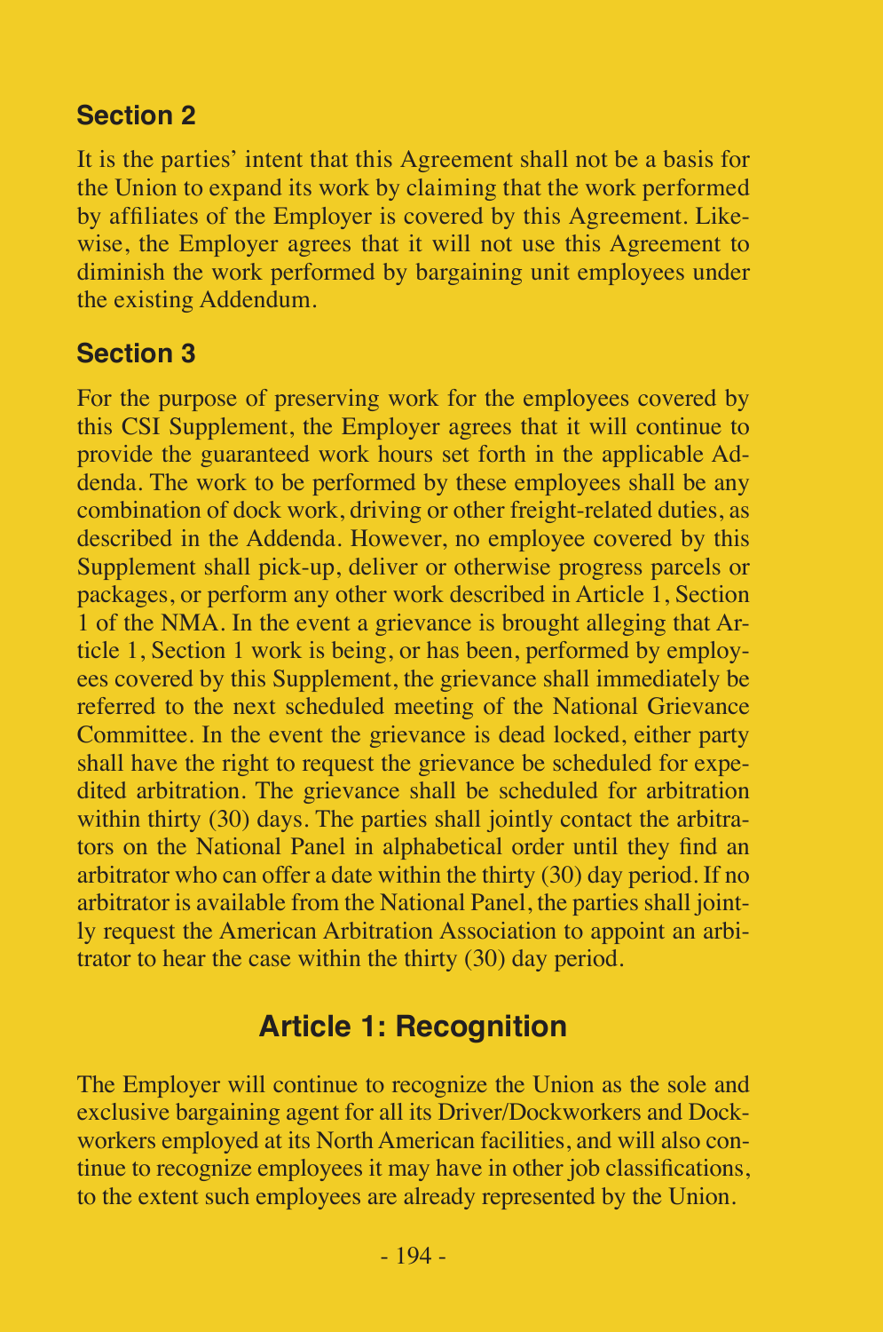## Section 2

It is the parties' intent that this Agreement shall not be a basis for the Union to expand its work by claiming that the work performed by affiliates of the Employer is covered by this Agreement. Likewise, the Employer agrees that it will not use this Agreement to diminish the work performed by bargaining unit employees under the existing Addendum.

## Section 3

For the purpose of preserving work for the employees covered by this CSI Supplement, the Employer agrees that it will continue to provide the guaranteed work hours set forth in the applicable Addenda. The work to be performed by these employees shall be any combination of dock work, driving or other freight-related duties, as described in the Addenda. However, no employee covered by this Supplement shall pick-up, deliver or otherwise progress parcels or packages, or perform any other work described in Article 1, Section 1 of the NMA. In the event a grievance is brought alleging that Article 1, Section 1 work is being, or has been, performed by employees covered by this Supplement, the grievance shall immediately be referred to the next scheduled meeting of the National Grievance Committee. In the event the grievance is dead locked, either party shall have the right to request the grievance be scheduled for expedited arbitration. The grievance shall be scheduled for arbitration within thirty (30) days. The parties shall jointly contact the arbitrators on the National Panel in alphabetical order until they find an arbitrator who can offer a date within the thirty (30) day period. If no arbitrator is available from the National Panel, the parties shall jointly request the American Arbitration Association to appoint an arbitrator to hear the case within the thirty (30) day period.

# Article 1: Recognition

The Employer will continue to recognize the Union as the sole and exclusive bargaining agent for all its Driver/Dockworkers and Dockworkers employed at its North American facilities, and will also continue to recognize employees it may have in other job classifications, to the extent such employees are already represented by the Union.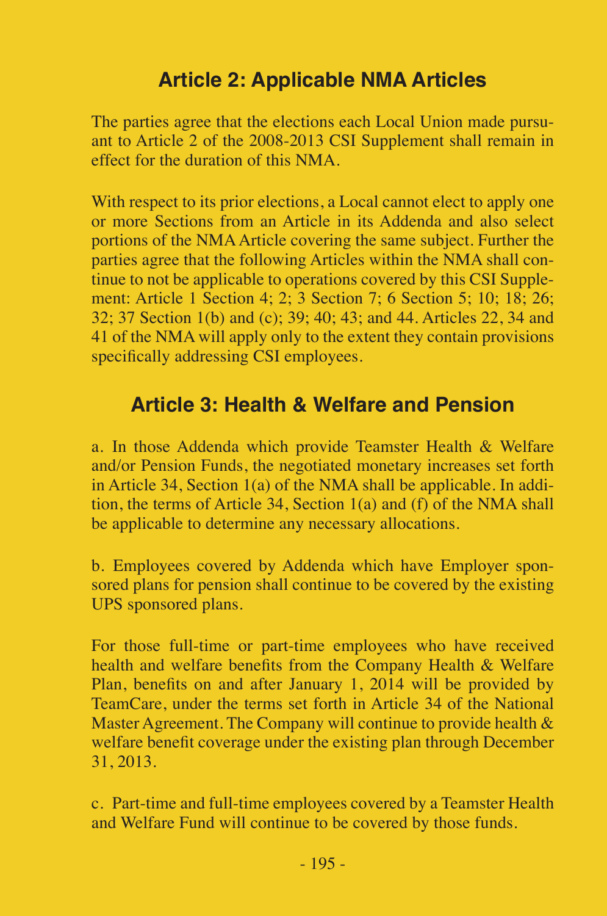## Article 2: Applicable NMA Articles

The parties agree that the elections each Local Union made pursuant to Article 2 of the 2008-2013 CSI Supplement shall remain in effect for the duration of this NMA.

With respect to its prior elections, a Local cannot elect to apply one or more Sections from an Article in its Addenda and also select portions of the NMA Article covering the same subject. Further the parties agree that the following Articles within the NMA shall continue to not be applicable to operations covered by this CSI Supplement: Article 1 Section 4; 2; 3 Section 7; 6 Section 5; 10; 18; 26; 32; 37 Section 1(b) and (c); 39; 40; 43; and 44. Articles 22, 34 and 41 of the NMA will apply only to the extent they contain provisions specifically addressing CSI employees.

## Article 3: Health & Welfare and Pension

a. In those Addenda which provide Teamster Health & Welfare and/or Pension Funds, the negotiated monetary increases set forth in Article 34, Section 1(a) of the NMA shall be applicable. In addition, the terms of Article 34, Section 1(a) and (f) of the NMA shall be applicable to determine any necessary allocations.

b. Employees covered by Addenda which have Employer sponsored plans for pension shall continue to be covered by the existing UPS sponsored plans.

For those full-time or part-time employees who have received health and welfare benefits from the Company Health & Welfare Plan, benefits on and after January 1, 2014 will be provided by TeamCare, under the terms set forth in Article 34 of the National Master Agreement. The Company will continue to provide health & welfare benefit coverage under the existing plan through December 31, 2013.

c. Part-time and full-time employees covered by a Teamster Health and Welfare Fund will continue to be covered by those funds.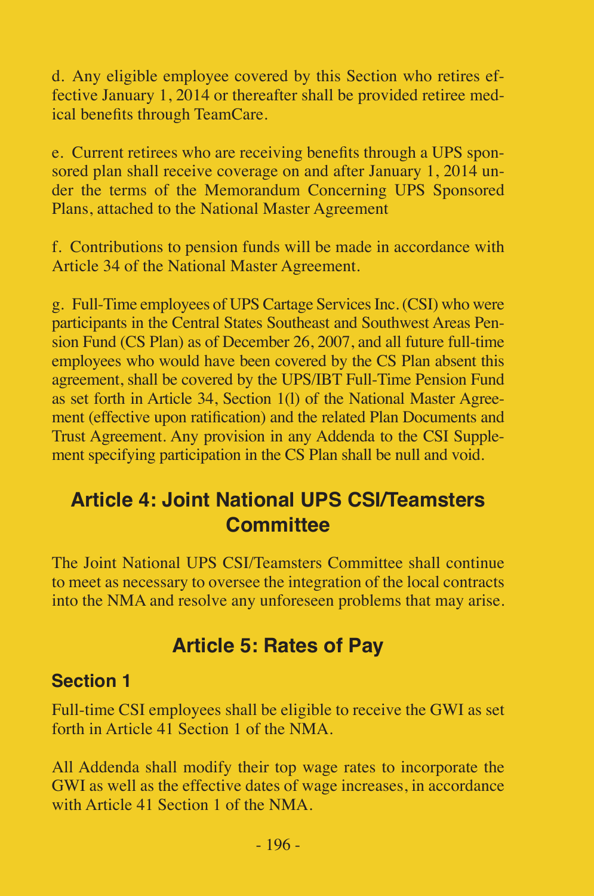d. Any eligible employee covered by this Section who retires effective January 1, 2014 or thereafter shall be provided retiree medical benefits through TeamCare.

e. Current retirees who are receiving benefits through a UPS sponsored plan shall receive coverage on and after January 1, 2014 under the terms of the Memorandum Concerning UPS Sponsored Plans, attached to the National Master Agreement

f. Contributions to pension funds will be made in accordance with Article 34 of the National Master Agreement.

g. Full-Time employees of UPS Cartage Services Inc. (CSI) who were participants in the Central States Southeast and Southwest Areas Pension Fund (CS Plan) as of December 26, 2007, and all future full-time employees who would have been covered by the CS Plan absent this agreement, shall be covered by the UPS/IBT Full-Time Pension Fund as set forth in Article 34, Section 1(l) of the National Master Agreement (effective upon ratification) and the related Plan Documents and Trust Agreement. Any provision in any Addenda to the CSI Supplement specifying participation in the CS Plan shall be null and void.

## Article 4: Joint National UPS CSI/Teamsters Committee

The Joint National UPS CSI/Teamsters Committee shall continue to meet as necessary to oversee the integration of the local contracts into the NMA and resolve any unforeseen problems that may arise.

## Article 5: Rates of Pay

### Section 1

Full-time CSI employees shall be eligible to receive the GWI as set forth in Article 41 Section 1 of the NMA.

All Addenda shall modify their top wage rates to incorporate the GWI as well as the effective dates of wage increases, in accordance with Article 41 Section 1 of the NMA.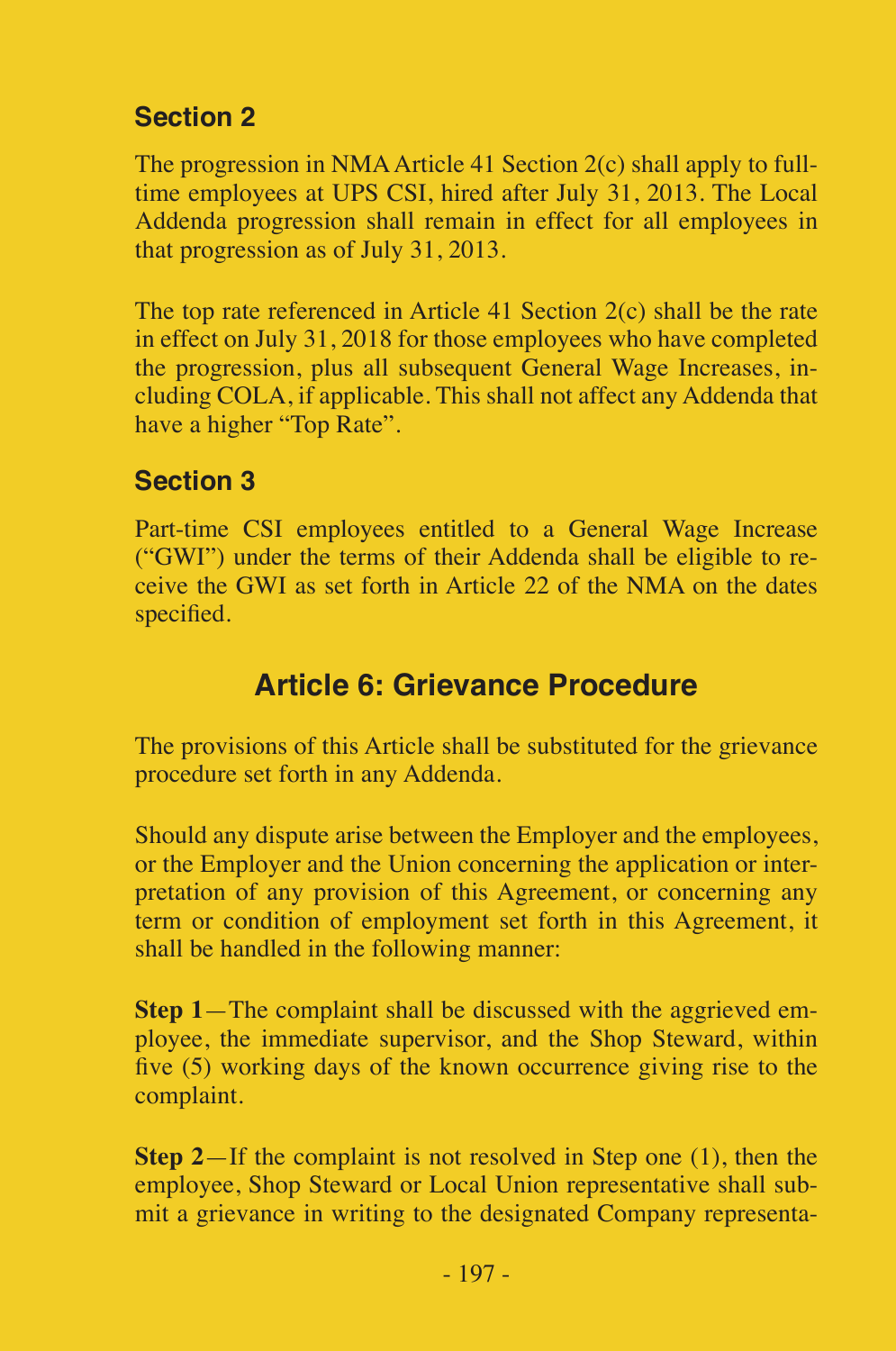### Section 2

The progression in NMA Article 41 Section 2(c) shall apply to full-time employees at UPS CSI, hired after July 31, 2013. The Local Addenda progression shall remain in effect for all employees in that progression as of July 31, 2013.

The top rate referenced in Article 41 Section 2(c) shall be the rate in effect on July 31, 2018 for those employees who have completed the progression, plus all subsequent General Wage Increases, including COLA, if applicable. This shall not affect any Addenda that have a higher "Top Rate".

### Section 3

Part-time CSI employees entitled to a General Wage Increase ("GWI") under the terms of their Addenda shall be eligible to receive the GWI as set forth in Article 22 of the NMA on the dates specified.

## Article 6: Grievance Procedure

The provisions of this Article shall be substituted for the grievance procedure set forth in any Addenda.

Should any dispute arise between the Employer and the employees, or the Employer and the Union concerning the application or interpretation of any provision of this Agreement, or concerning any term or condition of employment set forth in this Agreement, it shall be handled in the following manner:

**Step 1**—The complaint shall be discussed with the aggrieved employee, the immediate supervisor, and the Shop Steward, within five (5) working days of the known occurrence giving rise to the complaint.

**Step 2**—If the complaint is not resolved in Step one (1), then the employee, Shop Steward or Local Union representative shall submit a grievance in writing to the designated Company representa-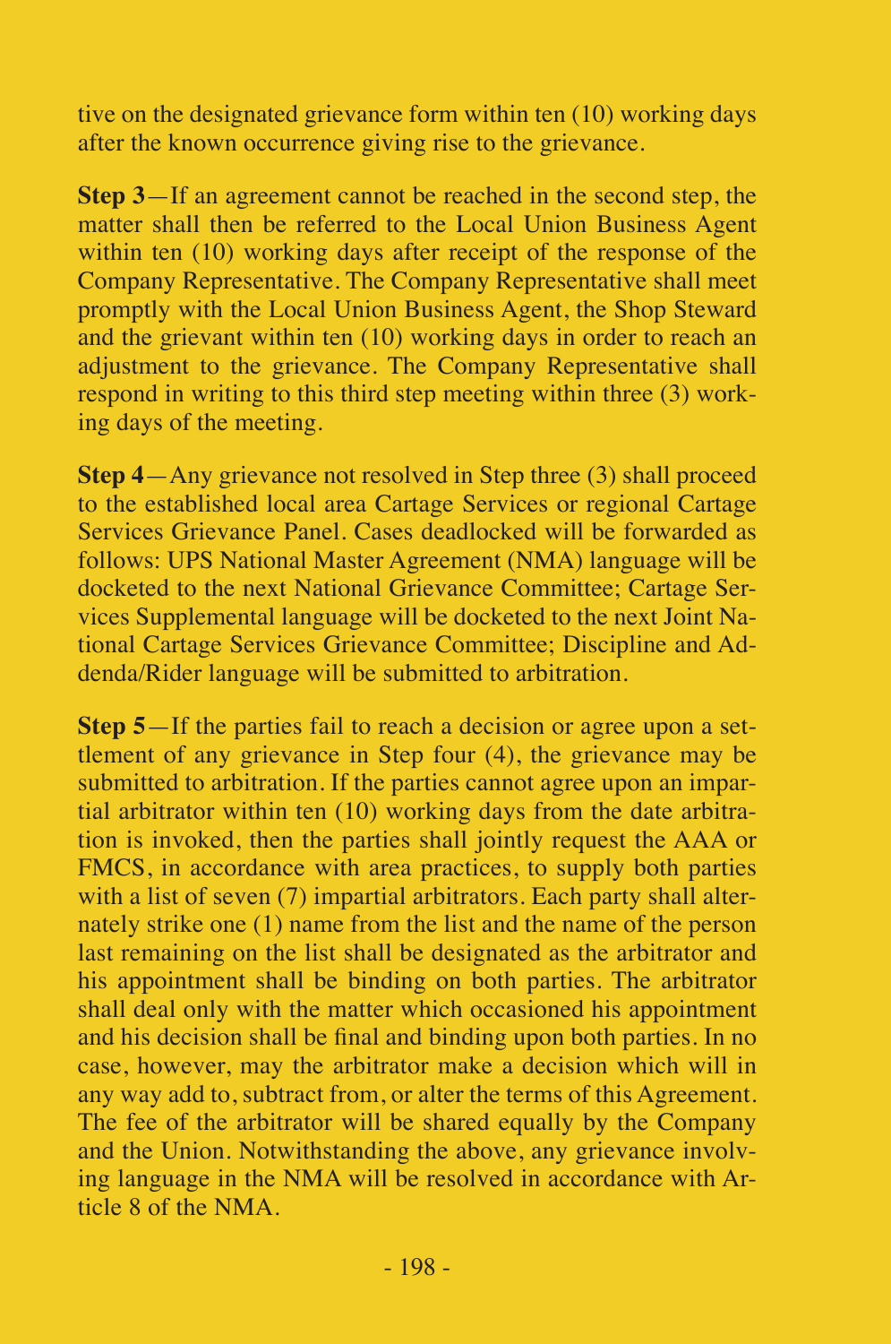tive on the designated grievance form within ten (10) working days after the known occurrence giving rise to the grievance.

**Step 3**—If an agreement cannot be reached in the second step, the matter shall then be referred to the Local Union Business Agent within ten (10) working days after receipt of the response of the Company Representative. The Company Representative shall meet promptly with the Local Union Business Agent, the Shop Steward and the grievant within ten (10) working days in order to reach an adjustment to the grievance. The Company Representative shall respond in writing to this third step meeting within three (3) working days of the meeting.

**Step 4**—Any grievance not resolved in Step three (3) shall proceed to the established local area Cartage Services or regional Cartage Services Grievance Panel. Cases deadlocked will be forwarded as follows: UPS National Master Agreement (NMA) language will be docketed to the next National Grievance Committee; Cartage Services Supplemental language will be docketed to the next Joint National Cartage Services Grievance Committee; Discipline and Addenda/Rider language will be submitted to arbitration.

**Step 5**—If the parties fail to reach a decision or agree upon a settlement of any grievance in Step four (4), the grievance may be submitted to arbitration. If the parties cannot agree upon an impartial arbitrator within ten (10) working days from the date arbitration is invoked, then the parties shall jointly request the AAA or FMCS, in accordance with area practices, to supply both parties with a list of seven (7) impartial arbitrators. Each party shall alternately strike one (1) name from the list and the name of the person last remaining on the list shall be designated as the arbitrator and his appointment shall be binding on both parties. The arbitrator shall deal only with the matter which occasioned his appointment and his decision shall be final and binding upon both parties. In no case, however, may the arbitrator make a decision which will in any way add to, subtract from, or alter the terms of this Agreement. The fee of the arbitrator will be shared equally by the Company and the Union. Notwithstanding the above, any grievance involving language in the NMA will be resolved in accordance with Article 8 of the NMA.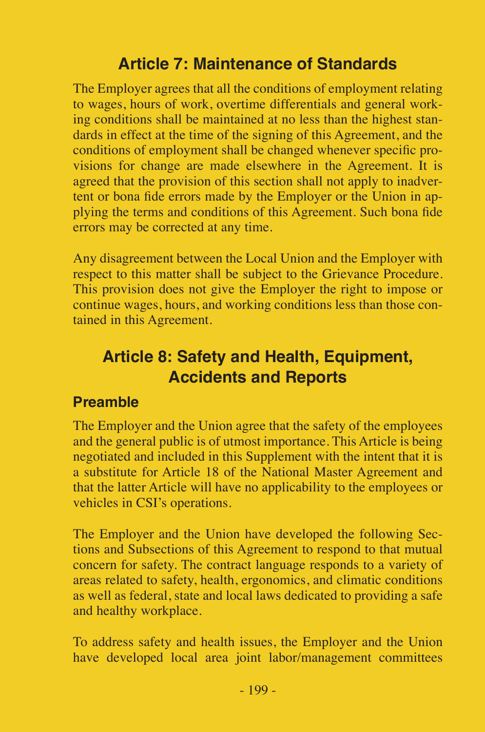## Article 7: Maintenance of Standards

The Employer agrees that all the conditions of employment relating to wages, hours of work, overtime differentials and general working conditions shall be maintained at no less than the highest standards in effect at the time of the signing of this Agreement, and the conditions of employment shall be changed whenever specific provisions for change are made elsewhere in the Agreement. It is agreed that the provision of this section shall not apply to inadvertent or bona fide errors made by the Employer or the Union in applying the terms and conditions of this Agreement. Such bona fide errors may be corrected at any time.

Any disagreement between the Local Union and the Employer with respect to this matter shall be subject to the Grievance Procedure. This provision does not give the Employer the right to impose or continue wages, hours, and working conditions less than those contained in this Agreement.

## Article 8: Safety and Health, Equipment, Accidents and Reports

### Preamble

The Employer and the Union agree that the safety of the employees and the general public is of utmost importance. This Article is being negotiated and included in this Supplement with the intent that it is a substitute for Article 18 of the National Master Agreement and that the latter Article will have no applicability to the employees or vehicles in CSI's operations.

The Employer and the Union have developed the following Sections and Subsections of this Agreement to respond to that mutual concern for safety. The contract language responds to a variety of areas related to safety, health, ergonomics, and climatic conditions as well as federal, state and local laws dedicated to providing a safe and healthy workplace.

To address safety and health issues, the Employer and the Union have developed local area joint labor/management committees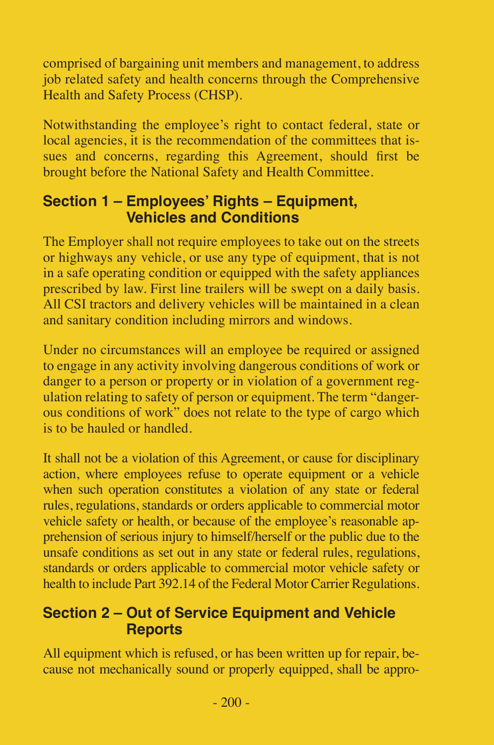comprised of bargaining unit members and management, to address job related safety and health concerns through the Comprehensive Health and Safety Process (CHSP).

Notwithstanding the employee's right to contact federal, state or local agencies, it is the recommendation of the committees that issues and concerns, regarding this Agreement, should first be brought before the National Safety and Health Committee.

## Section 1 – Employees' Rights – Equipment, Vehicles and Conditions

The Employer shall not require employees to take out on the streets or highways any vehicle, or use any type of equipment, that is not in a safe operating condition or equipped with the safety appliances prescribed by law. First line trailers will be swept on a daily basis. All CSI tractors and delivery vehicles will be maintained in a clean and sanitary condition including mirrors and windows.

Under no circumstances will an employee be required or assigned to engage in any activity involving dangerous conditions of work or danger to a person or property or in violation of a government regulation relating to safety of person or equipment. The term "dangerous conditions of work" does not relate to the type of cargo which is to be hauled or handled.

It shall not be a violation of this Agreement, or cause for disciplinary action, where employees refuse to operate equipment or a vehicle when such operation constitutes a violation of any state or federal rules, regulations, standards or orders applicable to commercial motor vehicle safety or health, or because of the employee's reasonable apprehension of serious injury to himself/herself or the public due to the unsafe conditions as set out in any state or federal rules, regulations, standards or orders applicable to commercial motor vehicle safety or health to include Part 392.14 of the Federal Motor Carrier Regulations.

## Section 2 – Out of Service Equipment and Vehicle Reports

All equipment which is refused, or has been written up for repair, because not mechanically sound or properly equipped, shall be appro-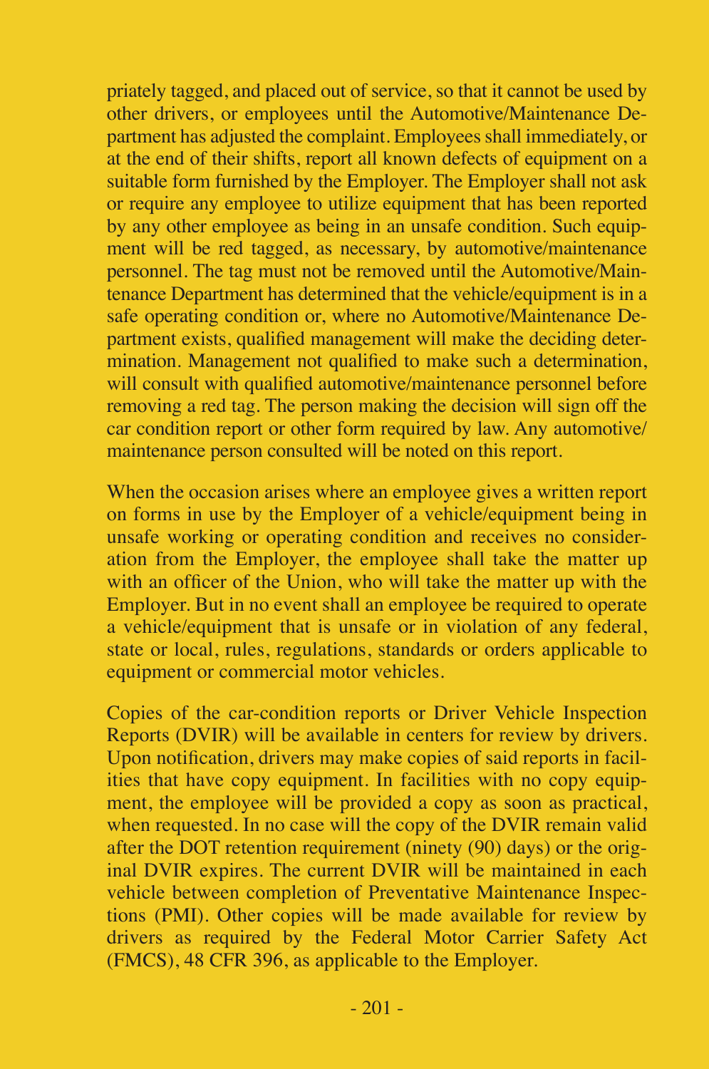priately tagged, and placed out of service, so that it cannot be used by other drivers, or employees until the Automotive/Maintenance Department has adjusted the complaint. Employees shall immediately, or at the end of their shifts, report all known defects of equipment on a suitable form furnished by the Employer. The Employer shall not ask or require any employee to utilize equipment that has been reported by any other employee as being in an unsafe condition. Such equipment will be red tagged, as necessary, by automotive/maintenance personnel. The tag must not be removed until the Automotive/Maintenance Department has determined that the vehicle/equipment is in a safe operating condition or, where no Automotive/Maintenance Department exists, qualified management will make the deciding determination. Management not qualified to make such a determination, will consult with qualified automotive/maintenance personnel before removing a red tag. The person making the decision will sign off the car condition report or other form required by law. Any automotive/maintenance person consulted will be noted on this report.

When the occasion arises where an employee gives a written report on forms in use by the Employer of a vehicle/equipment being in unsafe working or operating condition and receives no consideration from the Employer, the employee shall take the matter up with an officer of the Union, who will take the matter up with the Employer. But in no event shall an employee be required to operate a vehicle/equipment that is unsafe or in violation of any federal, state or local, rules, regulations, standards or orders applicable to equipment or commercial motor vehicles.

Copies of the car-condition reports or Driver Vehicle Inspection Reports (DVIR) will be available in centers for review by drivers. Upon notification, drivers may make copies of said reports in facilities that have copy equipment. In facilities with no copy equipment, the employee will be provided a copy as soon as practical, when requested. In no case will the copy of the DVIR remain valid after the DOT retention requirement (ninety (90) days) or the original DVIR expires. The current DVIR will be maintained in each vehicle between completion of Preventative Maintenance Inspections (PMI). Other copies will be made available for review by drivers as required by the Federal Motor Carrier Safety Act (FMCS), 48 CFR 396, as applicable to the Employer.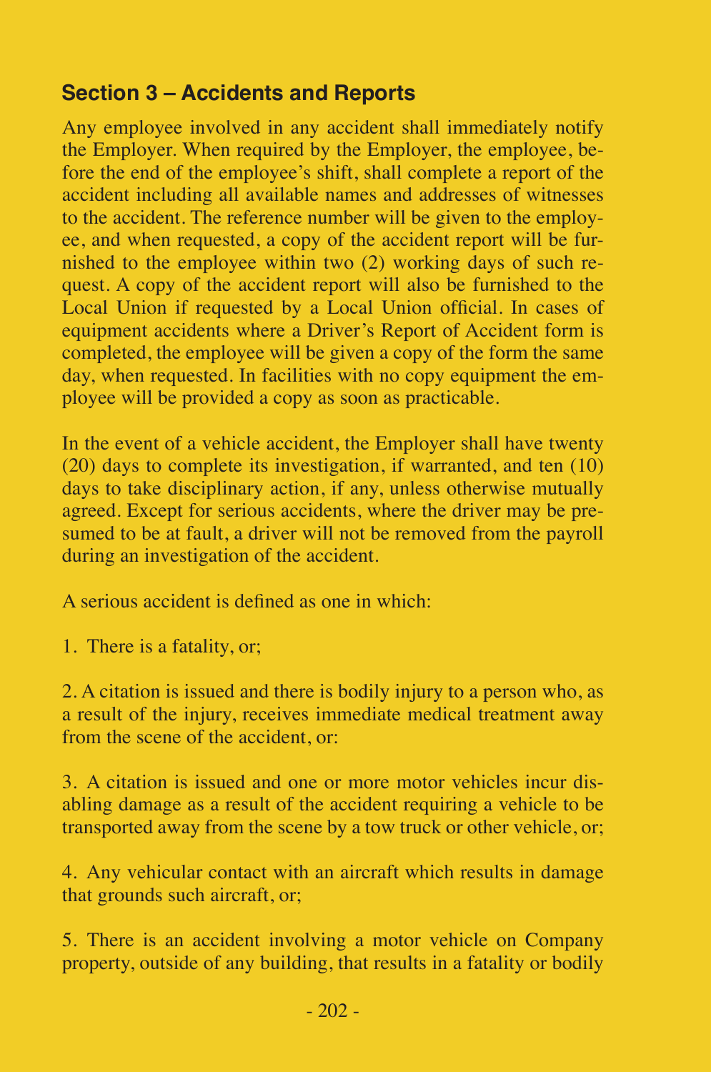## Section 3 – Accidents and Reports

Any employee involved in any accident shall immediately notify the Employer. When required by the Employer, the employee, before the end of the employee's shift, shall complete a report of the accident including all available names and addresses of witnesses to the accident. The reference number will be given to the employee, and when requested, a copy of the accident report will be furnished to the employee within two (2) working days of such request. A copy of the accident report will also be furnished to the Local Union if requested by a Local Union official. In cases of equipment accidents where a Driver's Report of Accident form is completed, the employee will be given a copy of the form the same day, when requested. In facilities with no copy equipment the employee will be provided a copy as soon as practicable.

In the event of a vehicle accident, the Employer shall have twenty (20) days to complete its investigation, if warranted, and ten (10) days to take disciplinary action, if any, unless otherwise mutually agreed. Except for serious accidents, where the driver may be presumed to be at fault, a driver will not be removed from the payroll during an investigation of the accident.

A serious accident is defined as one in which:

1. There is a fatality, or;

2. A citation is issued and there is bodily injury to a person who, as a result of the injury, receives immediate medical treatment away from the scene of the accident, or:

3. A citation is issued and one or more motor vehicles incur disabling damage as a result of the accident requiring a vehicle to be transported away from the scene by a tow truck or other vehicle, or;

4. Any vehicular contact with an aircraft which results in damage that grounds such aircraft, or;

5. There is an accident involving a motor vehicle on Company property, outside of any building, that results in a fatality or bodily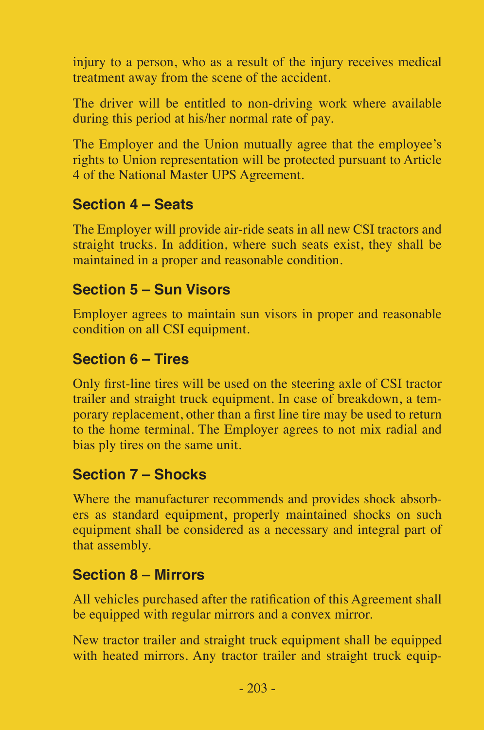injury to a person, who as a result of the injury receives medical treatment away from the scene of the accident.

The driver will be entitled to non-driving work where available during this period at his/her normal rate of pay.

The Employer and the Union mutually agree that the employee's rights to Union representation will be protected pursuant to Article 4 of the National Master UPS Agreement.

### Section 4 – Seats

The Employer will provide air-ride seats in all new CSI tractors and straight trucks. In addition, where such seats exist, they shall be maintained in a proper and reasonable condition.

### Section 5 – Sun Visors

Employer agrees to maintain sun visors in proper and reasonable condition on all CSI equipment.

### Section 6 – Tires

Only first-line tires will be used on the steering axle of CSI tractor trailer and straight truck equipment. In case of breakdown, a temporary replacement, other than a first line tire may be used to return to the home terminal. The Employer agrees to not mix radial and bias ply tires on the same unit.

### Section 7 – Shocks

Where the manufacturer recommends and provides shock absorbers as standard equipment, properly maintained shocks on such equipment shall be considered as a necessary and integral part of that assembly.

### Section 8 – Mirrors

All vehicles purchased after the ratification of this Agreement shall be equipped with regular mirrors and a convex mirror.

New tractor trailer and straight truck equipment shall be equipped with heated mirrors. Any tractor trailer and straight truck equip-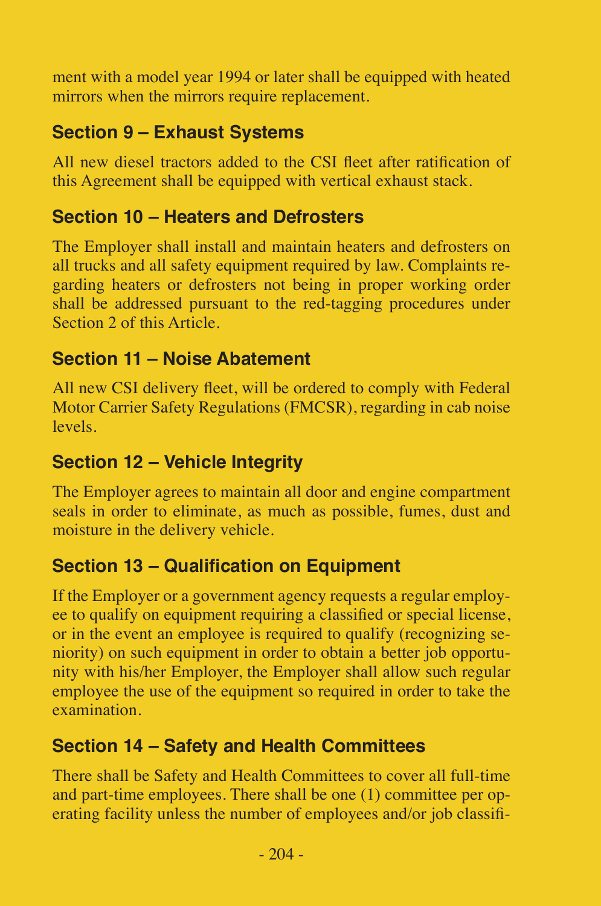ment with a model year 1994 or later shall be equipped with heated mirrors when the mirrors require replacement.

## Section 9 – Exhaust Systems

All new diesel tractors added to the CSI fleet after ratification of this Agreement shall be equipped with vertical exhaust stack.

## Section 10 – Heaters and Defrosters

The Employer shall install and maintain heaters and defrosters on all trucks and all safety equipment required by law. Complaints regarding heaters or defrosters not being in proper working order shall be addressed pursuant to the red-tagging procedures under Section 2 of this Article.

## Section 11 – Noise Abatement

All new CSI delivery fleet, will be ordered to comply with Federal Motor Carrier Safety Regulations (FMCSR), regarding in cab noise levels.

## Section 12 – Vehicle Integrity

The Employer agrees to maintain all door and engine compartment seals in order to eliminate, as much as possible, fumes, dust and moisture in the delivery vehicle.

## Section 13 – Qualification on Equipment

If the Employer or a government agency requests a regular employee to qualify on equipment requiring a classified or special license, or in the event an employee is required to qualify (recognizing seniority) on such equipment in order to obtain a better job opportunity with his/her Employer, the Employer shall allow such regular employee the use of the equipment so required in order to take the examination.

## Section 14 – Safety and Health Committees

There shall be Safety and Health Committees to cover all full-time and part-time employees. There shall be one (1) committee per operating facility unless the number of employees and/or job classifi-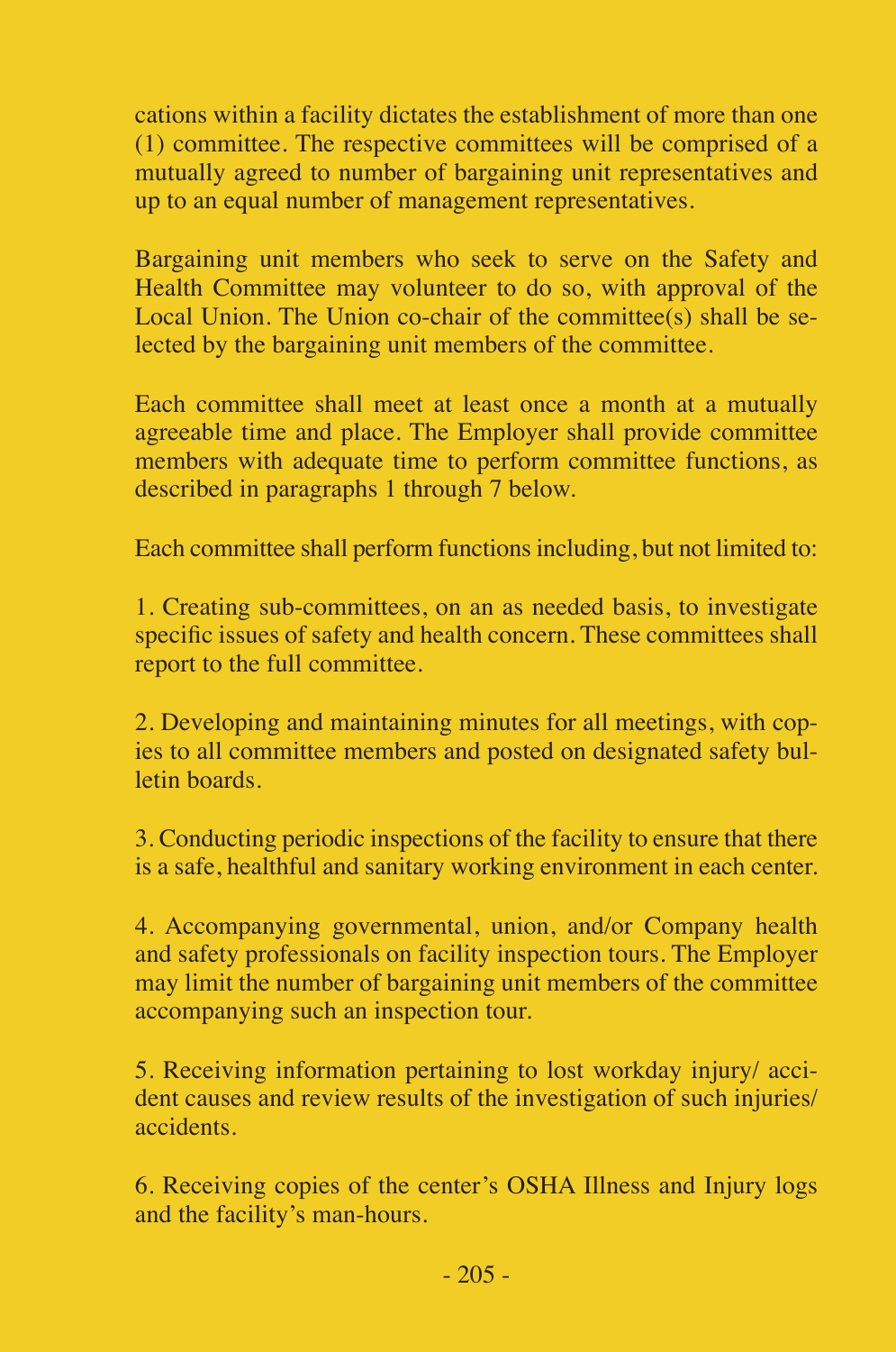cations within a facility dictates the establishment of more than one (1) committee. The respective committees will be comprised of a mutually agreed to number of bargaining unit representatives and up to an equal number of management representatives.

Bargaining unit members who seek to serve on the Safety and Health Committee may volunteer to do so, with approval of the Local Union. The Union co-chair of the committee(s) shall be selected by the bargaining unit members of the committee.

Each committee shall meet at least once a month at a mutually agreeable time and place. The Employer shall provide committee members with adequate time to perform committee functions, as described in paragraphs 1 through 7 below.

Each committee shall perform functions including, but not limited to:

1. Creating sub-committees, on an as needed basis, to investigate specific issues of safety and health concern. These committees shall report to the full committee.

2. Developing and maintaining minutes for all meetings, with copies to all committee members and posted on designated safety bulletin boards.

3. Conducting periodic inspections of the facility to ensure that there is a safe, healthful and sanitary working environment in each center.

4. Accompanying governmental, union, and/or Company health and safety professionals on facility inspection tours. The Employer may limit the number of bargaining unit members of the committee accompanying such an inspection tour.

5. Receiving information pertaining to lost workday injury/ accident causes and review results of the investigation of such injuries/ accidents.

6. Receiving copies of the center's OSHA Illness and Injury logs and the facility's man-hours.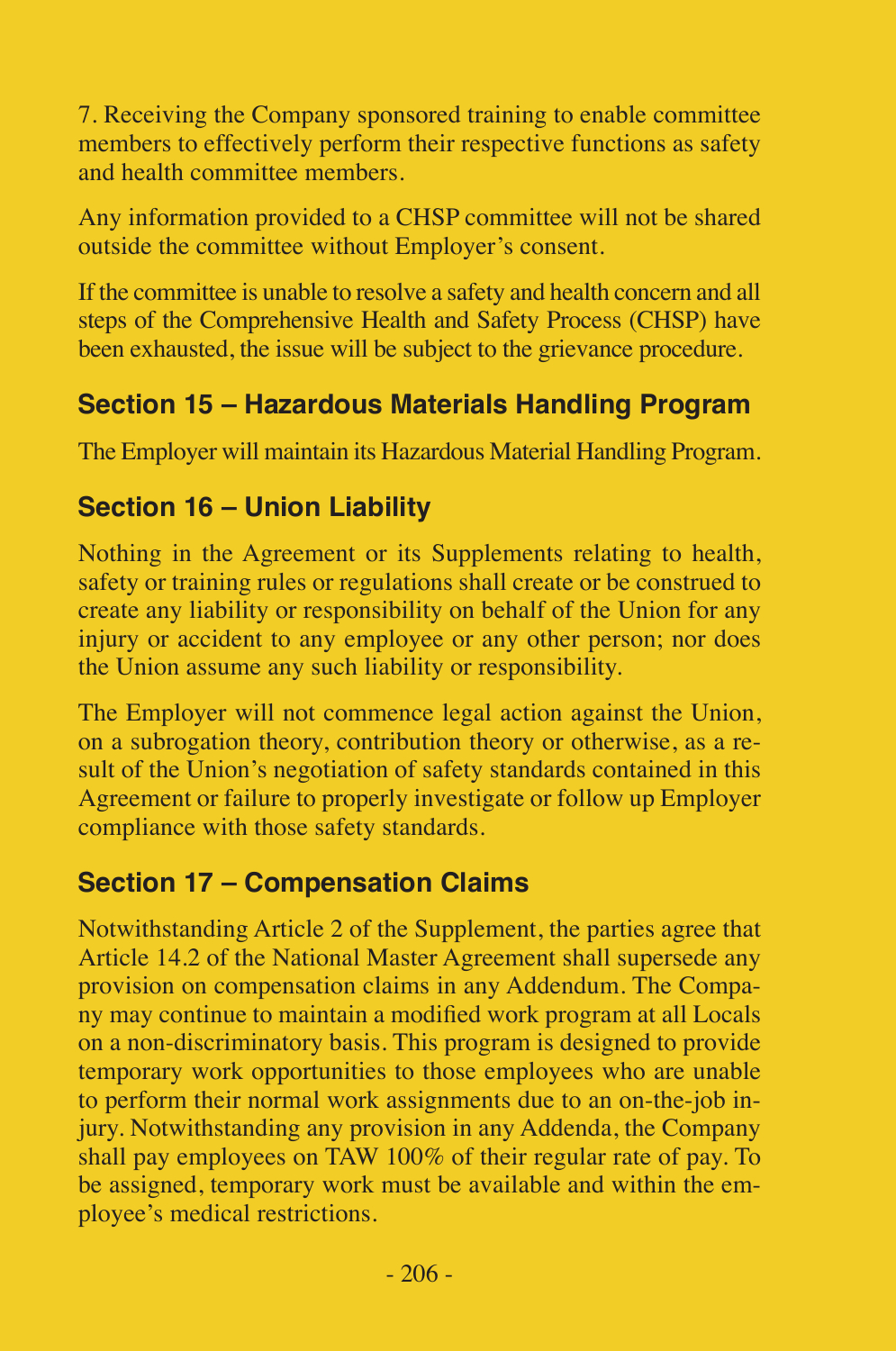7. Receiving the Company sponsored training to enable committee members to effectively perform their respective functions as safety and health committee members.

Any information provided to a CHSP committee will not be shared outside the committee without Employer's consent.

If the committee is unable to resolve a safety and health concern and all steps of the Comprehensive Health and Safety Process (CHSP) have been exhausted, the issue will be subject to the grievance procedure.

## Section 15 – Hazardous Materials Handling Program

The Employer will maintain its Hazardous Material Handling Program.

## Section 16 – Union Liability

Nothing in the Agreement or its Supplements relating to health, safety or training rules or regulations shall create or be construed to create any liability or responsibility on behalf of the Union for any injury or accident to any employee or any other person; nor does the Union assume any such liability or responsibility.

The Employer will not commence legal action against the Union, on a subrogation theory, contribution theory or otherwise, as a result of the Union's negotiation of safety standards contained in this Agreement or failure to properly investigate or follow up Employer compliance with those safety standards.

## Section 17 – Compensation Claims

Notwithstanding Article 2 of the Supplement, the parties agree that Article 14.2 of the National Master Agreement shall supersede any provision on compensation claims in any Addendum. The Company may continue to maintain a modified work program at all Locals on a non-discriminatory basis. This program is designed to provide temporary work opportunities to those employees who are unable to perform their normal work assignments due to an on-the-job injury. Notwithstanding any provision in any Addenda, the Company shall pay employees on TAW 100% of their regular rate of pay. To be assigned, temporary work must be available and within the employee's medical restrictions.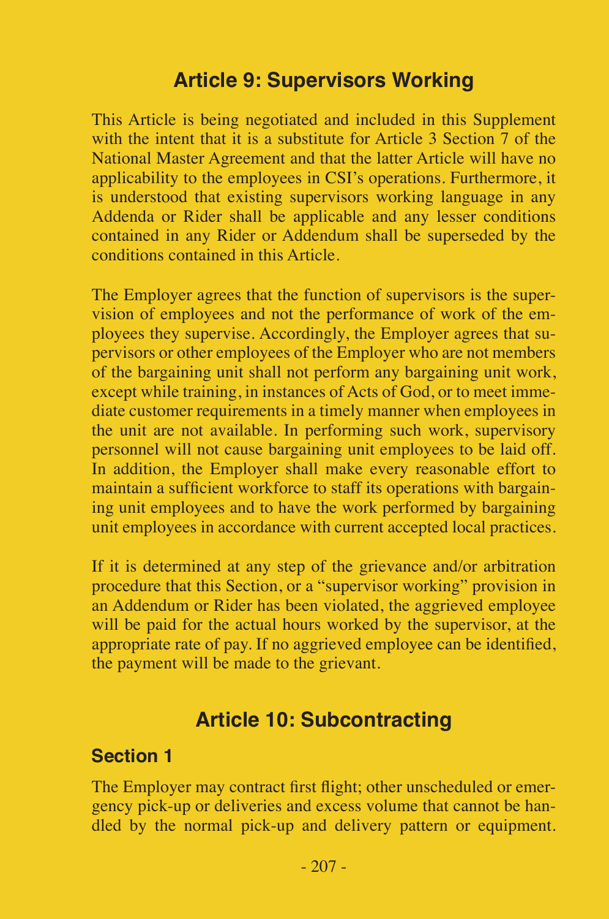## Article 9: Supervisors Working

This Article is being negotiated and included in this Supplement with the intent that it is a substitute for Article 3 Section 7 of the National Master Agreement and that the latter Article will have no applicability to the employees in CSI's operations. Furthermore, it is understood that existing supervisors working language in any Addenda or Rider shall be applicable and any lesser conditions contained in any Rider or Addendum shall be superseded by the conditions contained in this Article.

The Employer agrees that the function of supervisors is the supervision of employees and not the performance of work of the employees they supervise. Accordingly, the Employer agrees that supervisors or other employees of the Employer who are not members of the bargaining unit shall not perform any bargaining unit work, except while training, in instances of Acts of God, or to meet immediate customer requirements in a timely manner when employees in the unit are not available. In performing such work, supervisory personnel will not cause bargaining unit employees to be laid off. In addition, the Employer shall make every reasonable effort to maintain a sufficient workforce to staff its operations with bargaining unit employees and to have the work performed by bargaining unit employees in accordance with current accepted local practices.

If it is determined at any step of the grievance and/or arbitration procedure that this Section, or a "supervisor working" provision in an Addendum or Rider has been violated, the aggrieved employee will be paid for the actual hours worked by the supervisor, at the appropriate rate of pay. If no aggrieved employee can be identified, the payment will be made to the grievant.

## Article 10: Subcontracting

### Section 1

The Employer may contract first flight; other unscheduled or emergency pick-up or deliveries and excess volume that cannot be handled by the normal pick-up and delivery pattern or equipment.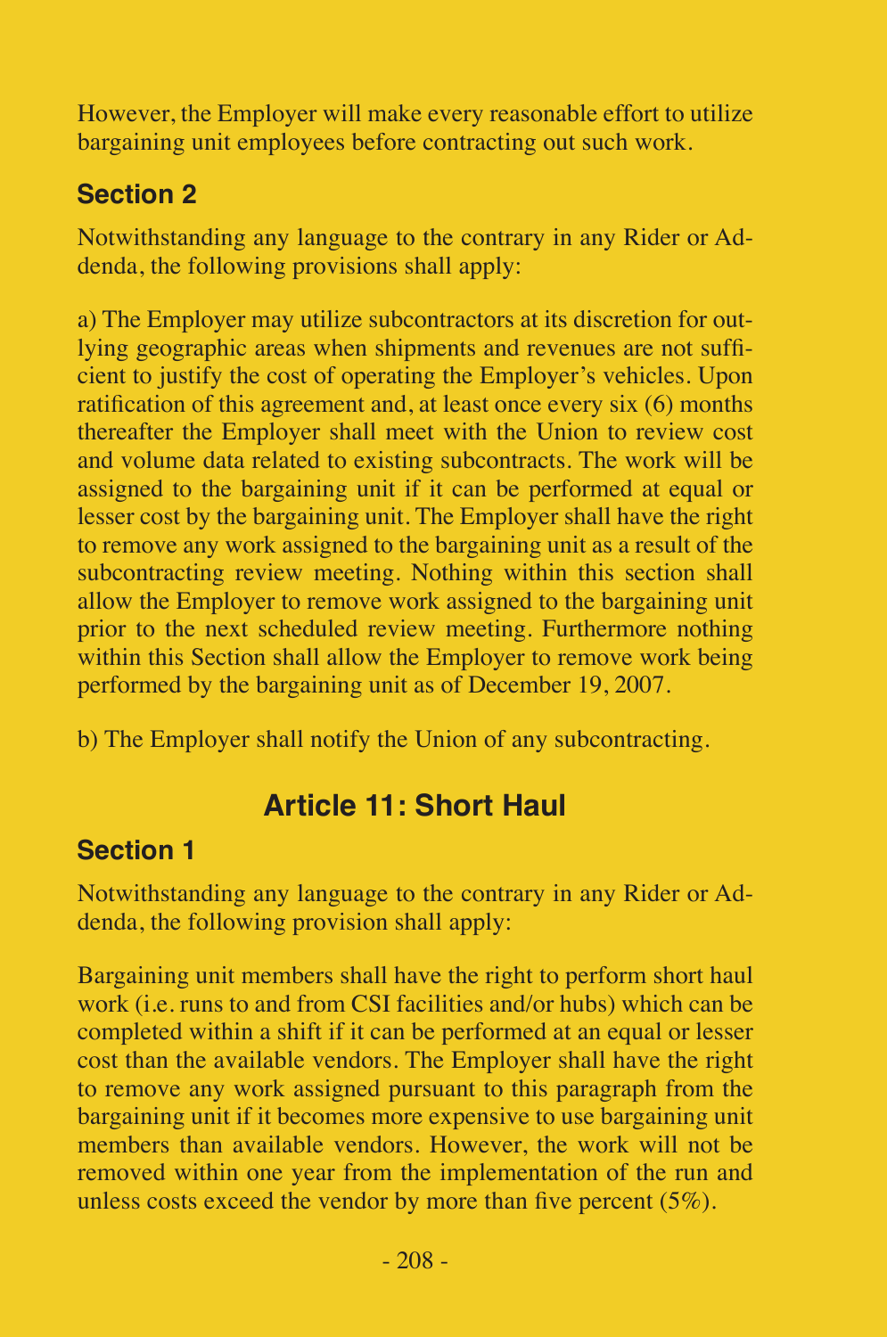However, the Employer will make every reasonable effort to utilize bargaining unit employees before contracting out such work.

### Section 2

Notwithstanding any language to the contrary in any Rider or Addenda, the following provisions shall apply:

a) The Employer may utilize subcontractors at its discretion for outlying geographic areas when shipments and revenues are not sufficient to justify the cost of operating the Employer's vehicles. Upon ratification of this agreement and, at least once every six (6) months thereafter the Employer shall meet with the Union to review cost and volume data related to existing subcontracts. The work will be assigned to the bargaining unit if it can be performed at equal or lesser cost by the bargaining unit. The Employer shall have the right to remove any work assigned to the bargaining unit as a result of the subcontracting review meeting. Nothing within this section shall allow the Employer to remove work assigned to the bargaining unit prior to the next scheduled review meeting. Furthermore nothing within this Section shall allow the Employer to remove work being performed by the bargaining unit as of December 19, 2007.

b) The Employer shall notify the Union of any subcontracting.

## Article 11: Short Haul

### Section 1

Notwithstanding any language to the contrary in any Rider or Addenda, the following provision shall apply:

Bargaining unit members shall have the right to perform short haul work (i.e. runs to and from CSI facilities and/or hubs) which can be completed within a shift if it can be performed at an equal or lesser cost than the available vendors. The Employer shall have the right to remove any work assigned pursuant to this paragraph from the bargaining unit if it becomes more expensive to use bargaining unit members than available vendors. However, the work will not be removed within one year from the implementation of the run and unless costs exceed the vendor by more than five percent (5%).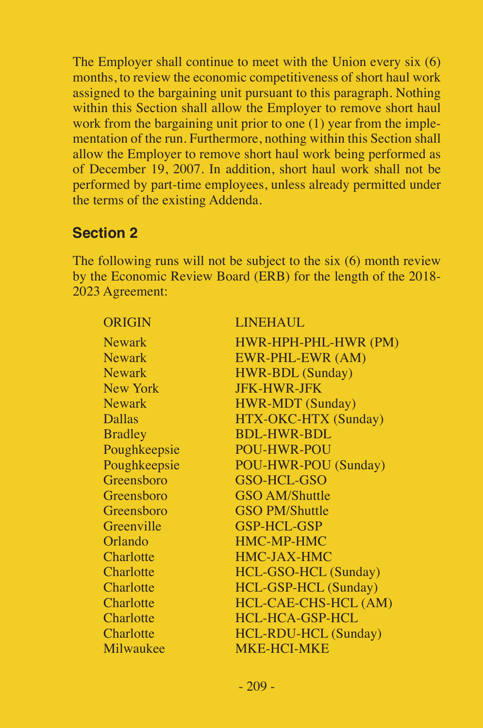The Employer shall continue to meet with the Union every six (6) months, to review the economic competitiveness of short haul work assigned to the bargaining unit pursuant to this paragraph. Nothing within this Section shall allow the Employer to remove short haul work from the bargaining unit prior to one (1) year from the implementation of the run. Furthermore, nothing within this Section shall allow the Employer to remove short haul work being performed as of December 19, 2007. In addition, short haul work shall not be performed by part-time employees, unless already permitted under the terms of the existing Addenda.

## Section 2

The following runs will not be subject to the six (6) month review by the Economic Review Board (ERB) for the length of the 2018-2023 Agreement:

| ORIGIN | LINEHAUL |
|---|---|
| Newark | HWR-HPH-PHL-HWR (PM) |
| Newark | EWR-PHL-EWR (AM) |
| Newark | HWR-BDL (Sunday) |
| New York | JFK-HWR-JFK |
| Newark | HWR-MDT (Sunday) |
| Dallas | HTX-OKC-HTX (Sunday) |
| Bradley | BDL-HWR-BDL |
| Poughkeepsie | POU-HWR-POU |
| Poughkeepsie | POU-HWR-POU (Sunday) |
| Greensboro | GSO-HCL-GSO |
| Greensboro | GSO AM/Shuttle |
| Greensboro | GSO PM/Shuttle |
| Greenville | GSP-HCL-GSP |
| Orlando | HMC-MP-HMC |
| Charlotte | HMC-JAX-HMC |
| Charlotte | HCL-GSO-HCL (Sunday) |
| Charlotte | HCL-GSP-HCL (Sunday) |
| Charlotte | HCL-CAE-CHS-HCL (AM) |
| Charlotte | HCL-HCA-GSP-HCL |
| Charlotte | HCL-RDU-HCL (Sunday) |
| Milwaukee | MKE-HCI-MKE |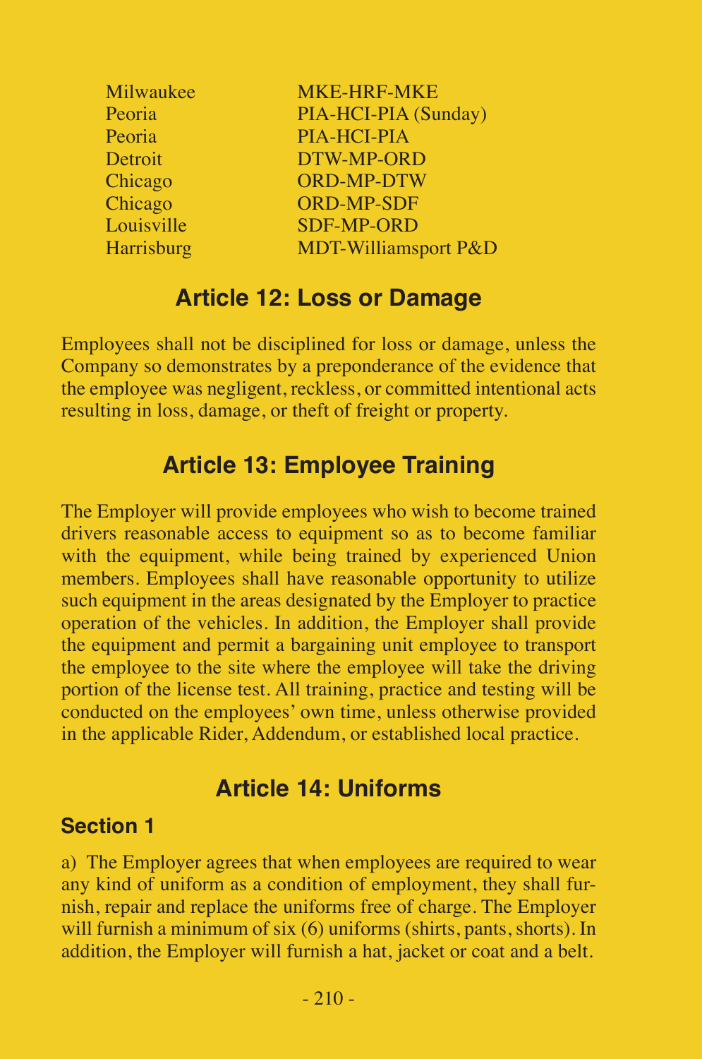| | |
|---|---|
| Milwaukee | MKE-HRF-MKE |
| Peoria | PIA-HCI-PIA (Sunday) |
| Peoria | PIA-HCI-PIA |
| Detroit | DTW-MP-ORD |
| Chicago | ORD-MP-DTW |
| Chicago | ORD-MP-SDF |
| Louisville | SDF-MP-ORD |
| Harrisburg | MDT-Williamsport P&D |

## Article 12: Loss or Damage

Employees shall not be disciplined for loss or damage, unless the Company so demonstrates by a preponderance of the evidence that the employee was negligent, reckless, or committed intentional acts resulting in loss, damage, or theft of freight or property.

## Article 13: Employee Training

The Employer will provide employees who wish to become trained drivers reasonable access to equipment so as to become familiar with the equipment, while being trained by experienced Union members. Employees shall have reasonable opportunity to utilize such equipment in the areas designated by the Employer to practice operation of the vehicles. In addition, the Employer shall provide the equipment and permit a bargaining unit employee to transport the employee to the site where the employee will take the driving portion of the license test. All training, practice and testing will be conducted on the employees' own time, unless otherwise provided in the applicable Rider, Addendum, or established local practice.

## Article 14: Uniforms

### Section 1

a) The Employer agrees that when employees are required to wear any kind of uniform as a condition of employment, they shall furnish, repair and replace the uniforms free of charge. The Employer will furnish a minimum of six (6) uniforms (shirts, pants, shorts). In addition, the Employer will furnish a hat, jacket or coat and a belt.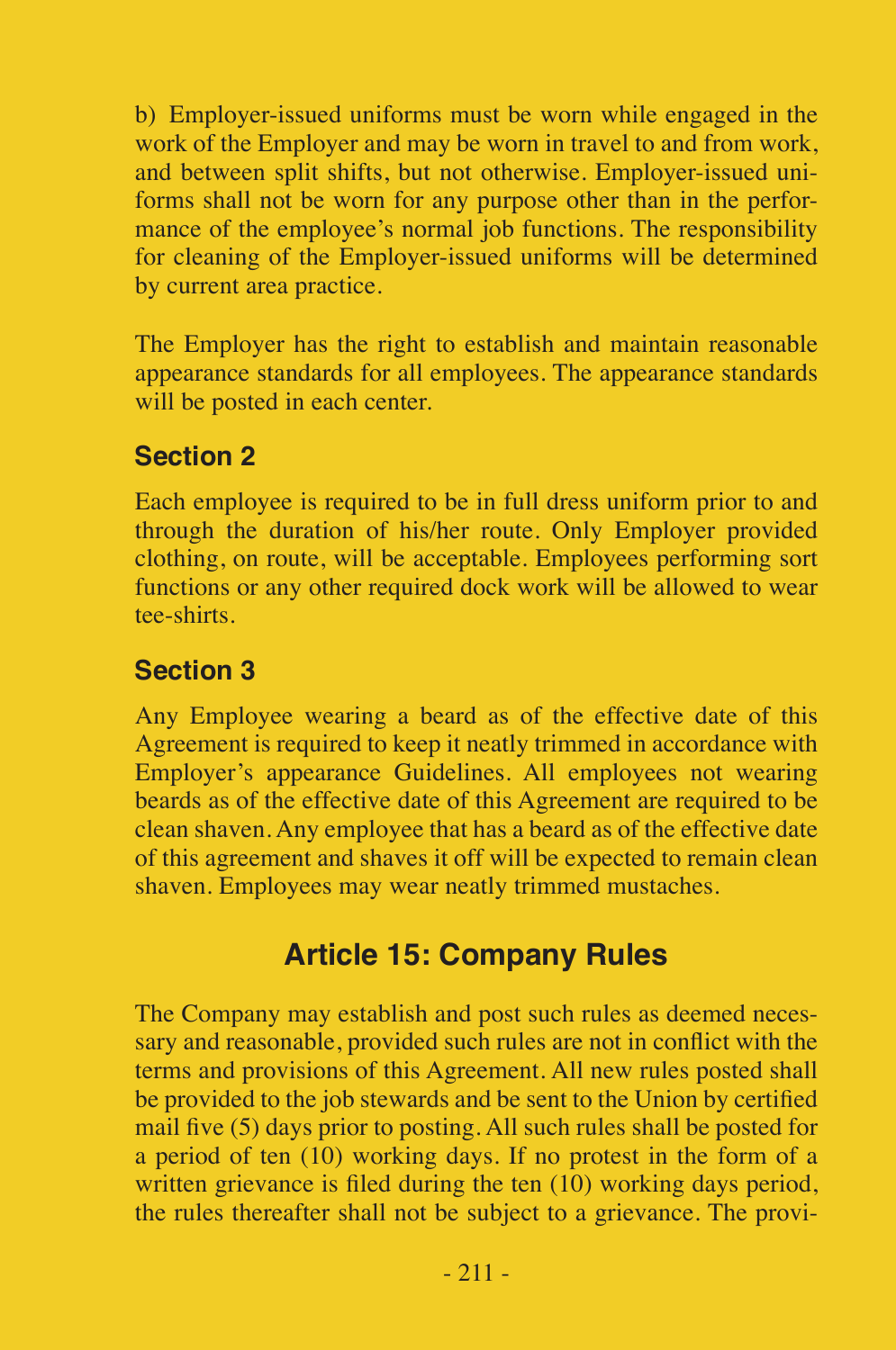b) Employer-issued uniforms must be worn while engaged in the work of the Employer and may be worn in travel to and from work, and between split shifts, but not otherwise. Employer-issued uniforms shall not be worn for any purpose other than in the performance of the employee's normal job functions. The responsibility for cleaning of the Employer-issued uniforms will be determined by current area practice.

The Employer has the right to establish and maintain reasonable appearance standards for all employees. The appearance standards will be posted in each center.

### Section 2

Each employee is required to be in full dress uniform prior to and through the duration of his/her route. Only Employer provided clothing, on route, will be acceptable. Employees performing sort functions or any other required dock work will be allowed to wear tee-shirts.

### Section 3

Any Employee wearing a beard as of the effective date of this Agreement is required to keep it neatly trimmed in accordance with Employer's appearance Guidelines. All employees not wearing beards as of the effective date of this Agreement are required to be clean shaven. Any employee that has a beard as of the effective date of this agreement and shaves it off will be expected to remain clean shaven. Employees may wear neatly trimmed mustaches.

## Article 15: Company Rules

The Company may establish and post such rules as deemed necessary and reasonable, provided such rules are not in conflict with the terms and provisions of this Agreement. All new rules posted shall be provided to the job stewards and be sent to the Union by certified mail five (5) days prior to posting. All such rules shall be posted for a period of ten (10) working days. If no protest in the form of a written grievance is filed during the ten (10) working days period, the rules thereafter shall not be subject to a grievance. The provi-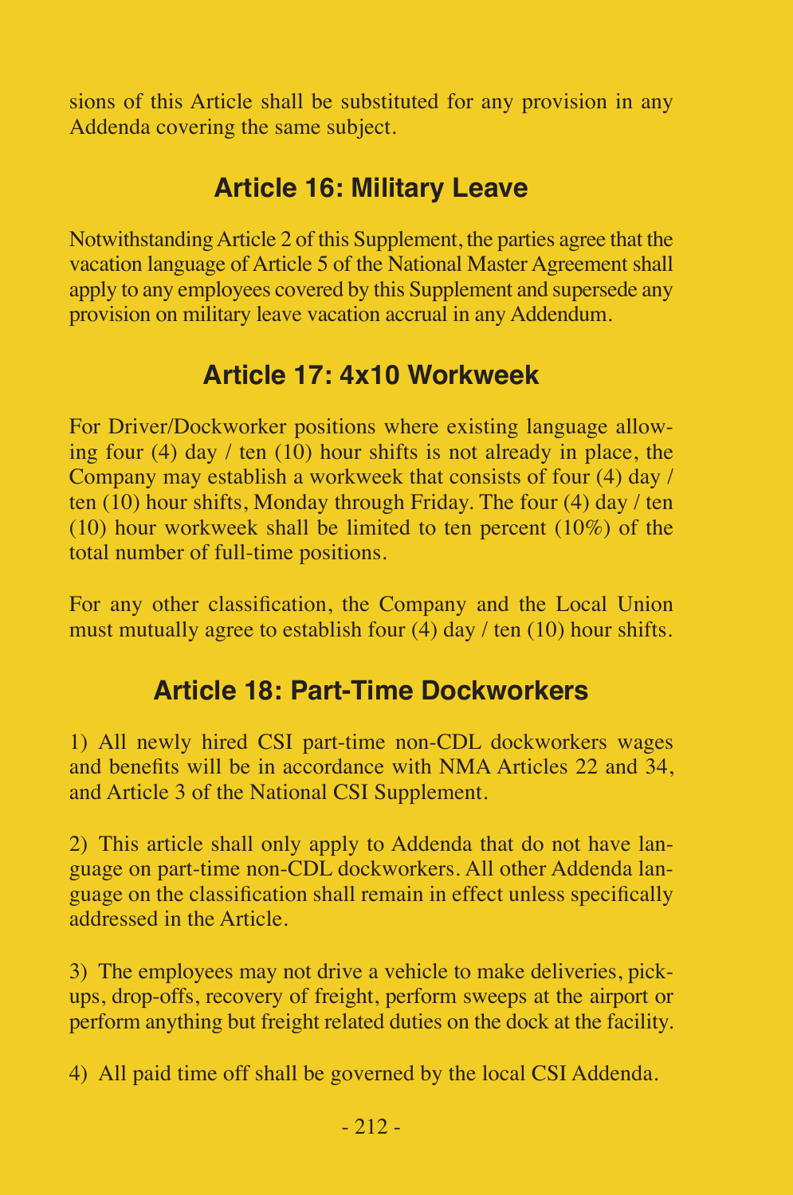sions of this Article shall be substituted for any provision in any Addenda covering the same subject.

## Article 16: Military Leave

Notwithstanding Article 2 of this Supplement, the parties agree that the vacation language of Article 5 of the National Master Agreement shall apply to any employees covered by this Supplement and supersede any provision on military leave vacation accrual in any Addendum.

## Article 17: 4x10 Workweek

For Driver/Dockworker positions where existing language allowing four (4) day / ten (10) hour shifts is not already in place, the Company may establish a workweek that consists of four (4) day / ten (10) hour shifts, Monday through Friday. The four (4) day / ten (10) hour workweek shall be limited to ten percent (10%) of the total number of full-time positions.

For any other classification, the Company and the Local Union must mutually agree to establish four (4) day / ten (10) hour shifts.

## Article 18: Part-Time Dockworkers

1) All newly hired CSI part-time non-CDL dockworkers wages and benefits will be in accordance with NMA Articles 22 and 34, and Article 3 of the National CSI Supplement.

2) This article shall only apply to Addenda that do not have language on part-time non-CDL dockworkers. All other Addenda language on the classification shall remain in effect unless specifically addressed in the Article.

3) The employees may not drive a vehicle to make deliveries, pickups, drop-offs, recovery of freight, perform sweeps at the airport or perform anything but freight related duties on the dock at the facility.

4) All paid time off shall be governed by the local CSI Addenda.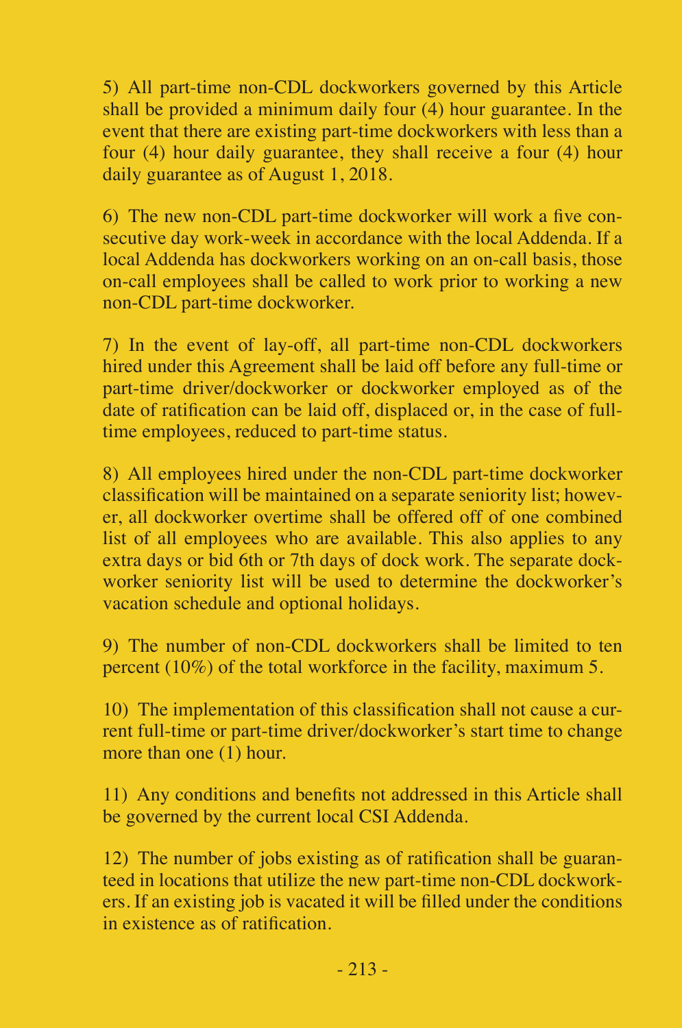5) All part-time non-CDL dockworkers governed by this Article shall be provided a minimum daily four (4) hour guarantee. In the event that there are existing part-time dockworkers with less than a four (4) hour daily guarantee, they shall receive a four (4) hour daily guarantee as of August 1, 2018.

6) The new non-CDL part-time dockworker will work a five consecutive day work-week in accordance with the local Addenda. If a local Addenda has dockworkers working on an on-call basis, those on-call employees shall be called to work prior to working a new non-CDL part-time dockworker.

7) In the event of lay-off, all part-time non-CDL dockworkers hired under this Agreement shall be laid off before any full-time or part-time driver/dockworker or dockworker employed as of the date of ratification can be laid off, displaced or, in the case of full-time employees, reduced to part-time status.

8) All employees hired under the non-CDL part-time dockworker classification will be maintained on a separate seniority list; however, all dockworker overtime shall be offered off of one combined list of all employees who are available. This also applies to any extra days or bid 6th or 7th days of dock work. The separate dockworker seniority list will be used to determine the dockworker's vacation schedule and optional holidays.

9) The number of non-CDL dockworkers shall be limited to ten percent (10%) of the total workforce in the facility, maximum 5.

10) The implementation of this classification shall not cause a current full-time or part-time driver/dockworker's start time to change more than one (1) hour.

11) Any conditions and benefits not addressed in this Article shall be governed by the current local CSI Addenda.

12) The number of jobs existing as of ratification shall be guaranteed in locations that utilize the new part-time non-CDL dockworkers. If an existing job is vacated it will be filled under the conditions in existence as of ratification.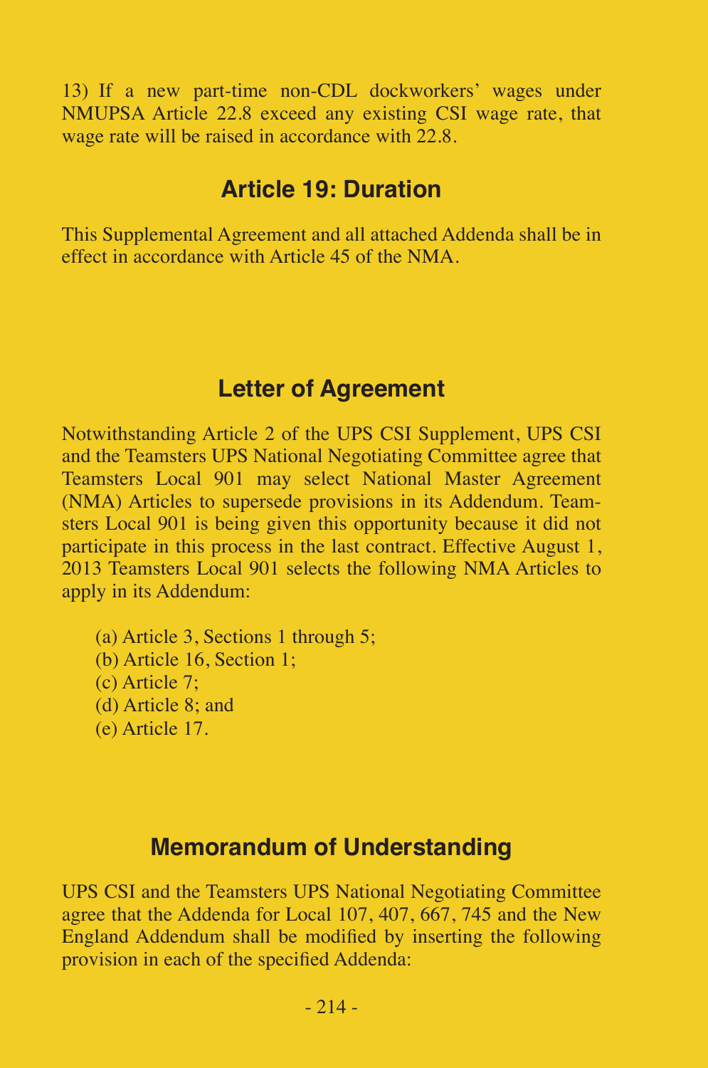13) If a new part-time non-CDL dockworkers' wages under NMUPSA Article 22.8 exceed any existing CSI wage rate, that wage rate will be raised in accordance with 22.8.

## Article 19: Duration

This Supplemental Agreement and all attached Addenda shall be in effect in accordance with Article 45 of the NMA.

## Letter of Agreement

Notwithstanding Article 2 of the UPS CSI Supplement, UPS CSI and the Teamsters UPS National Negotiating Committee agree that Teamsters Local 901 may select National Master Agreement (NMA) Articles to supersede provisions in its Addendum. Teamsters Local 901 is being given this opportunity because it did not participate in this process in the last contract. Effective August 1, 2013 Teamsters Local 901 selects the following NMA Articles to apply in its Addendum:

(a) Article 3, Sections 1 through 5;
(b) Article 16, Section 1;
(c) Article 7;
(d) Article 8; and
(e) Article 17.

## Memorandum of Understanding

UPS CSI and the Teamsters UPS National Negotiating Committee agree that the Addenda for Local 107, 407, 667, 745 and the New England Addendum shall be modified by inserting the following provision in each of the specified Addenda: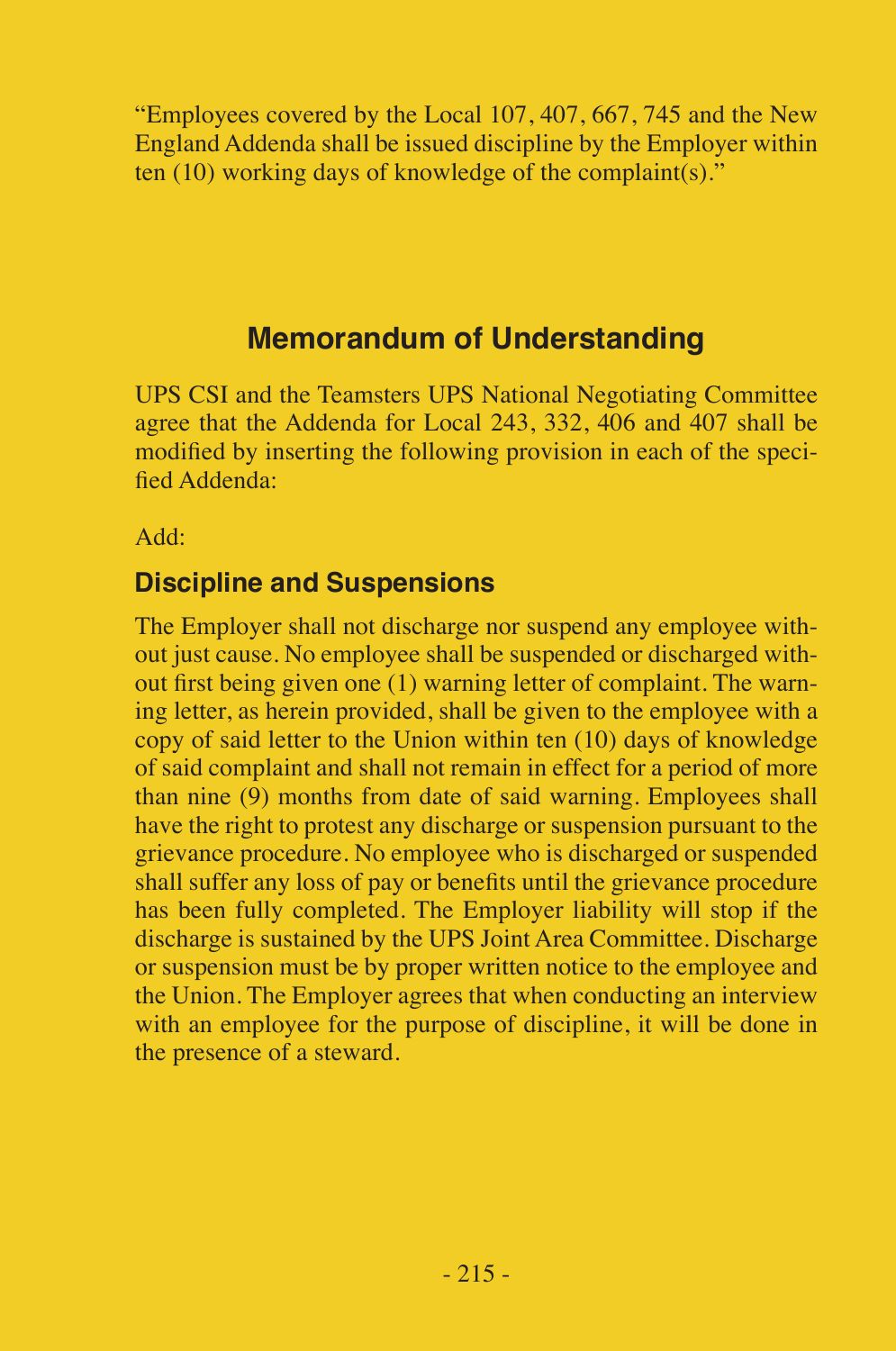"Employees covered by the Local 107, 407, 667, 745 and the New England Addenda shall be issued discipline by the Employer within ten (10) working days of knowledge of the complaint(s)."

## Memorandum of Understanding

UPS CSI and the Teamsters UPS National Negotiating Committee agree that the Addenda for Local 243, 332, 406 and 407 shall be modified by inserting the following provision in each of the specified Addenda:

Add:

### Discipline and Suspensions

The Employer shall not discharge nor suspend any employee without just cause. No employee shall be suspended or discharged without first being given one (1) warning letter of complaint. The warning letter, as herein provided, shall be given to the employee with a copy of said letter to the Union within ten (10) days of knowledge of said complaint and shall not remain in effect for a period of more than nine (9) months from date of said warning. Employees shall have the right to protest any discharge or suspension pursuant to the grievance procedure. No employee who is discharged or suspended shall suffer any loss of pay or benefits until the grievance procedure has been fully completed. The Employer liability will stop if the discharge is sustained by the UPS Joint Area Committee. Discharge or suspension must be by proper written notice to the employee and the Union. The Employer agrees that when conducting an interview with an employee for the purpose of discipline, it will be done in the presence of a steward.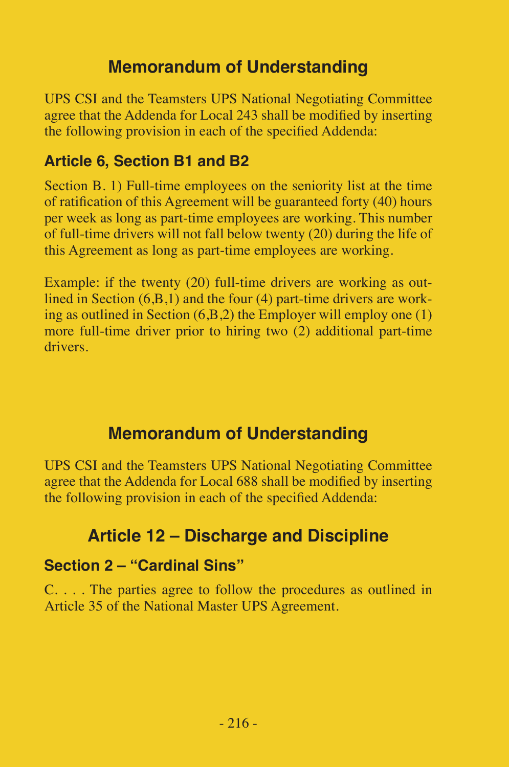## Memorandum of Understanding

UPS CSI and the Teamsters UPS National Negotiating Committee agree that the Addenda for Local 243 shall be modified by inserting the following provision in each of the specified Addenda:

### Article 6, Section B1 and B2

Section B. 1) Full-time employees on the seniority list at the time of ratification of this Agreement will be guaranteed forty (40) hours per week as long as part-time employees are working. This number of full-time drivers will not fall below twenty (20) during the life of this Agreement as long as part-time employees are working.

Example: if the twenty (20) full-time drivers are working as outlined in Section (6,B,1) and the four (4) part-time drivers are working as outlined in Section (6,B,2) the Employer will employ one (1) more full-time driver prior to hiring two (2) additional part-time drivers.

## Memorandum of Understanding

UPS CSI and the Teamsters UPS National Negotiating Committee agree that the Addenda for Local 688 shall be modified by inserting the following provision in each of the specified Addenda:

## Article 12 – Discharge and Discipline

### Section 2 – "Cardinal Sins"

C. . . . The parties agree to follow the procedures as outlined in Article 35 of the National Master UPS Agreement.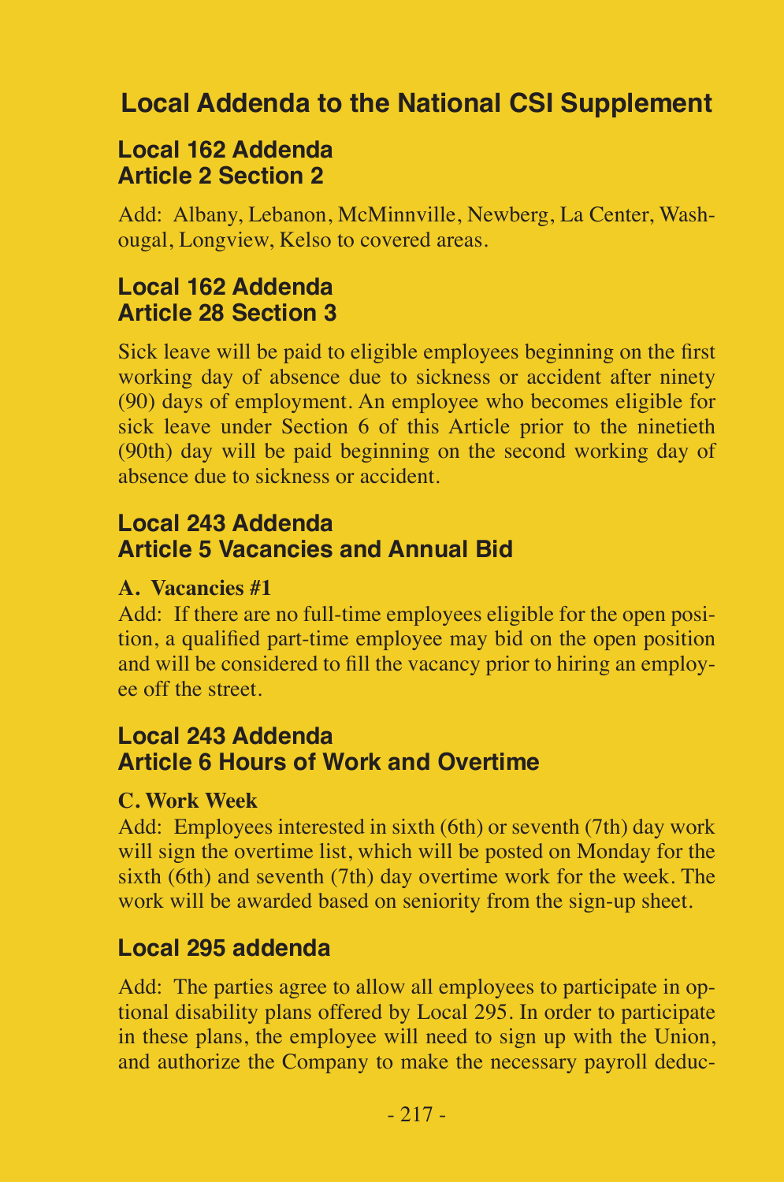# Local Addenda to the National CSI Supplement

## Local 162 Addenda
## Article 2 Section 2

Add: Albany, Lebanon, McMinnville, Newberg, La Center, Washougal, Longview, Kelso to covered areas.

## Local 162 Addenda
## Article 28 Section 3

Sick leave will be paid to eligible employees beginning on the first working day of absence due to sickness or accident after ninety (90) days of employment. An employee who becomes eligible for sick leave under Section 6 of this Article prior to the ninetieth (90th) day will be paid beginning on the second working day of absence due to sickness or accident.

## Local 243 Addenda
## Article 5 Vacancies and Annual Bid

**A. Vacancies #1**

Add: If there are no full-time employees eligible for the open position, a qualified part-time employee may bid on the open position and will be considered to fill the vacancy prior to hiring an employee off the street.

## Local 243 Addenda
## Article 6 Hours of Work and Overtime

**C. Work Week**

Add: Employees interested in sixth (6th) or seventh (7th) day work will sign the overtime list, which will be posted on Monday for the sixth (6th) and seventh (7th) day overtime work for the week. The work will be awarded based on seniority from the sign-up sheet.

## Local 295 addenda

Add: The parties agree to allow all employees to participate in optional disability plans offered by Local 295. In order to participate in these plans, the employee will need to sign up with the Union, and authorize the Company to make the necessary payroll deduc-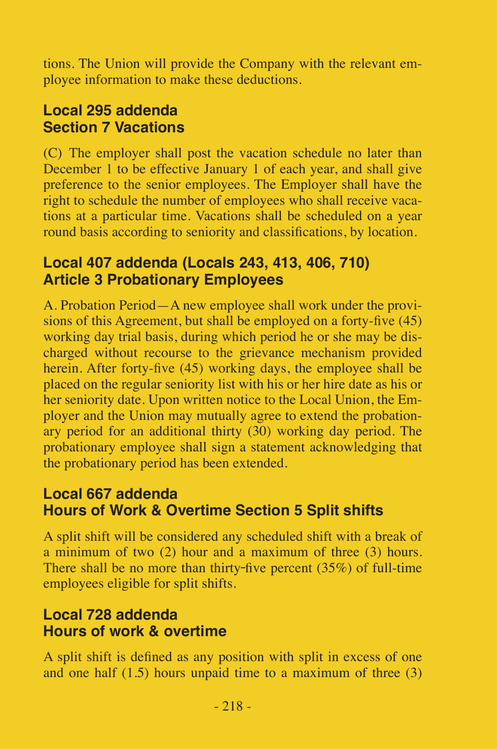tions. The Union will provide the Company with the relevant employee information to make these deductions.

## Local 295 addenda
## Section 7 Vacations

(C) The employer shall post the vacation schedule no later than December 1 to be effective January 1 of each year, and shall give preference to the senior employees. The Employer shall have the right to schedule the number of employees who shall receive vacations at a particular time. Vacations shall be scheduled on a year round basis according to seniority and classifications, by location.

## Local 407 addenda (Locals 243, 413, 406, 710)
## Article 3 Probationary Employees

A. Probation Period—A new employee shall work under the provisions of this Agreement, but shall be employed on a forty-five (45) working day trial basis, during which period he or she may be discharged without recourse to the grievance mechanism provided herein. After forty-five (45) working days, the employee shall be placed on the regular seniority list with his or her hire date as his or her seniority date. Upon written notice to the Local Union, the Employer and the Union may mutually agree to extend the probationary period for an additional thirty (30) working day period. The probationary employee shall sign a statement acknowledging that the probationary period has been extended.

## Local 667 addenda
## Hours of Work & Overtime Section 5 Split shifts

A split shift will be considered any scheduled shift with a break of a minimum of two (2) hour and a maximum of three (3) hours. There shall be no more than thirty-five percent (35%) of full-time employees eligible for split shifts.

## Local 728 addenda
## Hours of work & overtime

A split shift is defined as any position with split in excess of one and one half (1.5) hours unpaid time to a maximum of three (3)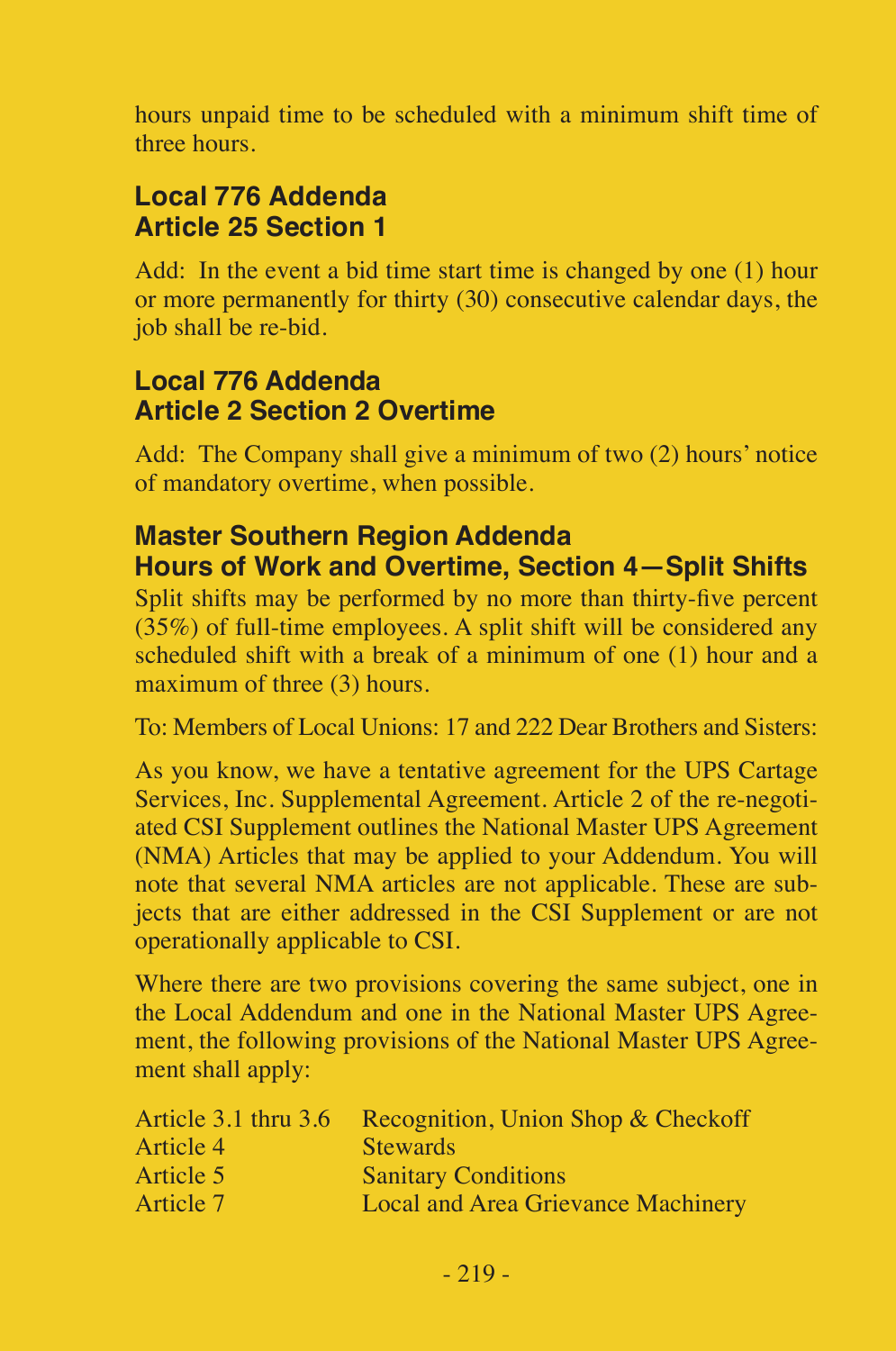hours unpaid time to be scheduled with a minimum shift time of three hours.

### Local 776 Addenda
### Article 25 Section 1

Add: In the event a bid time start time is changed by one (1) hour or more permanently for thirty (30) consecutive calendar days, the job shall be re-bid.

### Local 776 Addenda
### Article 2 Section 2 Overtime

Add: The Company shall give a minimum of two (2) hours' notice of mandatory overtime, when possible.

### Master Southern Region Addenda
### Hours of Work and Overtime, Section 4—Split Shifts

Split shifts may be performed by no more than thirty-five percent (35%) of full-time employees. A split shift will be considered any scheduled shift with a break of a minimum of one (1) hour and a maximum of three (3) hours.

To: Members of Local Unions: 17 and 222 Dear Brothers and Sisters:

As you know, we have a tentative agreement for the UPS Cartage Services, Inc. Supplemental Agreement. Article 2 of the re-negotiated CSI Supplement outlines the National Master UPS Agreement (NMA) Articles that may be applied to your Addendum. You will note that several NMA articles are not applicable. These are subjects that are either addressed in the CSI Supplement or are not operationally applicable to CSI.

Where there are two provisions covering the same subject, one in the Local Addendum and one in the National Master UPS Agreement, the following provisions of the National Master UPS Agreement shall apply:

| | |
|---|---|
| Article 3.1 thru 3.6 | Recognition, Union Shop & Checkoff |
| Article 4 | Stewards |
| Article 5 | Sanitary Conditions |
| Article 7 | Local and Area Grievance Machinery |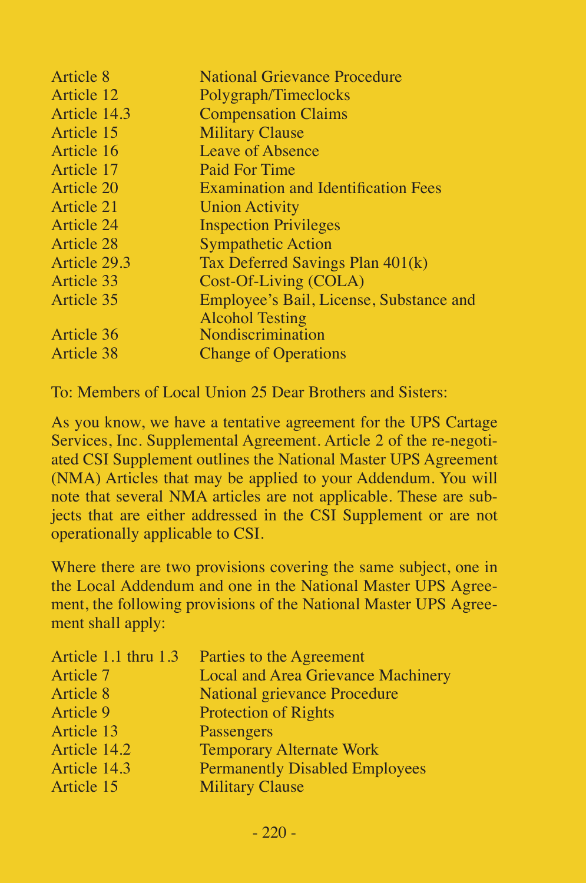| | |
|---|---|
| Article 8 | National Grievance Procedure |
| Article 12 | Polygraph/Timeclocks |
| Article 14.3 | Compensation Claims |
| Article 15 | Military Clause |
| Article 16 | Leave of Absence |
| Article 17 | Paid For Time |
| Article 20 | Examination and Identification Fees |
| Article 21 | Union Activity |
| Article 24 | Inspection Privileges |
| Article 28 | Sympathetic Action |
| Article 29.3 | Tax Deferred Savings Plan 401(k) |
| Article 33 | Cost-Of-Living (COLA) |
| Article 35 | Employee's Bail, License, Substance and Alcohol Testing |
| Article 36 | Nondiscrimination |
| Article 38 | Change of Operations |

To: Members of Local Union 25 Dear Brothers and Sisters:

As you know, we have a tentative agreement for the UPS Cartage Services, Inc. Supplemental Agreement. Article 2 of the re-negotiated CSI Supplement outlines the National Master UPS Agreement (NMA) Articles that may be applied to your Addendum. You will note that several NMA articles are not applicable. These are subjects that are either addressed in the CSI Supplement or are not operationally applicable to CSI.

Where there are two provisions covering the same subject, one in the Local Addendum and one in the National Master UPS Agreement, the following provisions of the National Master UPS Agreement shall apply:

| | |
|---|---|
| Article 1.1 thru 1.3 | Parties to the Agreement |
| Article 7 | Local and Area Grievance Machinery |
| Article 8 | National grievance Procedure |
| Article 9 | Protection of Rights |
| Article 13 | Passengers |
| Article 14.2 | Temporary Alternate Work |
| Article 14.3 | Permanently Disabled Employees |
| Article 15 | Military Clause |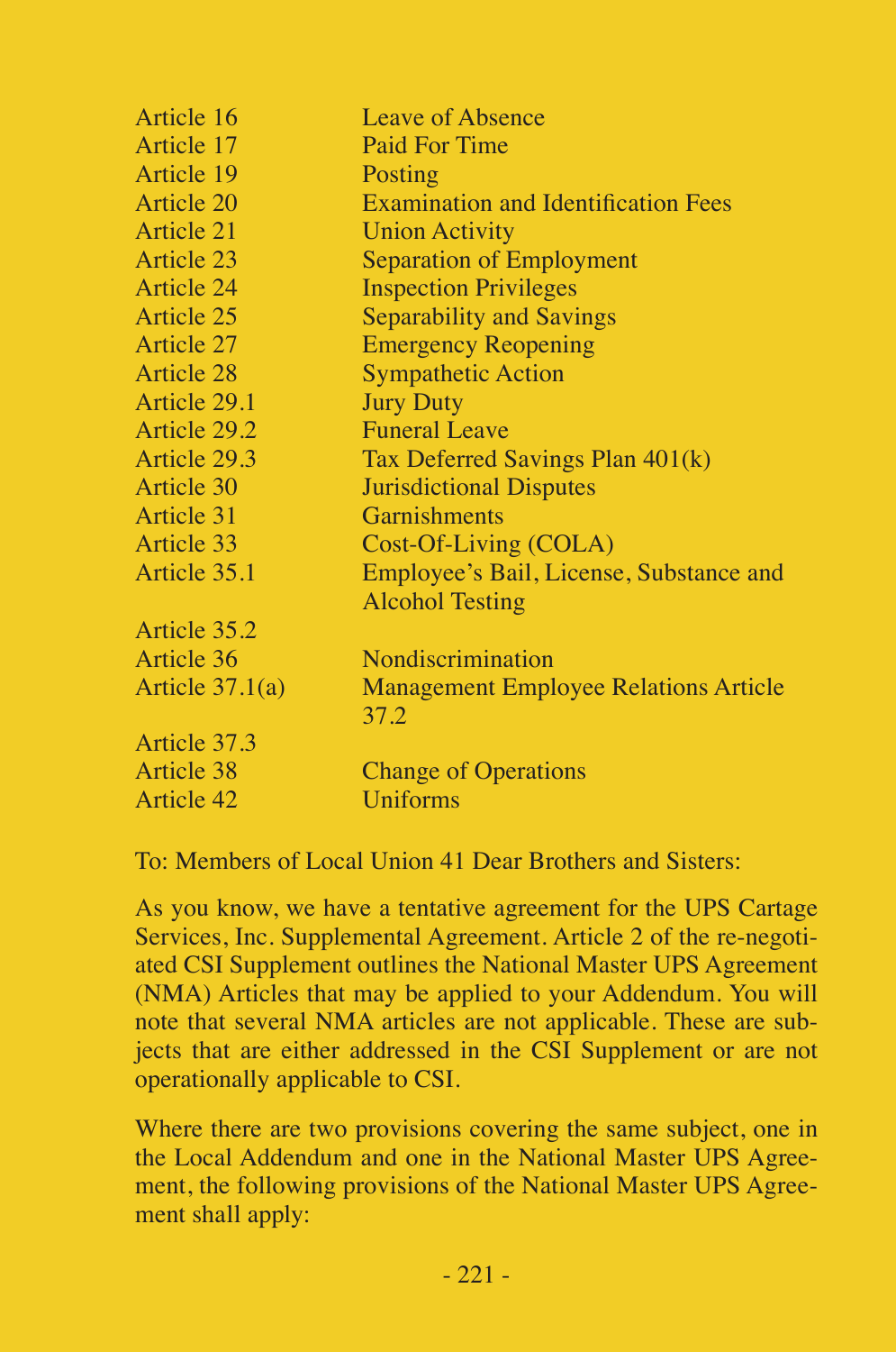| | |
|---|---|
| Article 16 | Leave of Absence |
| Article 17 | Paid For Time |
| Article 19 | Posting |
| Article 20 | Examination and Identification Fees |
| Article 21 | Union Activity |
| Article 23 | Separation of Employment |
| Article 24 | Inspection Privileges |
| Article 25 | Separability and Savings |
| Article 27 | Emergency Reopening |
| Article 28 | Sympathetic Action |
| Article 29.1 | Jury Duty |
| Article 29.2 | Funeral Leave |
| Article 29.3 | Tax Deferred Savings Plan 401(k) |
| Article 30 | Jurisdictional Disputes |
| Article 31 | Garnishments |
| Article 33 | Cost-Of-Living (COLA) |
| Article 35.1 | Employee's Bail, License, Substance and Alcohol Testing |
| Article 35.2 | |
| Article 36 | Nondiscrimination |
| Article 37.1(a) | Management Employee Relations Article 37.2 |
| Article 37.3 | |
| Article 38 | Change of Operations |
| Article 42 | Uniforms |

To: Members of Local Union 41 Dear Brothers and Sisters:

As you know, we have a tentative agreement for the UPS Cartage Services, Inc. Supplemental Agreement. Article 2 of the re-negotiated CSI Supplement outlines the National Master UPS Agreement (NMA) Articles that may be applied to your Addendum. You will note that several NMA articles are not applicable. These are subjects that are either addressed in the CSI Supplement or are not operationally applicable to CSI.

Where there are two provisions covering the same subject, one in the Local Addendum and one in the National Master UPS Agreement, the following provisions of the National Master UPS Agreement shall apply: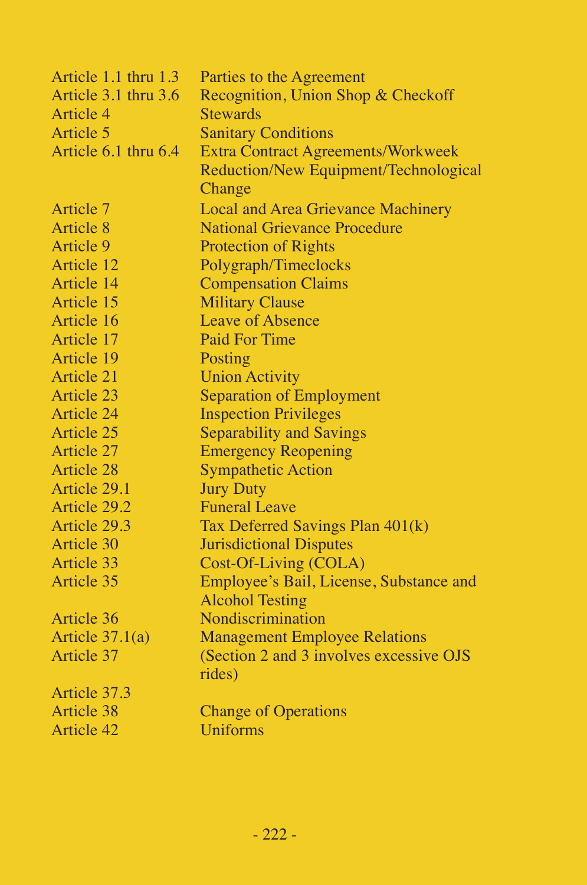| | |
|---|---|
| Article 1.1 thru 1.3 | Parties to the Agreement |
| Article 3.1 thru 3.6 | Recognition, Union Shop & Checkoff |
| Article 4 | Stewards |
| Article 5 | Sanitary Conditions |
| Article 6.1 thru 6.4 | Extra Contract Agreements/Workweek Reduction/New Equipment/Technological Change |
| Article 7 | Local and Area Grievance Machinery |
| Article 8 | National Grievance Procedure |
| Article 9 | Protection of Rights |
| Article 12 | Polygraph/Timeclocks |
| Article 14 | Compensation Claims |
| Article 15 | Military Clause |
| Article 16 | Leave of Absence |
| Article 17 | Paid For Time |
| Article 19 | Posting |
| Article 21 | Union Activity |
| Article 23 | Separation of Employment |
| Article 24 | Inspection Privileges |
| Article 25 | Separability and Savings |
| Article 27 | Emergency Reopening |
| Article 28 | Sympathetic Action |
| Article 29.1 | Jury Duty |
| Article 29.2 | Funeral Leave |
| Article 29.3 | Tax Deferred Savings Plan 401(k) |
| Article 30 | Jurisdictional Disputes |
| Article 33 | Cost-Of-Living (COLA) |
| Article 35 | Employee's Bail, License, Substance and Alcohol Testing |
| Article 36 | Nondiscrimination |
| Article 37.1(a) | Management Employee Relations |
| Article 37 | (Section 2 and 3 involves excessive OJS rides) |
| Article 37.3 | |
| Article 38 | Change of Operations |
| Article 42 | Uniforms |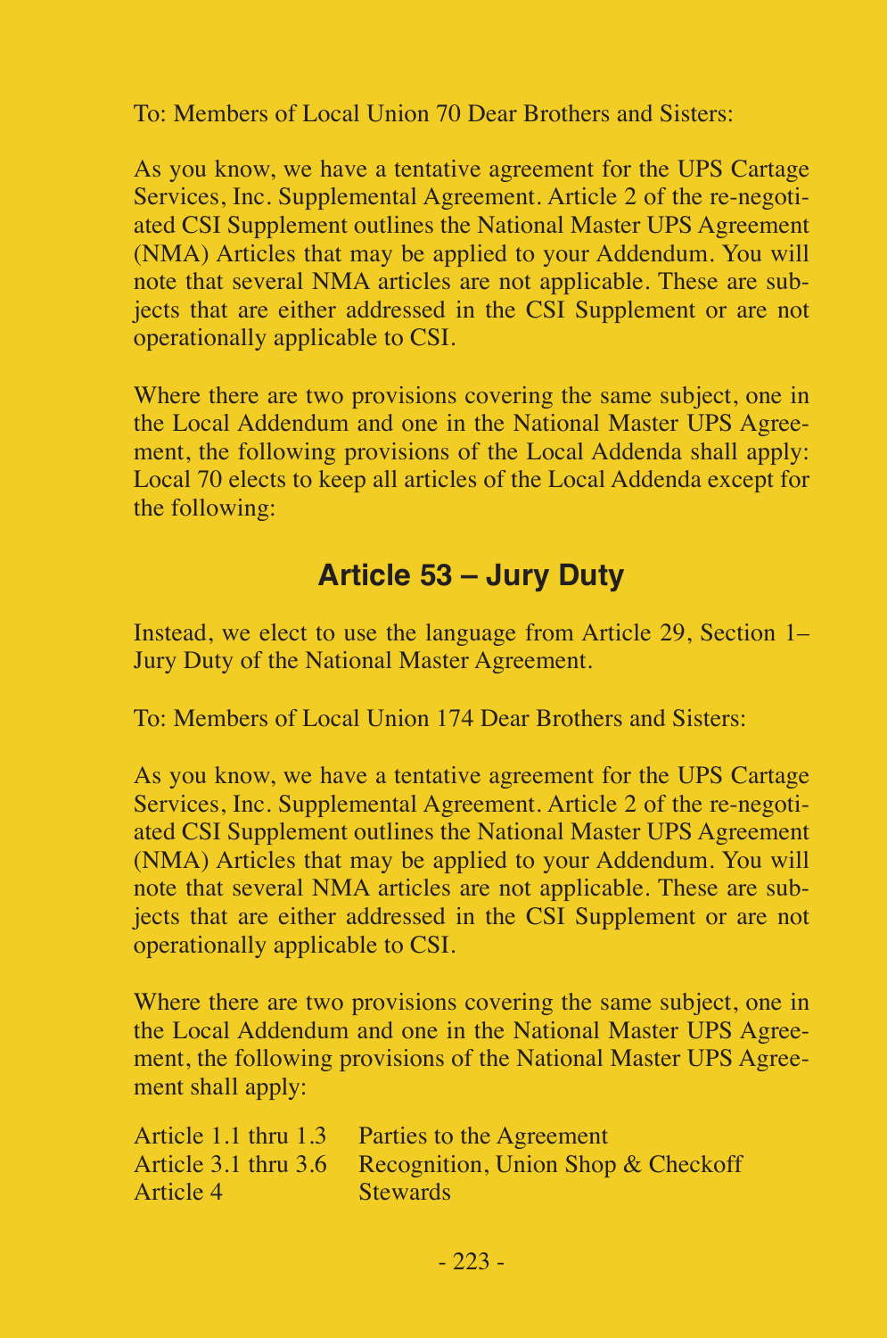To: Members of Local Union 70 Dear Brothers and Sisters:

As you know, we have a tentative agreement for the UPS Cartage Services, Inc. Supplemental Agreement. Article 2 of the re-negotiated CSI Supplement outlines the National Master UPS Agreement (NMA) Articles that may be applied to your Addendum. You will note that several NMA articles are not applicable. These are subjects that are either addressed in the CSI Supplement or are not operationally applicable to CSI.

Where there are two provisions covering the same subject, one in the Local Addendum and one in the National Master UPS Agreement, the following provisions of the Local Addenda shall apply: Local 70 elects to keep all articles of the Local Addenda except for the following:

## Article 53 – Jury Duty

Instead, we elect to use the language from Article 29, Section 1– Jury Duty of the National Master Agreement.

To: Members of Local Union 174 Dear Brothers and Sisters:

As you know, we have a tentative agreement for the UPS Cartage Services, Inc. Supplemental Agreement. Article 2 of the re-negotiated CSI Supplement outlines the National Master UPS Agreement (NMA) Articles that may be applied to your Addendum. You will note that several NMA articles are not applicable. These are subjects that are either addressed in the CSI Supplement or are not operationally applicable to CSI.

Where there are two provisions covering the same subject, one in the Local Addendum and one in the National Master UPS Agreement, the following provisions of the National Master UPS Agreement shall apply:

| | |
|---|---|
| Article 1.1 thru 1.3 | Parties to the Agreement |
| Article 3.1 thru 3.6 | Recognition, Union Shop & Checkoff |
| Article 4 | Stewards |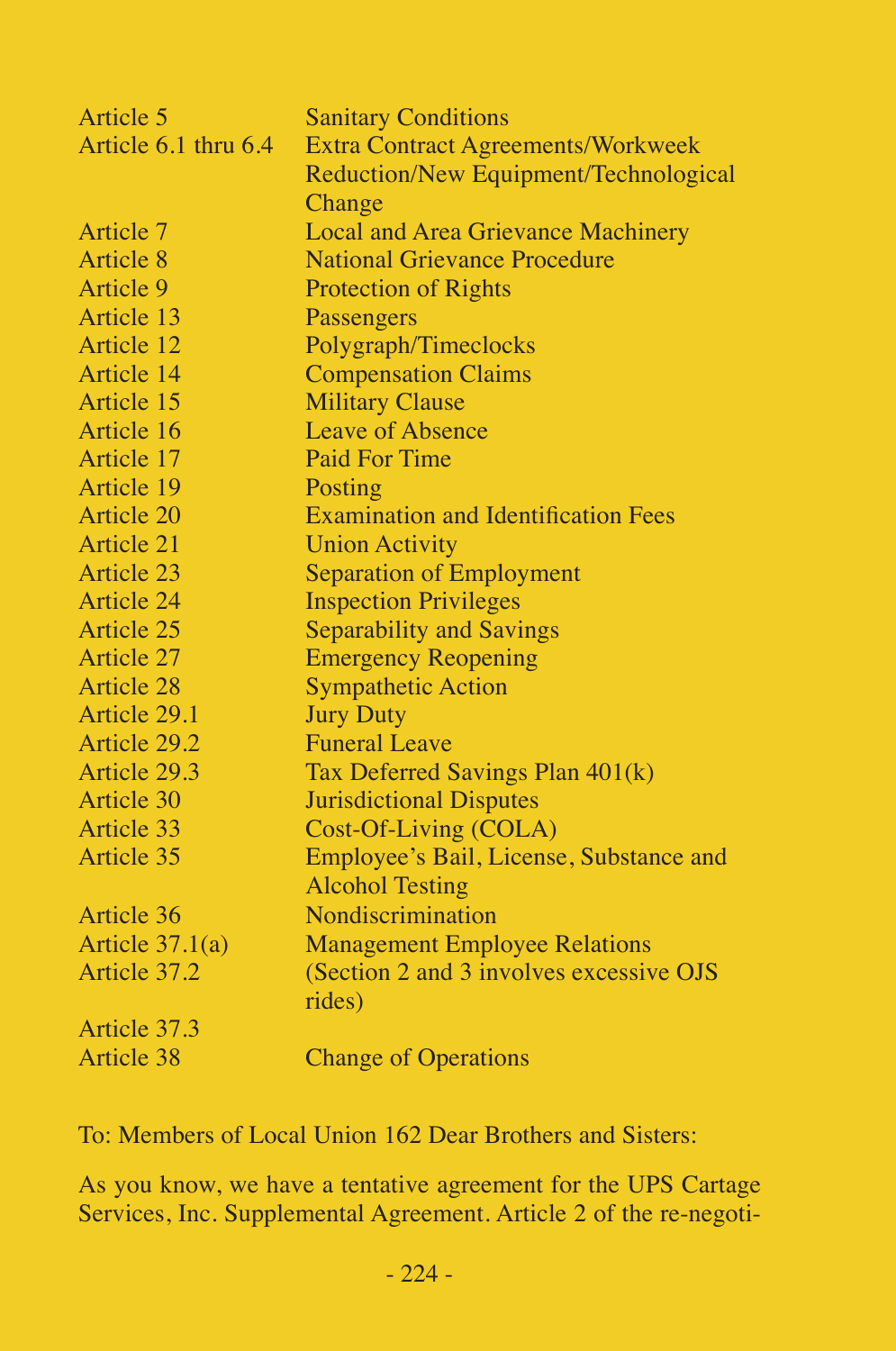| | |
|---|---|
| Article 5 | Sanitary Conditions |
| Article 6.1 thru 6.4 | Extra Contract Agreements/Workweek Reduction/New Equipment/Technological Change |
| Article 7 | Local and Area Grievance Machinery |
| Article 8 | National Grievance Procedure |
| Article 9 | Protection of Rights |
| Article 13 | Passengers |
| Article 12 | Polygraph/Timeclocks |
| Article 14 | Compensation Claims |
| Article 15 | Military Clause |
| Article 16 | Leave of Absence |
| Article 17 | Paid For Time |
| Article 19 | Posting |
| Article 20 | Examination and Identification Fees |
| Article 21 | Union Activity |
| Article 23 | Separation of Employment |
| Article 24 | Inspection Privileges |
| Article 25 | Separability and Savings |
| Article 27 | Emergency Reopening |
| Article 28 | Sympathetic Action |
| Article 29.1 | Jury Duty |
| Article 29.2 | Funeral Leave |
| Article 29.3 | Tax Deferred Savings Plan 401(k) |
| Article 30 | Jurisdictional Disputes |
| Article 33 | Cost-Of-Living (COLA) |
| Article 35 | Employee's Bail, License, Substance and Alcohol Testing |
| Article 36 | Nondiscrimination |
| Article 37.1(a) | Management Employee Relations |
| Article 37.2 | (Section 2 and 3 involves excessive OJS rides) |
| Article 37.3 | |
| Article 38 | Change of Operations |

To: Members of Local Union 162 Dear Brothers and Sisters:

As you know, we have a tentative agreement for the UPS Cartage Services, Inc. Supplemental Agreement. Article 2 of the re-negoti-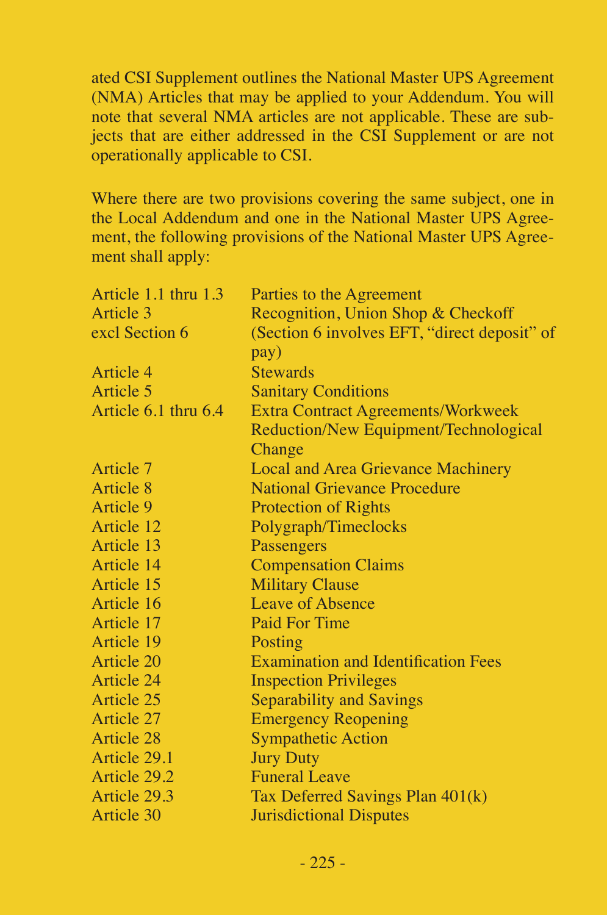ated CSI Supplement outlines the National Master UPS Agreement (NMA) Articles that may be applied to your Addendum. You will note that several NMA articles are not applicable. These are subjects that are either addressed in the CSI Supplement or are not operationally applicable to CSI.

Where there are two provisions covering the same subject, one in the Local Addendum and one in the National Master UPS Agreement, the following provisions of the National Master UPS Agreement shall apply:

| | |
|---|---|
| Article 1.1 thru 1.3 | Parties to the Agreement |
| Article 3 | Recognition, Union Shop & Checkoff |
| excl Section 6 | (Section 6 involves EFT, "direct deposit" of pay) |
| Article 4 | Stewards |
| Article 5 | Sanitary Conditions |
| Article 6.1 thru 6.4 | Extra Contract Agreements/Workweek Reduction/New Equipment/Technological Change |
| Article 7 | Local and Area Grievance Machinery |
| Article 8 | National Grievance Procedure |
| Article 9 | Protection of Rights |
| Article 12 | Polygraph/Timeclocks |
| Article 13 | Passengers |
| Article 14 | Compensation Claims |
| Article 15 | Military Clause |
| Article 16 | Leave of Absence |
| Article 17 | Paid For Time |
| Article 19 | Posting |
| Article 20 | Examination and Identification Fees |
| Article 24 | Inspection Privileges |
| Article 25 | Separability and Savings |
| Article 27 | Emergency Reopening |
| Article 28 | Sympathetic Action |
| Article 29.1 | Jury Duty |
| Article 29.2 | Funeral Leave |
| Article 29.3 | Tax Deferred Savings Plan 401(k) |
| Article 30 | Jurisdictional Disputes |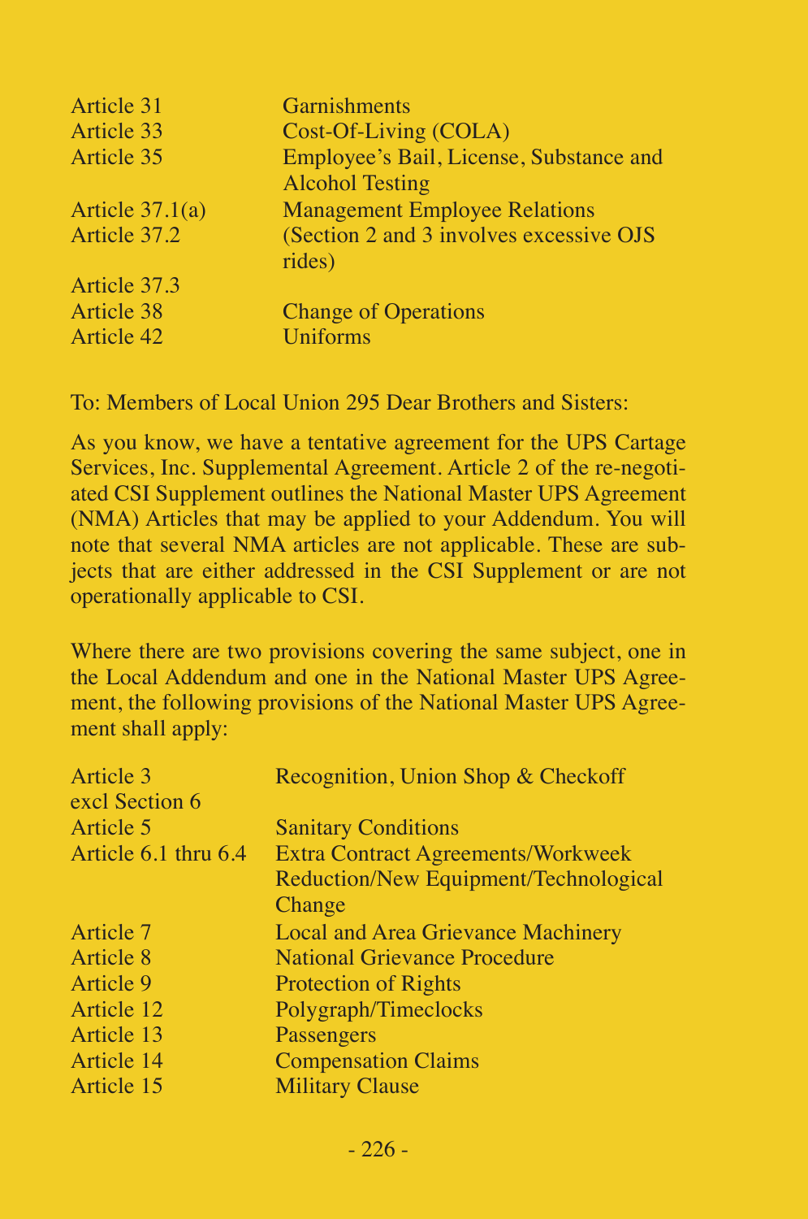| | |
|---|---|
| Article 31 | Garnishments |
| Article 33 | Cost-Of-Living (COLA) |
| Article 35 | Employee's Bail, License, Substance and Alcohol Testing |
| Article 37.1(a) | Management Employee Relations |
| Article 37.2 | (Section 2 and 3 involves excessive OJS rides) |
| Article 37.3 | |
| Article 38 | Change of Operations |
| Article 42 | Uniforms |

To: Members of Local Union 295 Dear Brothers and Sisters:

As you know, we have a tentative agreement for the UPS Cartage Services, Inc. Supplemental Agreement. Article 2 of the re-negotiated CSI Supplement outlines the National Master UPS Agreement (NMA) Articles that may be applied to your Addendum. You will note that several NMA articles are not applicable. These are subjects that are either addressed in the CSI Supplement or are not operationally applicable to CSI.

Where there are two provisions covering the same subject, one in the Local Addendum and one in the National Master UPS Agreement, the following provisions of the National Master UPS Agreement shall apply:

| | |
|---|---|
| Article 3 excl Section 6 | Recognition, Union Shop & Checkoff |
| Article 5 | Sanitary Conditions |
| Article 6.1 thru 6.4 | Extra Contract Agreements/Workweek Reduction/New Equipment/Technological Change |
| Article 7 | Local and Area Grievance Machinery |
| Article 8 | National Grievance Procedure |
| Article 9 | Protection of Rights |
| Article 12 | Polygraph/Timeclocks |
| Article 13 | Passengers |
| Article 14 | Compensation Claims |
| Article 15 | Military Clause |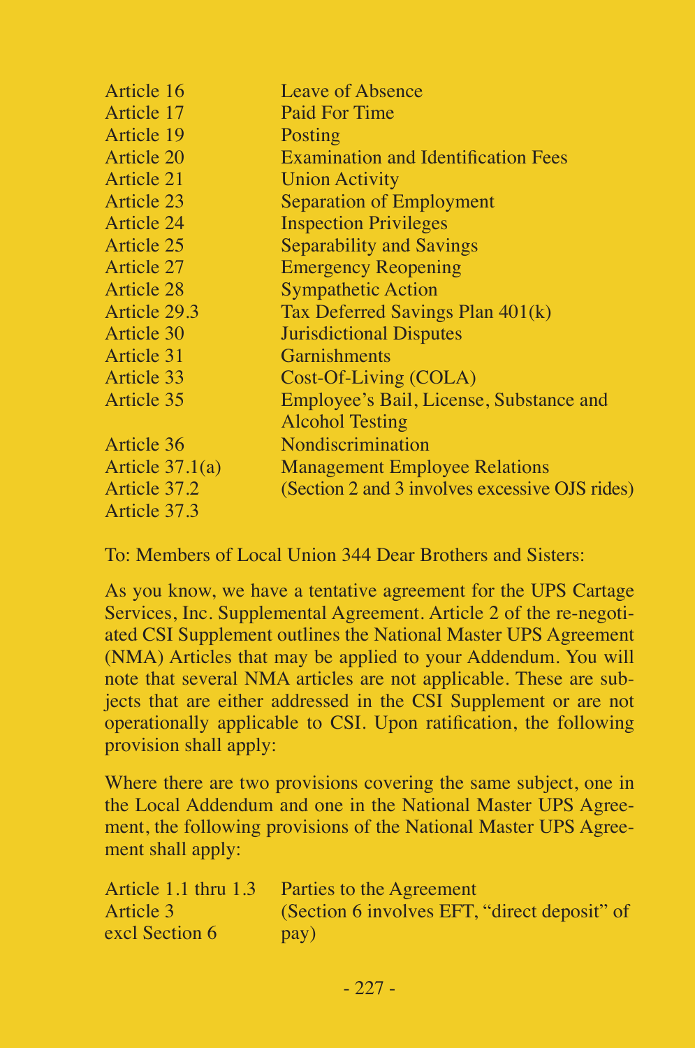| | |
|---|---|
| Article 16 | Leave of Absence |
| Article 17 | Paid For Time |
| Article 19 | Posting |
| Article 20 | Examination and Identification Fees |
| Article 21 | Union Activity |
| Article 23 | Separation of Employment |
| Article 24 | Inspection Privileges |
| Article 25 | Separability and Savings |
| Article 27 | Emergency Reopening |
| Article 28 | Sympathetic Action |
| Article 29.3 | Tax Deferred Savings Plan 401(k) |
| Article 30 | Jurisdictional Disputes |
| Article 31 | Garnishments |
| Article 33 | Cost-Of-Living (COLA) |
| Article 35 | Employee's Bail, License, Substance and Alcohol Testing |
| Article 36 | Nondiscrimination |
| Article 37.1(a) | Management Employee Relations |
| Article 37.2 | (Section 2 and 3 involves excessive OJS rides) |
| Article 37.3 | |

To: Members of Local Union 344 Dear Brothers and Sisters:

As you know, we have a tentative agreement for the UPS Cartage Services, Inc. Supplemental Agreement. Article 2 of the re-negotiated CSI Supplement outlines the National Master UPS Agreement (NMA) Articles that may be applied to your Addendum. You will note that several NMA articles are not applicable. These are subjects that are either addressed in the CSI Supplement or are not operationally applicable to CSI. Upon ratification, the following provision shall apply:

Where there are two provisions covering the same subject, one in the Local Addendum and one in the National Master UPS Agreement, the following provisions of the National Master UPS Agreement shall apply:

| | |
|---|---|
| Article 1.1 thru 1.3 | Parties to the Agreement |
| Article 3 excl Section 6 | (Section 6 involves EFT, "direct deposit" of pay) |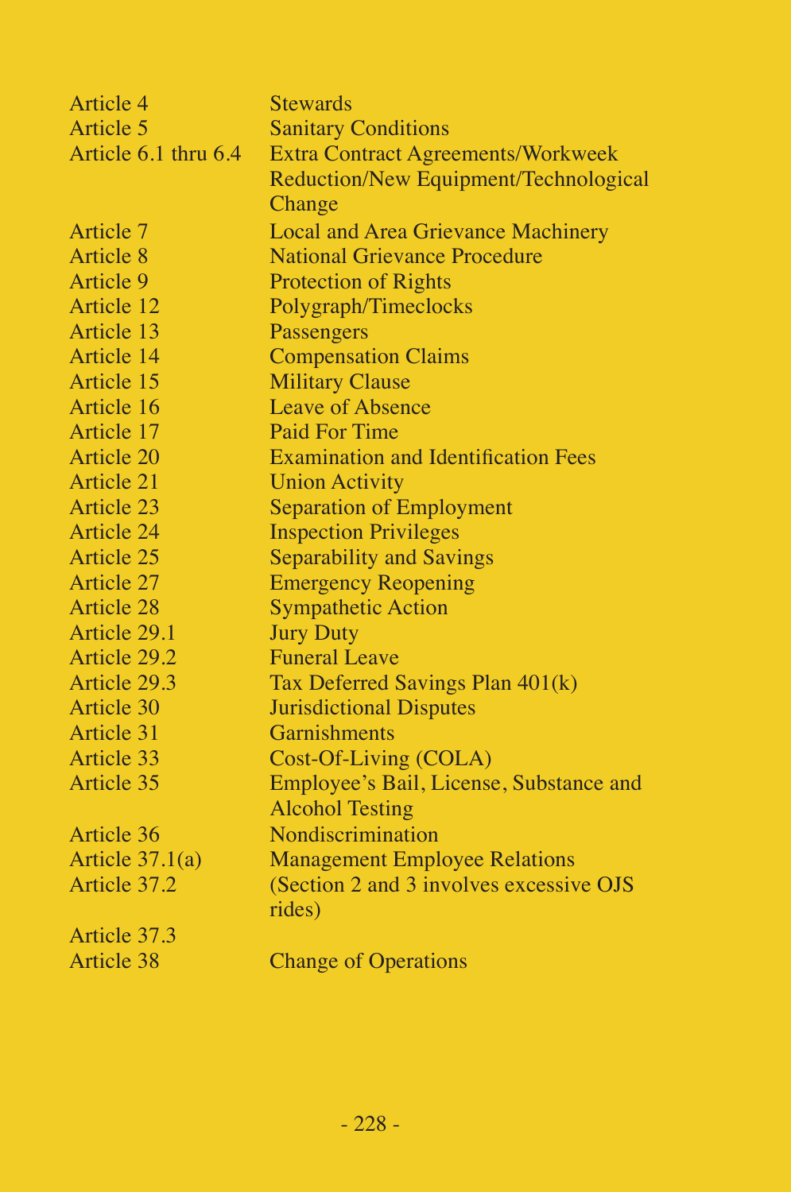| | |
|---|---|
| Article 4 | Stewards |
| Article 5 | Sanitary Conditions |
| Article 6.1 thru 6.4 | Extra Contract Agreements/Workweek Reduction/New Equipment/Technological Change |
| Article 7 | Local and Area Grievance Machinery |
| Article 8 | National Grievance Procedure |
| Article 9 | Protection of Rights |
| Article 12 | Polygraph/Timeclocks |
| Article 13 | Passengers |
| Article 14 | Compensation Claims |
| Article 15 | Military Clause |
| Article 16 | Leave of Absence |
| Article 17 | Paid For Time |
| Article 20 | Examination and Identification Fees |
| Article 21 | Union Activity |
| Article 23 | Separation of Employment |
| Article 24 | Inspection Privileges |
| Article 25 | Separability and Savings |
| Article 27 | Emergency Reopening |
| Article 28 | Sympathetic Action |
| Article 29.1 | Jury Duty |
| Article 29.2 | Funeral Leave |
| Article 29.3 | Tax Deferred Savings Plan 401(k) |
| Article 30 | Jurisdictional Disputes |
| Article 31 | Garnishments |
| Article 33 | Cost-Of-Living (COLA) |
| Article 35 | Employee's Bail, License, Substance and Alcohol Testing |
| Article 36 | Nondiscrimination |
| Article 37.1(a) | Management Employee Relations |
| Article 37.2 | (Section 2 and 3 involves excessive OJS rides) |
| Article 37.3 | |
| Article 38 | Change of Operations |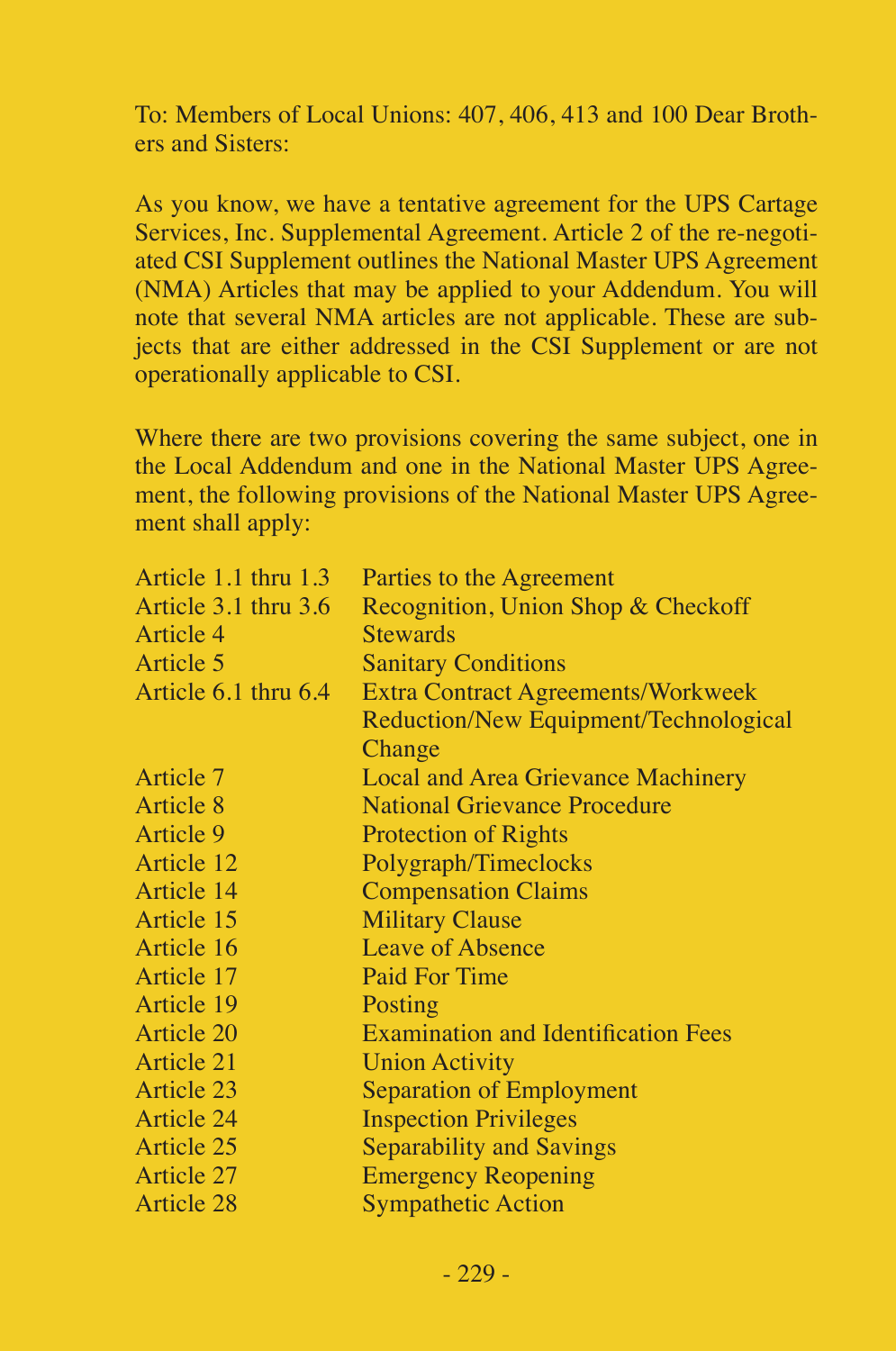To: Members of Local Unions: 407, 406, 413 and 100 Dear Brothers and Sisters:

As you know, we have a tentative agreement for the UPS Cartage Services, Inc. Supplemental Agreement. Article 2 of the re-negotiated CSI Supplement outlines the National Master UPS Agreement (NMA) Articles that may be applied to your Addendum. You will note that several NMA articles are not applicable. These are subjects that are either addressed in the CSI Supplement or are not operationally applicable to CSI.

Where there are two provisions covering the same subject, one in the Local Addendum and one in the National Master UPS Agreement, the following provisions of the National Master UPS Agreement shall apply:

| | |
|---|---|
| Article 1.1 thru 1.3 | Parties to the Agreement |
| Article 3.1 thru 3.6 | Recognition, Union Shop & Checkoff |
| Article 4 | Stewards |
| Article 5 | Sanitary Conditions |
| Article 6.1 thru 6.4 | Extra Contract Agreements/Workweek Reduction/New Equipment/Technological Change |
| Article 7 | Local and Area Grievance Machinery |
| Article 8 | National Grievance Procedure |
| Article 9 | Protection of Rights |
| Article 12 | Polygraph/Timeclocks |
| Article 14 | Compensation Claims |
| Article 15 | Military Clause |
| Article 16 | Leave of Absence |
| Article 17 | Paid For Time |
| Article 19 | Posting |
| Article 20 | Examination and Identification Fees |
| Article 21 | Union Activity |
| Article 23 | Separation of Employment |
| Article 24 | Inspection Privileges |
| Article 25 | Separability and Savings |
| Article 27 | Emergency Reopening |
| Article 28 | Sympathetic Action |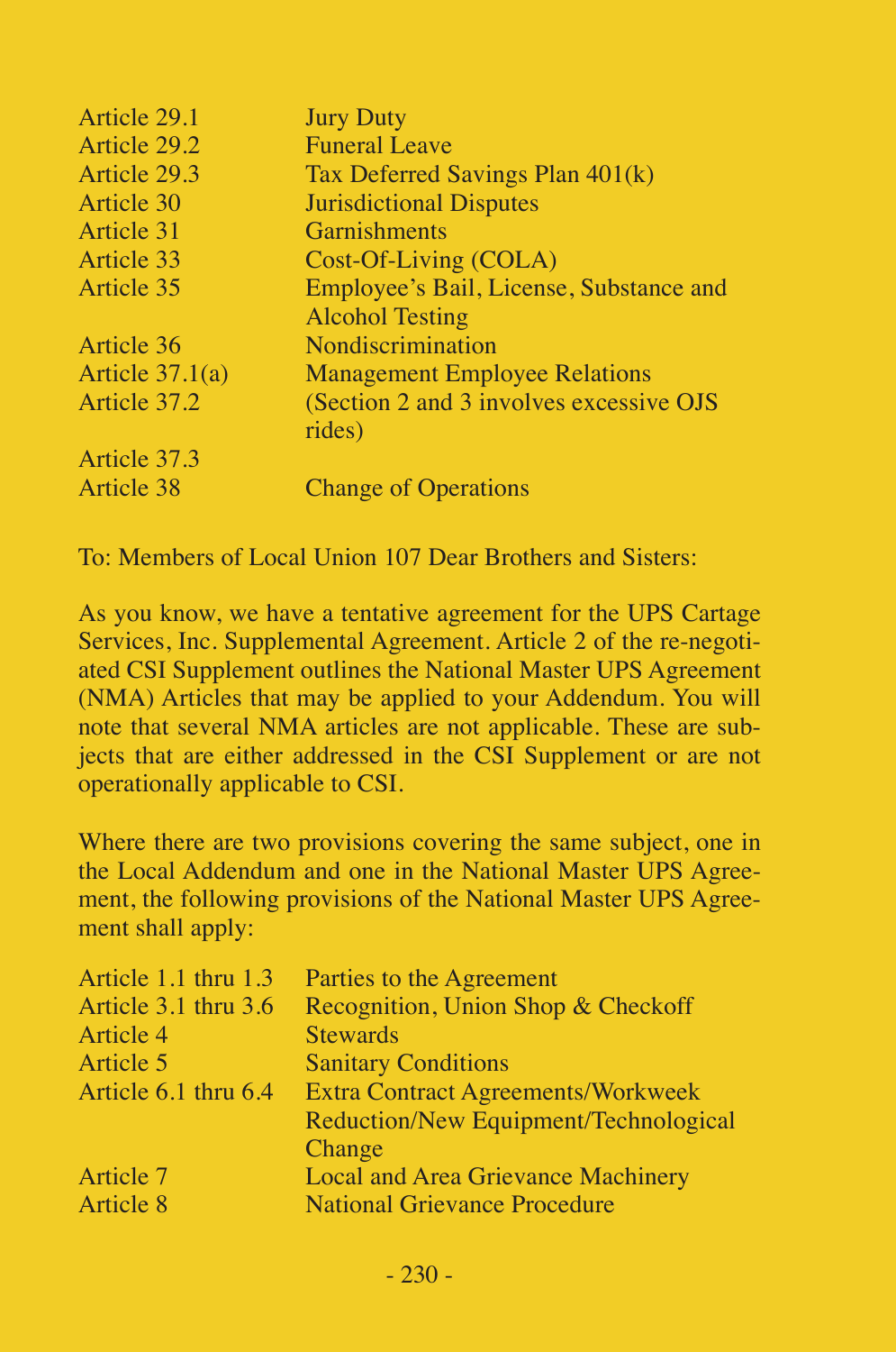| | |
|---|---|
| Article 29.1 | Jury Duty |
| Article 29.2 | Funeral Leave |
| Article 29.3 | Tax Deferred Savings Plan 401(k) |
| Article 30 | Jurisdictional Disputes |
| Article 31 | Garnishments |
| Article 33 | Cost-Of-Living (COLA) |
| Article 35 | Employee's Bail, License, Substance and Alcohol Testing |
| Article 36 | Nondiscrimination |
| Article 37.1(a) | Management Employee Relations |
| Article 37.2 | (Section 2 and 3 involves excessive OJS rides) |
| Article 37.3 | |
| Article 38 | Change of Operations |

To: Members of Local Union 107 Dear Brothers and Sisters:

As you know, we have a tentative agreement for the UPS Cartage Services, Inc. Supplemental Agreement. Article 2 of the re-negotiated CSI Supplement outlines the National Master UPS Agreement (NMA) Articles that may be applied to your Addendum. You will note that several NMA articles are not applicable. These are subjects that are either addressed in the CSI Supplement or are not operationally applicable to CSI.

Where there are two provisions covering the same subject, one in the Local Addendum and one in the National Master UPS Agreement, the following provisions of the National Master UPS Agreement shall apply:

| | |
|---|---|
| Article 1.1 thru 1.3 | Parties to the Agreement |
| Article 3.1 thru 3.6 | Recognition, Union Shop & Checkoff |
| Article 4 | Stewards |
| Article 5 | Sanitary Conditions |
| Article 6.1 thru 6.4 | Extra Contract Agreements/Workweek Reduction/New Equipment/Technological Change |
| Article 7 | Local and Area Grievance Machinery |
| Article 8 | National Grievance Procedure |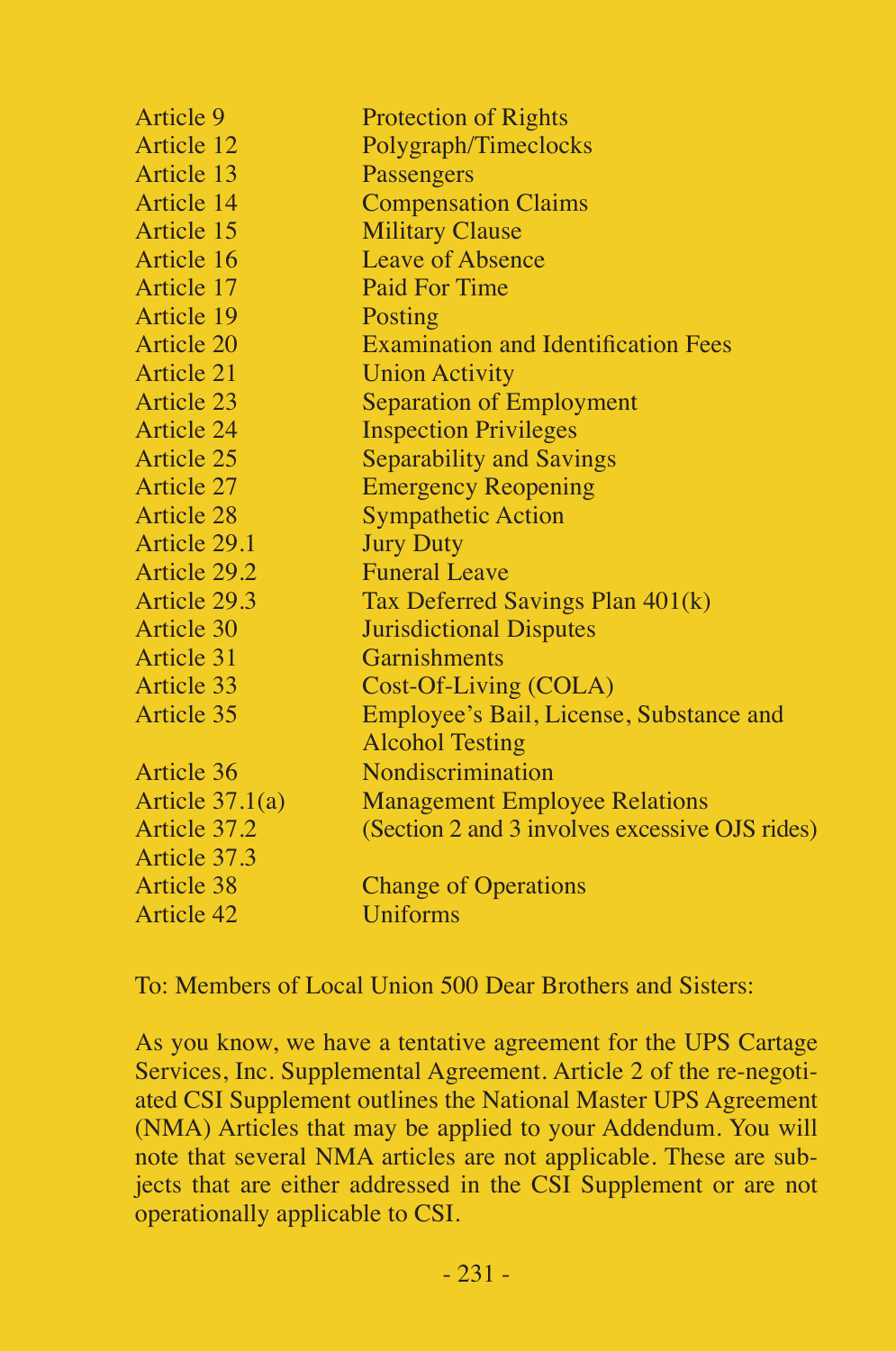| | |
|---|---|
| Article 9 | Protection of Rights |
| Article 12 | Polygraph/Timeclocks |
| Article 13 | Passengers |
| Article 14 | Compensation Claims |
| Article 15 | Military Clause |
| Article 16 | Leave of Absence |
| Article 17 | Paid For Time |
| Article 19 | Posting |
| Article 20 | Examination and Identification Fees |
| Article 21 | Union Activity |
| Article 23 | Separation of Employment |
| Article 24 | Inspection Privileges |
| Article 25 | Separability and Savings |
| Article 27 | Emergency Reopening |
| Article 28 | Sympathetic Action |
| Article 29.1 | Jury Duty |
| Article 29.2 | Funeral Leave |
| Article 29.3 | Tax Deferred Savings Plan 401(k) |
| Article 30 | Jurisdictional Disputes |
| Article 31 | Garnishments |
| Article 33 | Cost-Of-Living (COLA) |
| Article 35 | Employee's Bail, License, Substance and Alcohol Testing |
| Article 36 | Nondiscrimination |
| Article 37.1(a) | Management Employee Relations |
| Article 37.2 | (Section 2 and 3 involves excessive OJS rides) |
| Article 37.3 | |
| Article 38 | Change of Operations |
| Article 42 | Uniforms |

To: Members of Local Union 500 Dear Brothers and Sisters:

As you know, we have a tentative agreement for the UPS Cartage Services, Inc. Supplemental Agreement. Article 2 of the re-negotiated CSI Supplement outlines the National Master UPS Agreement (NMA) Articles that may be applied to your Addendum. You will note that several NMA articles are not applicable. These are subjects that are either addressed in the CSI Supplement or are not operationally applicable to CSI.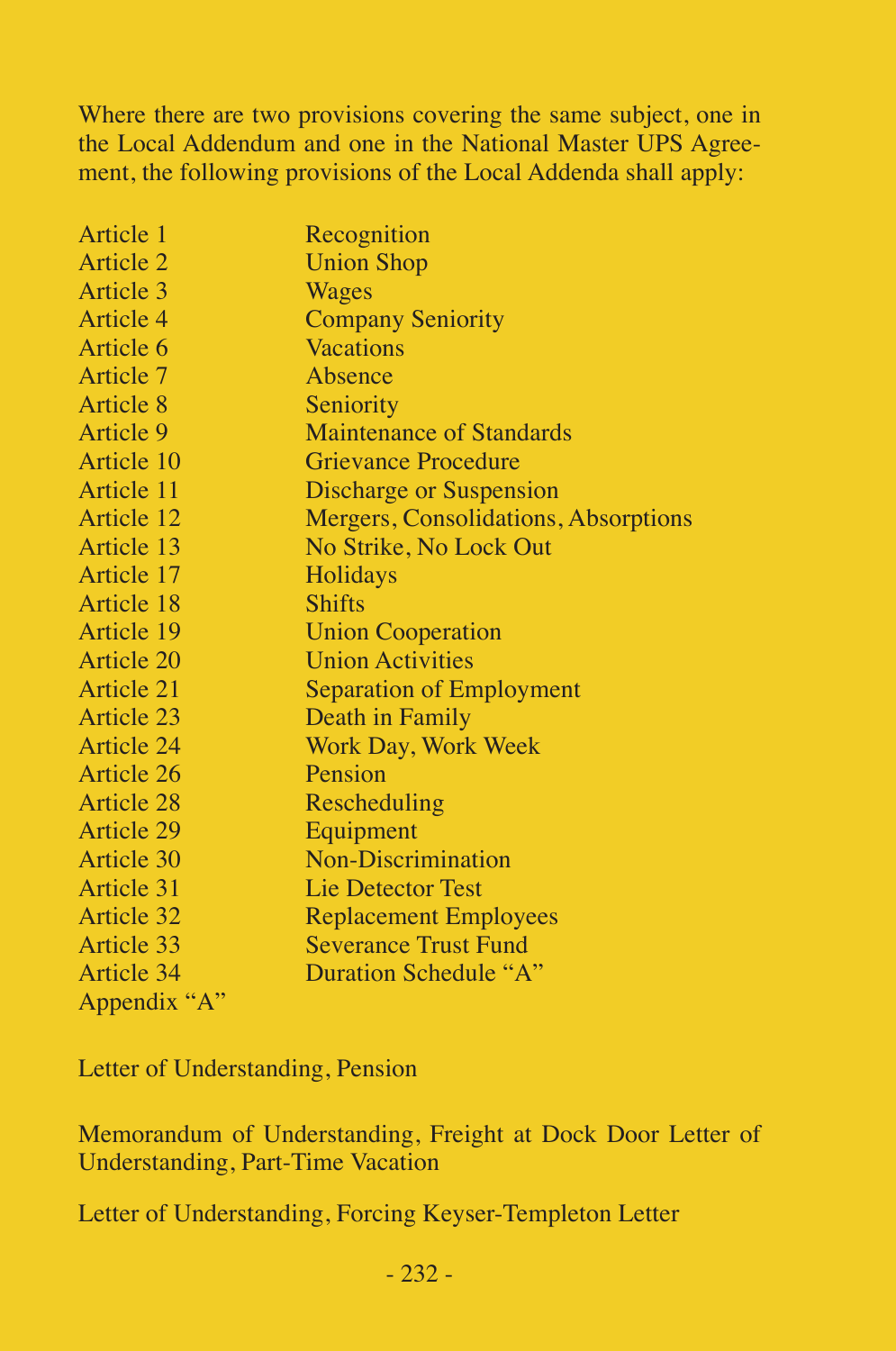Where there are two provisions covering the same subject, one in the Local Addendum and one in the National Master UPS Agreement, the following provisions of the Local Addenda shall apply:

| | |
|---|---|
| Article 1 | Recognition |
| Article 2 | Union Shop |
| Article 3 | Wages |
| Article 4 | Company Seniority |
| Article 6 | Vacations |
| Article 7 | Absence |
| Article 8 | Seniority |
| Article 9 | Maintenance of Standards |
| Article 10 | Grievance Procedure |
| Article 11 | Discharge or Suspension |
| Article 12 | Mergers, Consolidations, Absorptions |
| Article 13 | No Strike, No Lock Out |
| Article 17 | Holidays |
| Article 18 | Shifts |
| Article 19 | Union Cooperation |
| Article 20 | Union Activities |
| Article 21 | Separation of Employment |
| Article 23 | Death in Family |
| Article 24 | Work Day, Work Week |
| Article 26 | Pension |
| Article 28 | Rescheduling |
| Article 29 | Equipment |
| Article 30 | Non-Discrimination |
| Article 31 | Lie Detector Test |
| Article 32 | Replacement Employees |
| Article 33 | Severance Trust Fund |
| Article 34 | Duration Schedule "A" |
| Appendix "A" | |

Letter of Understanding, Pension

Memorandum of Understanding, Freight at Dock Door Letter of Understanding, Part-Time Vacation

Letter of Understanding, Forcing Keyser-Templeton Letter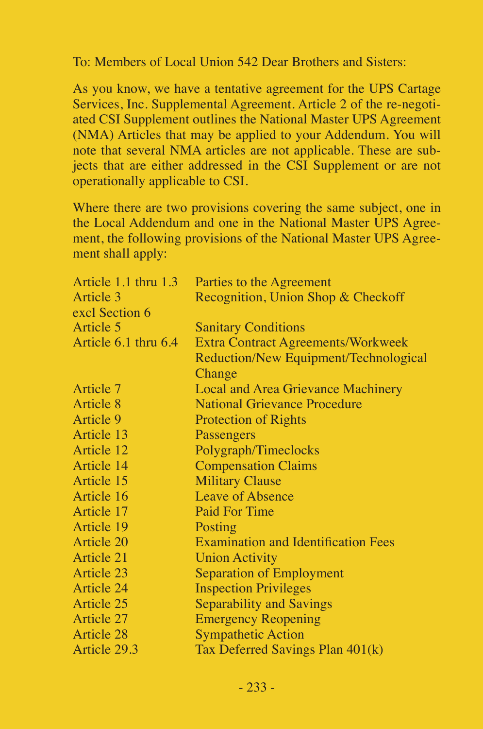To: Members of Local Union 542 Dear Brothers and Sisters:

As you know, we have a tentative agreement for the UPS Cartage Services, Inc. Supplemental Agreement. Article 2 of the re-negotiated CSI Supplement outlines the National Master UPS Agreement (NMA) Articles that may be applied to your Addendum. You will note that several NMA articles are not applicable. These are subjects that are either addressed in the CSI Supplement or are not operationally applicable to CSI.

Where there are two provisions covering the same subject, one in the Local Addendum and one in the National Master UPS Agreement, the following provisions of the National Master UPS Agreement shall apply:

| | |
|---|---|
| Article 1.1 thru 1.3 | Parties to the Agreement |
| Article 3 excl Section 6 | Recognition, Union Shop & Checkoff |
| Article 5 | Sanitary Conditions |
| Article 6.1 thru 6.4 | Extra Contract Agreements/Workweek Reduction/New Equipment/Technological Change |
| Article 7 | Local and Area Grievance Machinery |
| Article 8 | National Grievance Procedure |
| Article 9 | Protection of Rights |
| Article 13 | Passengers |
| Article 12 | Polygraph/Timeclocks |
| Article 14 | Compensation Claims |
| Article 15 | Military Clause |
| Article 16 | Leave of Absence |
| Article 17 | Paid For Time |
| Article 19 | Posting |
| Article 20 | Examination and Identification Fees |
| Article 21 | Union Activity |
| Article 23 | Separation of Employment |
| Article 24 | Inspection Privileges |
| Article 25 | Separability and Savings |
| Article 27 | Emergency Reopening |
| Article 28 | Sympathetic Action |
| Article 29.3 | Tax Deferred Savings Plan 401(k) |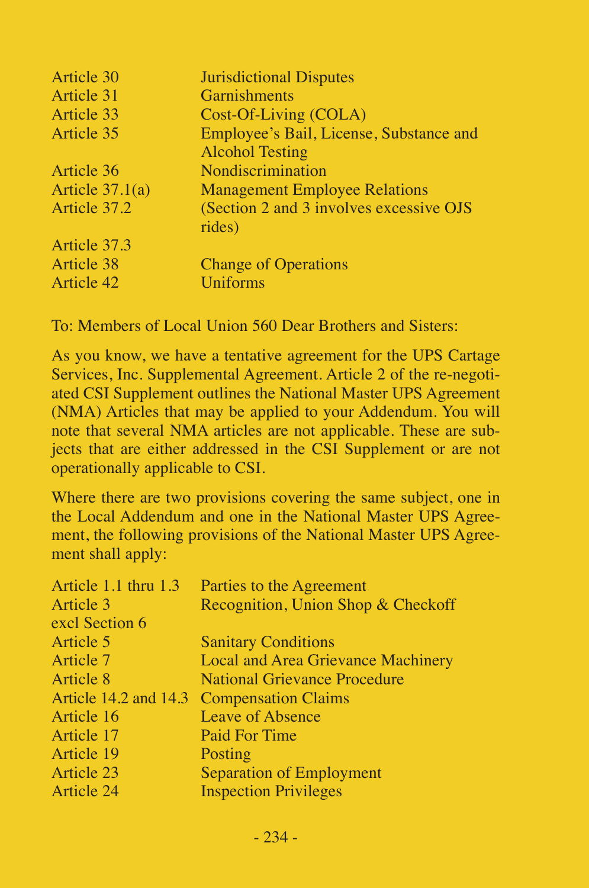| | |
|---|---|
| Article 30 | Jurisdictional Disputes |
| Article 31 | Garnishments |
| Article 33 | Cost-Of-Living (COLA) |
| Article 35 | Employee's Bail, License, Substance and Alcohol Testing |
| Article 36 | Nondiscrimination |
| Article 37.1(a) | Management Employee Relations |
| Article 37.2 | (Section 2 and 3 involves excessive OJS rides) |
| Article 37.3 | |
| Article 38 | Change of Operations |
| Article 42 | Uniforms |

To: Members of Local Union 560 Dear Brothers and Sisters:

As you know, we have a tentative agreement for the UPS Cartage Services, Inc. Supplemental Agreement. Article 2 of the re-negotiated CSI Supplement outlines the National Master UPS Agreement (NMA) Articles that may be applied to your Addendum. You will note that several NMA articles are not applicable. These are subjects that are either addressed in the CSI Supplement or are not operationally applicable to CSI.

Where there are two provisions covering the same subject, one in the Local Addendum and one in the National Master UPS Agreement, the following provisions of the National Master UPS Agreement shall apply:

| | |
|---|---|
| Article 1.1 thru 1.3 | Parties to the Agreement |
| Article 3 excl Section 6 | Recognition, Union Shop & Checkoff |
| Article 5 | Sanitary Conditions |
| Article 7 | Local and Area Grievance Machinery |
| Article 8 | National Grievance Procedure |
| Article 14.2 and 14.3 | Compensation Claims |
| Article 16 | Leave of Absence |
| Article 17 | Paid For Time |
| Article 19 | Posting |
| Article 23 | Separation of Employment |
| Article 24 | Inspection Privileges |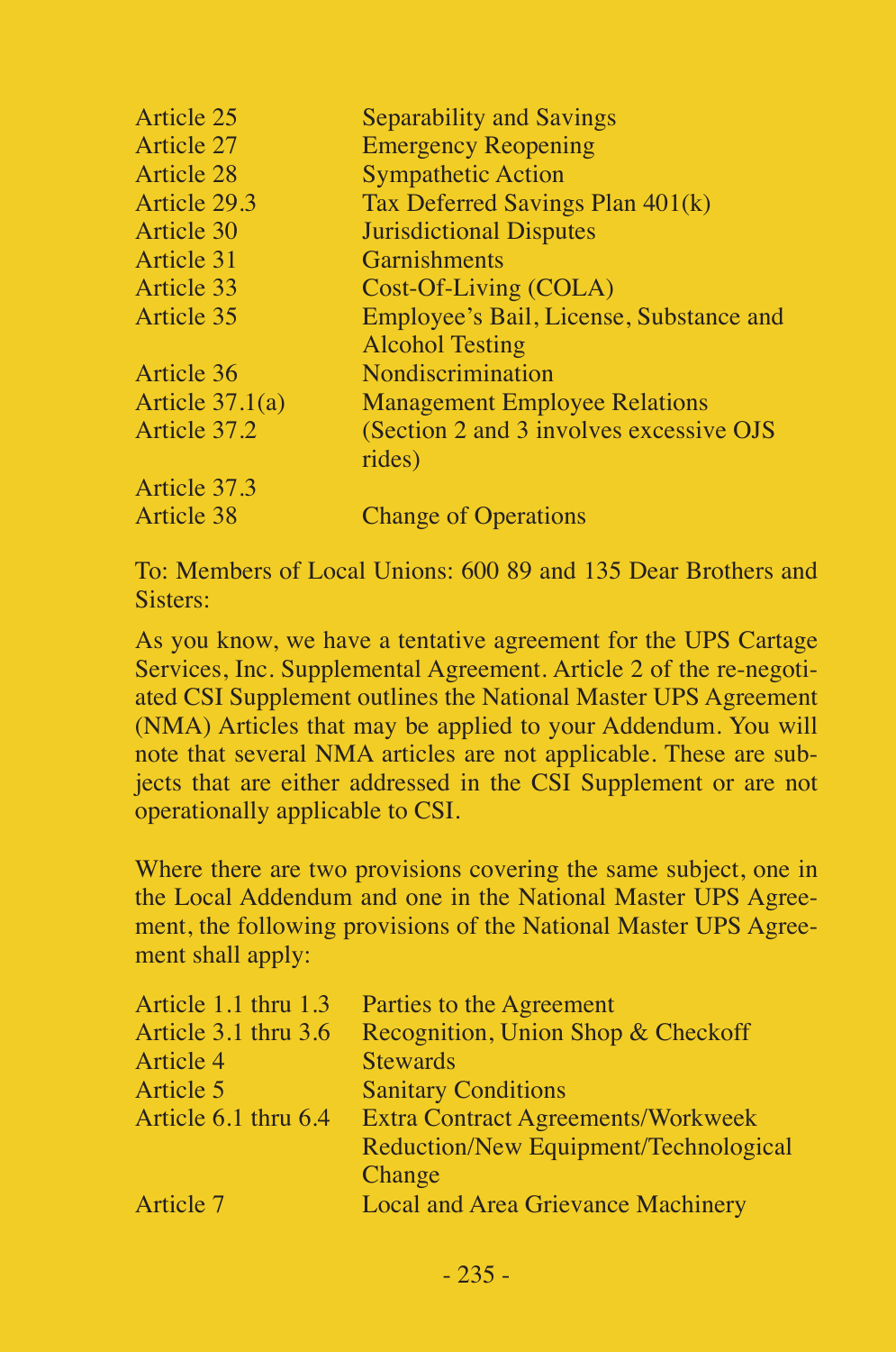| | |
|---|---|
| Article 25 | Separability and Savings |
| Article 27 | Emergency Reopening |
| Article 28 | Sympathetic Action |
| Article 29.3 | Tax Deferred Savings Plan 401(k) |
| Article 30 | Jurisdictional Disputes |
| Article 31 | Garnishments |
| Article 33 | Cost-Of-Living (COLA) |
| Article 35 | Employee's Bail, License, Substance and Alcohol Testing |
| Article 36 | Nondiscrimination |
| Article 37.1(a) | Management Employee Relations |
| Article 37.2 | (Section 2 and 3 involves excessive OJS rides) |
| Article 37.3 | |
| Article 38 | Change of Operations |

To: Members of Local Unions: 600 89 and 135 Dear Brothers and Sisters:

As you know, we have a tentative agreement for the UPS Cartage Services, Inc. Supplemental Agreement. Article 2 of the re-negotiated CSI Supplement outlines the National Master UPS Agreement (NMA) Articles that may be applied to your Addendum. You will note that several NMA articles are not applicable. These are subjects that are either addressed in the CSI Supplement or are not operationally applicable to CSI.

Where there are two provisions covering the same subject, one in the Local Addendum and one in the National Master UPS Agreement, the following provisions of the National Master UPS Agreement shall apply:

| | |
|---|---|
| Article 1.1 thru 1.3 | Parties to the Agreement |
| Article 3.1 thru 3.6 | Recognition, Union Shop & Checkoff |
| Article 4 | Stewards |
| Article 5 | Sanitary Conditions |
| Article 6.1 thru 6.4 | Extra Contract Agreements/Workweek Reduction/New Equipment/Technological Change |
| Article 7 | Local and Area Grievance Machinery |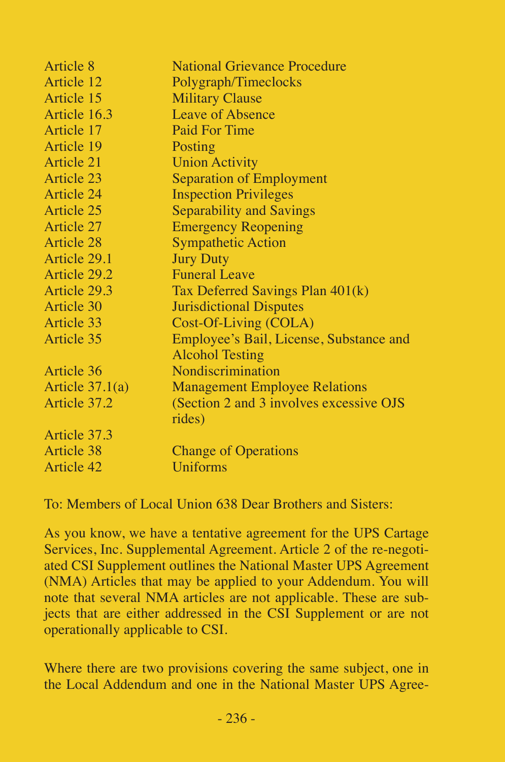| | |
|---|---|
| Article 8 | National Grievance Procedure |
| Article 12 | Polygraph/Timeclocks |
| Article 15 | Military Clause |
| Article 16.3 | Leave of Absence |
| Article 17 | Paid For Time |
| Article 19 | Posting |
| Article 21 | Union Activity |
| Article 23 | Separation of Employment |
| Article 24 | Inspection Privileges |
| Article 25 | Separability and Savings |
| Article 27 | Emergency Reopening |
| Article 28 | Sympathetic Action |
| Article 29.1 | Jury Duty |
| Article 29.2 | Funeral Leave |
| Article 29.3 | Tax Deferred Savings Plan 401(k) |
| Article 30 | Jurisdictional Disputes |
| Article 33 | Cost-Of-Living (COLA) |
| Article 35 | Employee's Bail, License, Substance and Alcohol Testing |
| Article 36 | Nondiscrimination |
| Article 37.1(a) | Management Employee Relations |
| Article 37.2 | (Section 2 and 3 involves excessive OJS rides) |
| Article 37.3 | |
| Article 38 | Change of Operations |
| Article 42 | Uniforms |

To: Members of Local Union 638 Dear Brothers and Sisters:

As you know, we have a tentative agreement for the UPS Cartage Services, Inc. Supplemental Agreement. Article 2 of the re-negotiated CSI Supplement outlines the National Master UPS Agreement (NMA) Articles that may be applied to your Addendum. You will note that several NMA articles are not applicable. These are subjects that are either addressed in the CSI Supplement or are not operationally applicable to CSI.

Where there are two provisions covering the same subject, one in the Local Addendum and one in the National Master UPS Agree-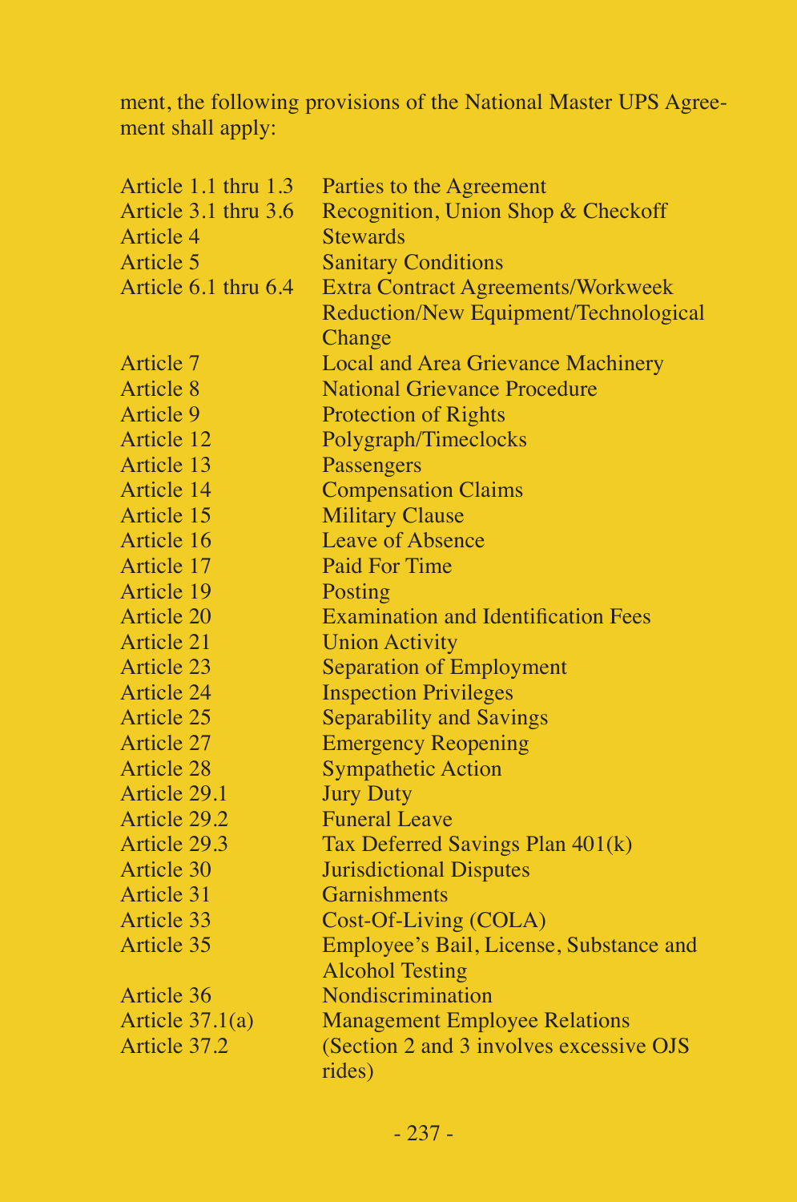ment, the following provisions of the National Master UPS Agreement shall apply:

| | |
|---|---|
| Article 1.1 thru 1.3 | Parties to the Agreement |
| Article 3.1 thru 3.6 | Recognition, Union Shop & Checkoff |
| Article 4 | Stewards |
| Article 5 | Sanitary Conditions |
| Article 6.1 thru 6.4 | Extra Contract Agreements/Workweek Reduction/New Equipment/Technological Change |
| Article 7 | Local and Area Grievance Machinery |
| Article 8 | National Grievance Procedure |
| Article 9 | Protection of Rights |
| Article 12 | Polygraph/Timeclocks |
| Article 13 | Passengers |
| Article 14 | Compensation Claims |
| Article 15 | Military Clause |
| Article 16 | Leave of Absence |
| Article 17 | Paid For Time |
| Article 19 | Posting |
| Article 20 | Examination and Identification Fees |
| Article 21 | Union Activity |
| Article 23 | Separation of Employment |
| Article 24 | Inspection Privileges |
| Article 25 | Separability and Savings |
| Article 27 | Emergency Reopening |
| Article 28 | Sympathetic Action |
| Article 29.1 | Jury Duty |
| Article 29.2 | Funeral Leave |
| Article 29.3 | Tax Deferred Savings Plan 401(k) |
| Article 30 | Jurisdictional Disputes |
| Article 31 | Garnishments |
| Article 33 | Cost-Of-Living (COLA) |
| Article 35 | Employee's Bail, License, Substance and Alcohol Testing |
| Article 36 | Nondiscrimination |
| Article 37.1(a) | Management Employee Relations |
| Article 37.2 | (Section 2 and 3 involves excessive OJS rides) |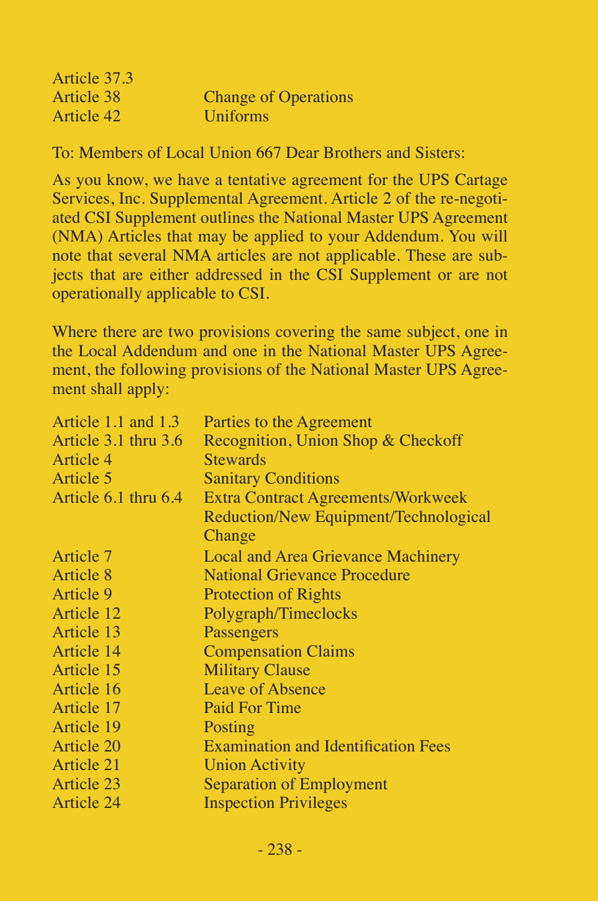| | |
|---|---|
| Article 37.3 | |
| Article 38 | Change of Operations |
| Article 42 | Uniforms |

To: Members of Local Union 667 Dear Brothers and Sisters:

As you know, we have a tentative agreement for the UPS Cartage Services, Inc. Supplemental Agreement. Article 2 of the re-negotiated CSI Supplement outlines the National Master UPS Agreement (NMA) Articles that may be applied to your Addendum. You will note that several NMA articles are not applicable. These are subjects that are either addressed in the CSI Supplement or are not operationally applicable to CSI.

Where there are two provisions covering the same subject, one in the Local Addendum and one in the National Master UPS Agreement, the following provisions of the National Master UPS Agreement shall apply:

| | |
|---|---|
| Article 1.1 and 1.3 | Parties to the Agreement |
| Article 3.1 thru 3.6 | Recognition, Union Shop & Checkoff |
| Article 4 | Stewards |
| Article 5 | Sanitary Conditions |
| Article 6.1 thru 6.4 | Extra Contract Agreements/Workweek Reduction/New Equipment/Technological Change |
| Article 7 | Local and Area Grievance Machinery |
| Article 8 | National Grievance Procedure |
| Article 9 | Protection of Rights |
| Article 12 | Polygraph/Timeclocks |
| Article 13 | Passengers |
| Article 14 | Compensation Claims |
| Article 15 | Military Clause |
| Article 16 | Leave of Absence |
| Article 17 | Paid For Time |
| Article 19 | Posting |
| Article 20 | Examination and Identification Fees |
| Article 21 | Union Activity |
| Article 23 | Separation of Employment |
| Article 24 | Inspection Privileges |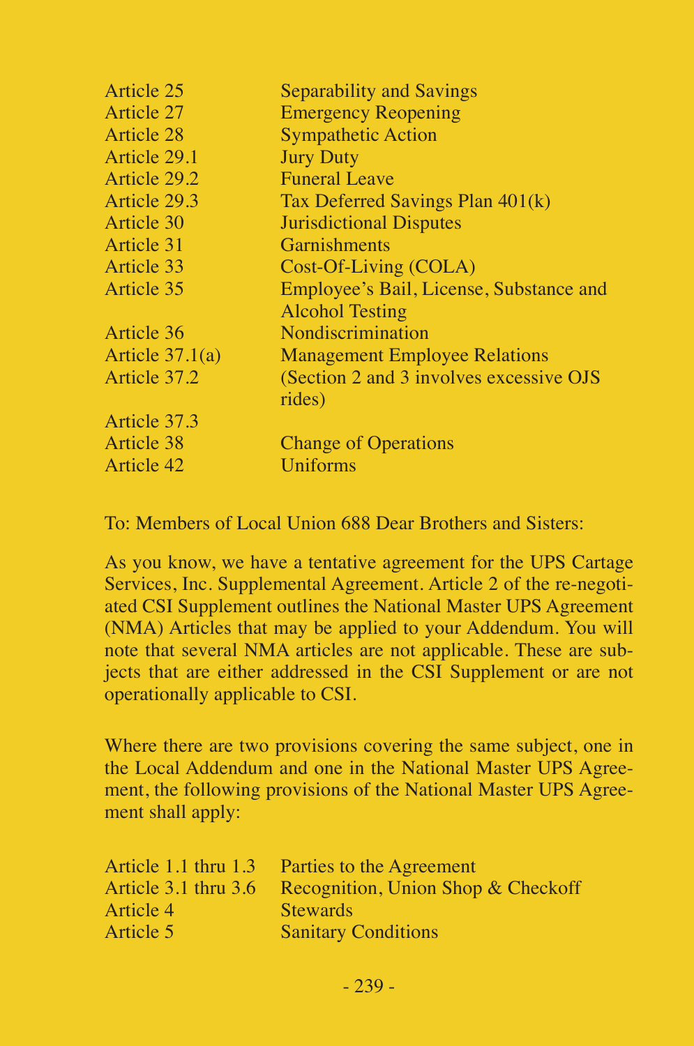| | |
|---|---|
| Article 25 | Separability and Savings |
| Article 27 | Emergency Reopening |
| Article 28 | Sympathetic Action |
| Article 29.1 | Jury Duty |
| Article 29.2 | Funeral Leave |
| Article 29.3 | Tax Deferred Savings Plan 401(k) |
| Article 30 | Jurisdictional Disputes |
| Article 31 | Garnishments |
| Article 33 | Cost-Of-Living (COLA) |
| Article 35 | Employee's Bail, License, Substance and Alcohol Testing |
| Article 36 | Nondiscrimination |
| Article 37.1(a) | Management Employee Relations |
| Article 37.2 | (Section 2 and 3 involves excessive OJS rides) |
| Article 37.3 | |
| Article 38 | Change of Operations |
| Article 42 | Uniforms |

To: Members of Local Union 688 Dear Brothers and Sisters:

As you know, we have a tentative agreement for the UPS Cartage Services, Inc. Supplemental Agreement. Article 2 of the re-negotiated CSI Supplement outlines the National Master UPS Agreement (NMA) Articles that may be applied to your Addendum. You will note that several NMA articles are not applicable. These are subjects that are either addressed in the CSI Supplement or are not operationally applicable to CSI.

Where there are two provisions covering the same subject, one in the Local Addendum and one in the National Master UPS Agreement, the following provisions of the National Master UPS Agreement shall apply:

| | |
|---|---|
| Article 1.1 thru 1.3 | Parties to the Agreement |
| Article 3.1 thru 3.6 | Recognition, Union Shop & Checkoff |
| Article 4 | Stewards |
| Article 5 | Sanitary Conditions |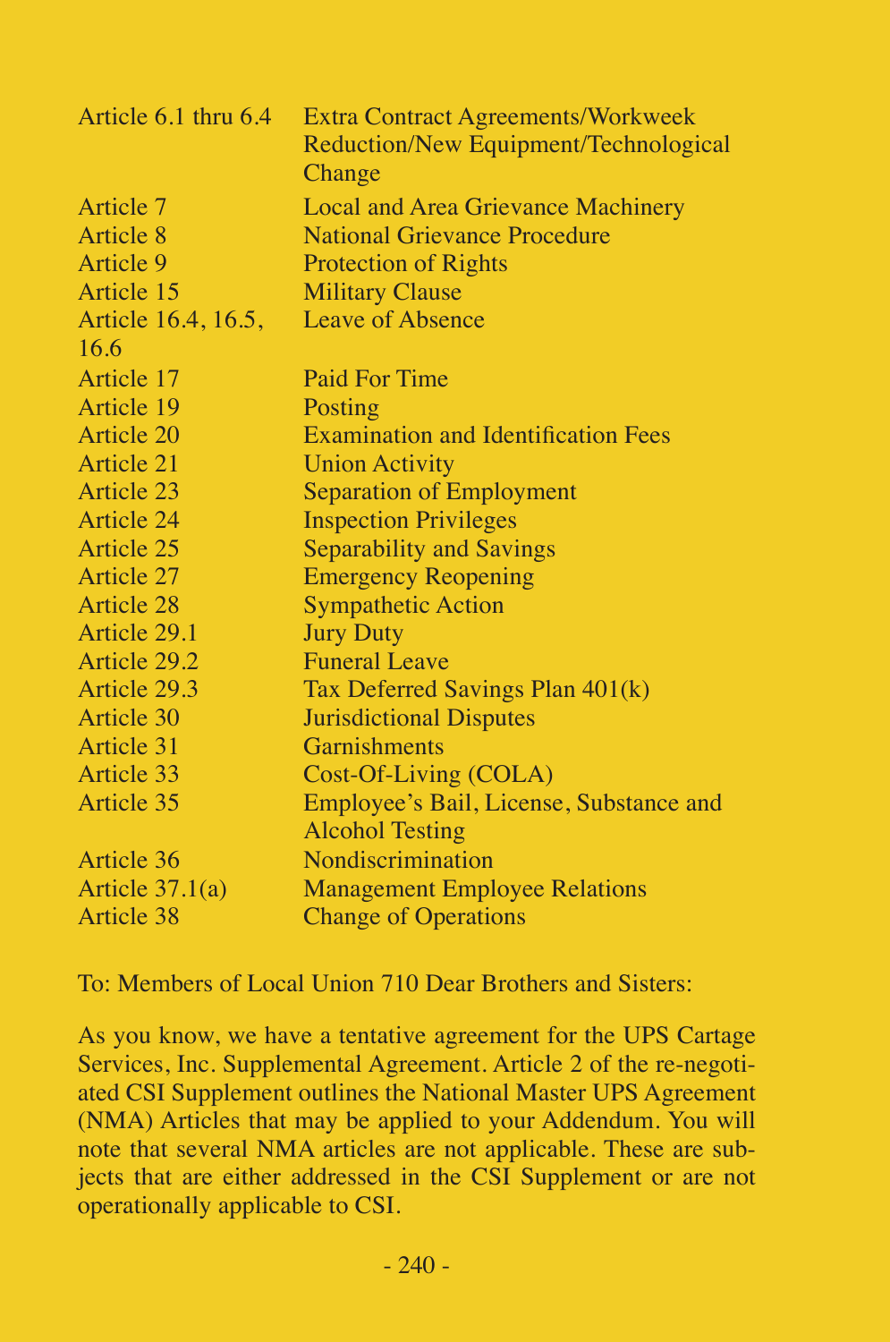| | |
|---|---|
| Article 6.1 thru 6.4 | Extra Contract Agreements/Workweek Reduction/New Equipment/Technological Change |
| Article 7 | Local and Area Grievance Machinery |
| Article 8 | National Grievance Procedure |
| Article 9 | Protection of Rights |
| Article 15 | Military Clause |
| Article 16.4, 16.5, 16.6 | Leave of Absence |
| Article 17 | Paid For Time |
| Article 19 | Posting |
| Article 20 | Examination and Identification Fees |
| Article 21 | Union Activity |
| Article 23 | Separation of Employment |
| Article 24 | Inspection Privileges |
| Article 25 | Separability and Savings |
| Article 27 | Emergency Reopening |
| Article 28 | Sympathetic Action |
| Article 29.1 | Jury Duty |
| Article 29.2 | Funeral Leave |
| Article 29.3 | Tax Deferred Savings Plan 401(k) |
| Article 30 | Jurisdictional Disputes |
| Article 31 | Garnishments |
| Article 33 | Cost-Of-Living (COLA) |
| Article 35 | Employee's Bail, License, Substance and Alcohol Testing |
| Article 36 | Nondiscrimination |
| Article 37.1(a) | Management Employee Relations |
| Article 38 | Change of Operations |

To: Members of Local Union 710 Dear Brothers and Sisters:

As you know, we have a tentative agreement for the UPS Cartage Services, Inc. Supplemental Agreement. Article 2 of the re-negotiated CSI Supplement outlines the National Master UPS Agreement (NMA) Articles that may be applied to your Addendum. You will note that several NMA articles are not applicable. These are subjects that are either addressed in the CSI Supplement or are not operationally applicable to CSI.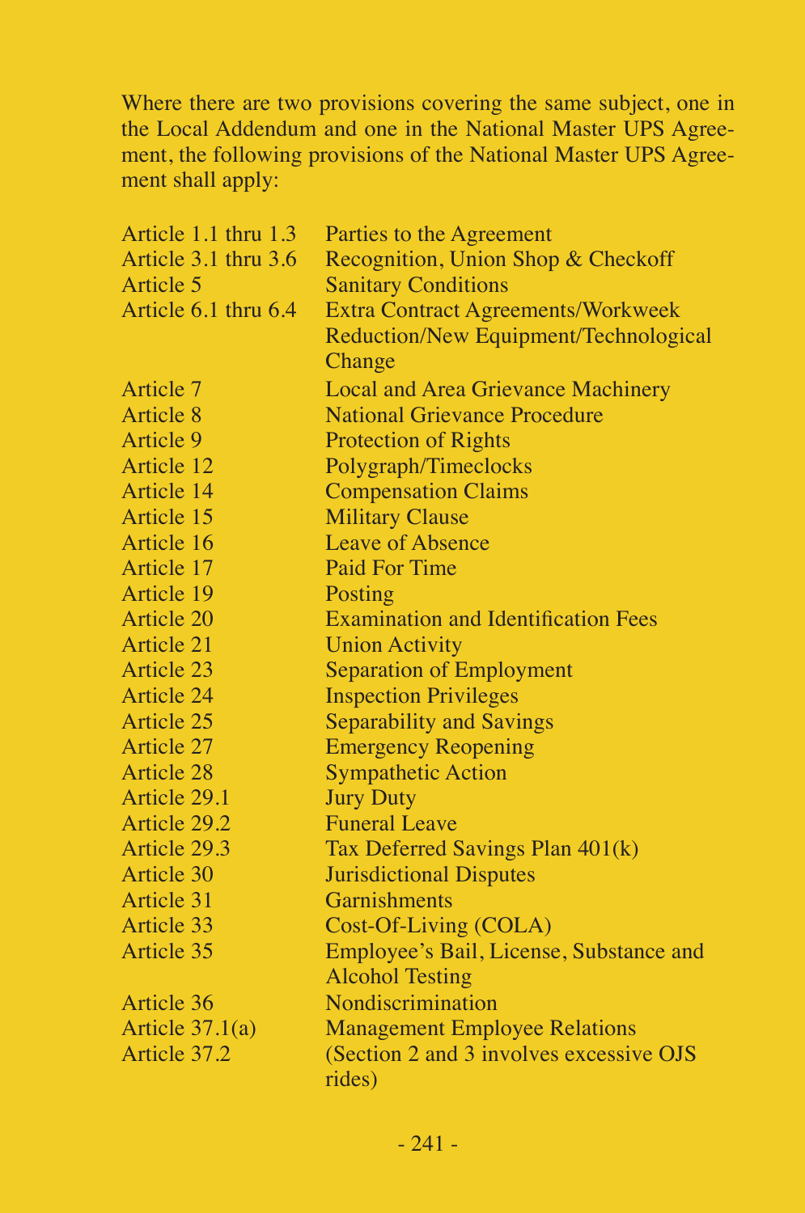Where there are two provisions covering the same subject, one in the Local Addendum and one in the National Master UPS Agreement, the following provisions of the National Master UPS Agreement shall apply:

| | |
|---|---|
| Article 1.1 thru 1.3 | Parties to the Agreement |
| Article 3.1 thru 3.6 | Recognition, Union Shop & Checkoff |
| Article 5 | Sanitary Conditions |
| Article 6.1 thru 6.4 | Extra Contract Agreements/Workweek Reduction/New Equipment/Technological Change |
| Article 7 | Local and Area Grievance Machinery |
| Article 8 | National Grievance Procedure |
| Article 9 | Protection of Rights |
| Article 12 | Polygraph/Timeclocks |
| Article 14 | Compensation Claims |
| Article 15 | Military Clause |
| Article 16 | Leave of Absence |
| Article 17 | Paid For Time |
| Article 19 | Posting |
| Article 20 | Examination and Identification Fees |
| Article 21 | Union Activity |
| Article 23 | Separation of Employment |
| Article 24 | Inspection Privileges |
| Article 25 | Separability and Savings |
| Article 27 | Emergency Reopening |
| Article 28 | Sympathetic Action |
| Article 29.1 | Jury Duty |
| Article 29.2 | Funeral Leave |
| Article 29.3 | Tax Deferred Savings Plan 401(k) |
| Article 30 | Jurisdictional Disputes |
| Article 31 | Garnishments |
| Article 33 | Cost-Of-Living (COLA) |
| Article 35 | Employee's Bail, License, Substance and Alcohol Testing |
| Article 36 | Nondiscrimination |
| Article 37.1(a) | Management Employee Relations |
| Article 37.2 | (Section 2 and 3 involves excessive OJS rides) |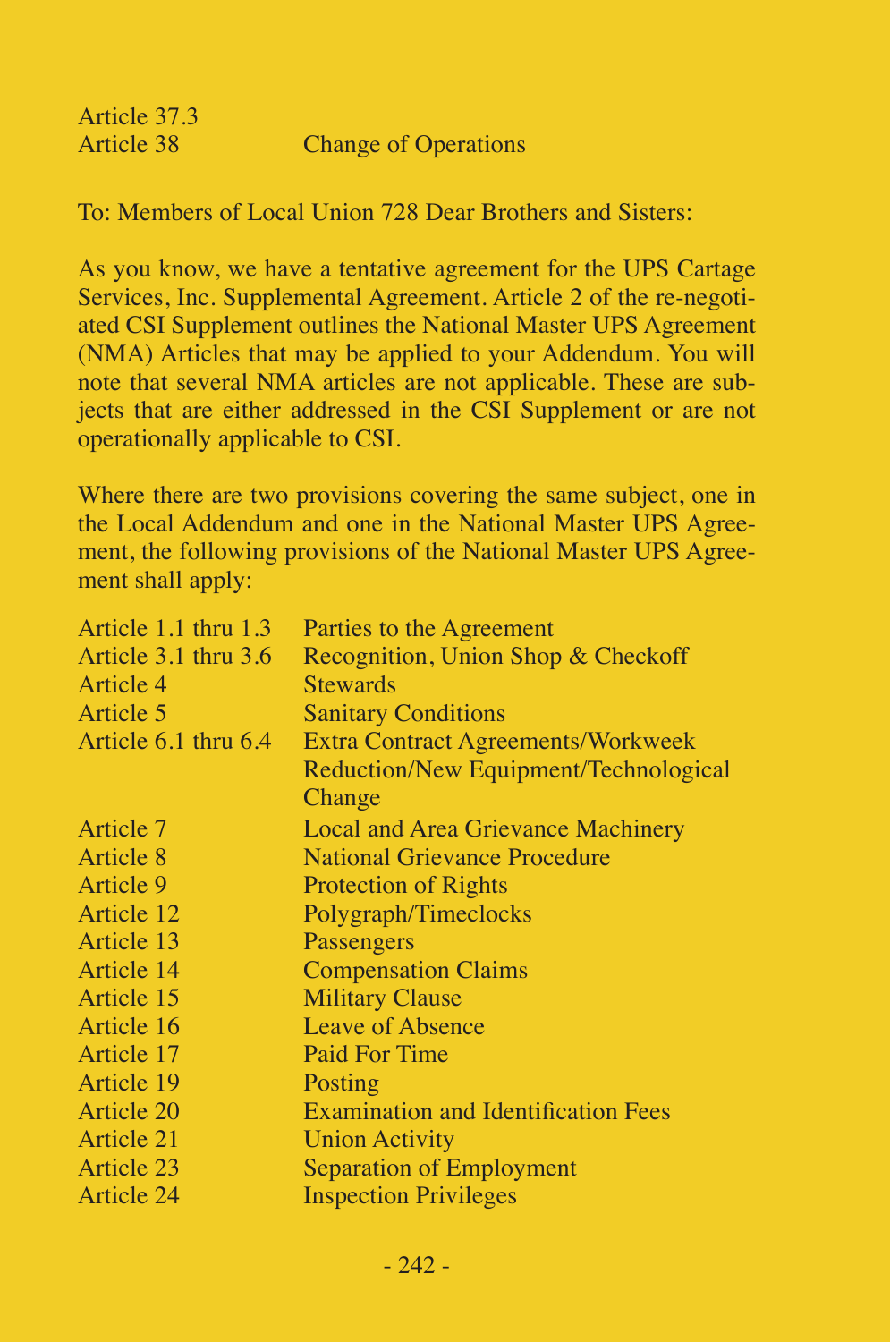| | |
|---|---|
| Article 37.3 | |
| Article 38 | Change of Operations |

To: Members of Local Union 728 Dear Brothers and Sisters:

As you know, we have a tentative agreement for the UPS Cartage Services, Inc. Supplemental Agreement. Article 2 of the re-negotiated CSI Supplement outlines the National Master UPS Agreement (NMA) Articles that may be applied to your Addendum. You will note that several NMA articles are not applicable. These are subjects that are either addressed in the CSI Supplement or are not operationally applicable to CSI.

Where there are two provisions covering the same subject, one in the Local Addendum and one in the National Master UPS Agreement, the following provisions of the National Master UPS Agreement shall apply:

| | |
|---|---|
| Article 1.1 thru 1.3 | Parties to the Agreement |
| Article 3.1 thru 3.6 | Recognition, Union Shop & Checkoff |
| Article 4 | Stewards |
| Article 5 | Sanitary Conditions |
| Article 6.1 thru 6.4 | Extra Contract Agreements/Workweek Reduction/New Equipment/Technological Change |
| Article 7 | Local and Area Grievance Machinery |
| Article 8 | National Grievance Procedure |
| Article 9 | Protection of Rights |
| Article 12 | Polygraph/Timeclocks |
| Article 13 | Passengers |
| Article 14 | Compensation Claims |
| Article 15 | Military Clause |
| Article 16 | Leave of Absence |
| Article 17 | Paid For Time |
| Article 19 | Posting |
| Article 20 | Examination and Identification Fees |
| Article 21 | Union Activity |
| Article 23 | Separation of Employment |
| Article 24 | Inspection Privileges |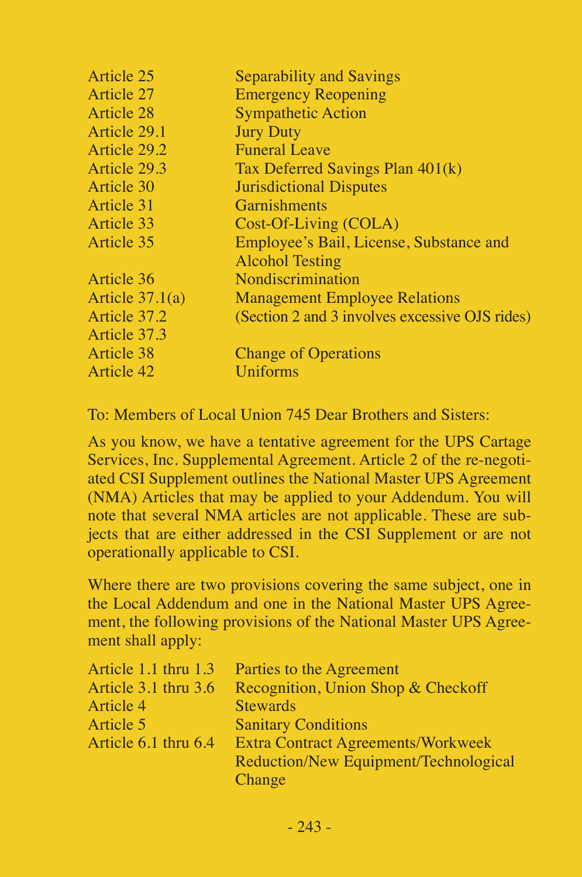| | |
|---|---|
| Article 25 | Separability and Savings |
| Article 27 | Emergency Reopening |
| Article 28 | Sympathetic Action |
| Article 29.1 | Jury Duty |
| Article 29.2 | Funeral Leave |
| Article 29.3 | Tax Deferred Savings Plan 401(k) |
| Article 30 | Jurisdictional Disputes |
| Article 31 | Garnishments |
| Article 33 | Cost-Of-Living (COLA) |
| Article 35 | Employee's Bail, License, Substance and Alcohol Testing |
| Article 36 | Nondiscrimination |
| Article 37.1(a) | Management Employee Relations |
| Article 37.2 | (Section 2 and 3 involves excessive OJS rides) |
| Article 37.3 | |
| Article 38 | Change of Operations |
| Article 42 | Uniforms |

To: Members of Local Union 745 Dear Brothers and Sisters:

As you know, we have a tentative agreement for the UPS Cartage Services, Inc. Supplemental Agreement. Article 2 of the re-negotiated CSI Supplement outlines the National Master UPS Agreement (NMA) Articles that may be applied to your Addendum. You will note that several NMA articles are not applicable. These are subjects that are either addressed in the CSI Supplement or are not operationally applicable to CSI.

Where there are two provisions covering the same subject, one in the Local Addendum and one in the National Master UPS Agreement, the following provisions of the National Master UPS Agreement shall apply:

| | |
|---|---|
| Article 1.1 thru 1.3 | Parties to the Agreement |
| Article 3.1 thru 3.6 | Recognition, Union Shop & Checkoff |
| Article 4 | Stewards |
| Article 5 | Sanitary Conditions |
| Article 6.1 thru 6.4 | Extra Contract Agreements/Workweek Reduction/New Equipment/Technological Change |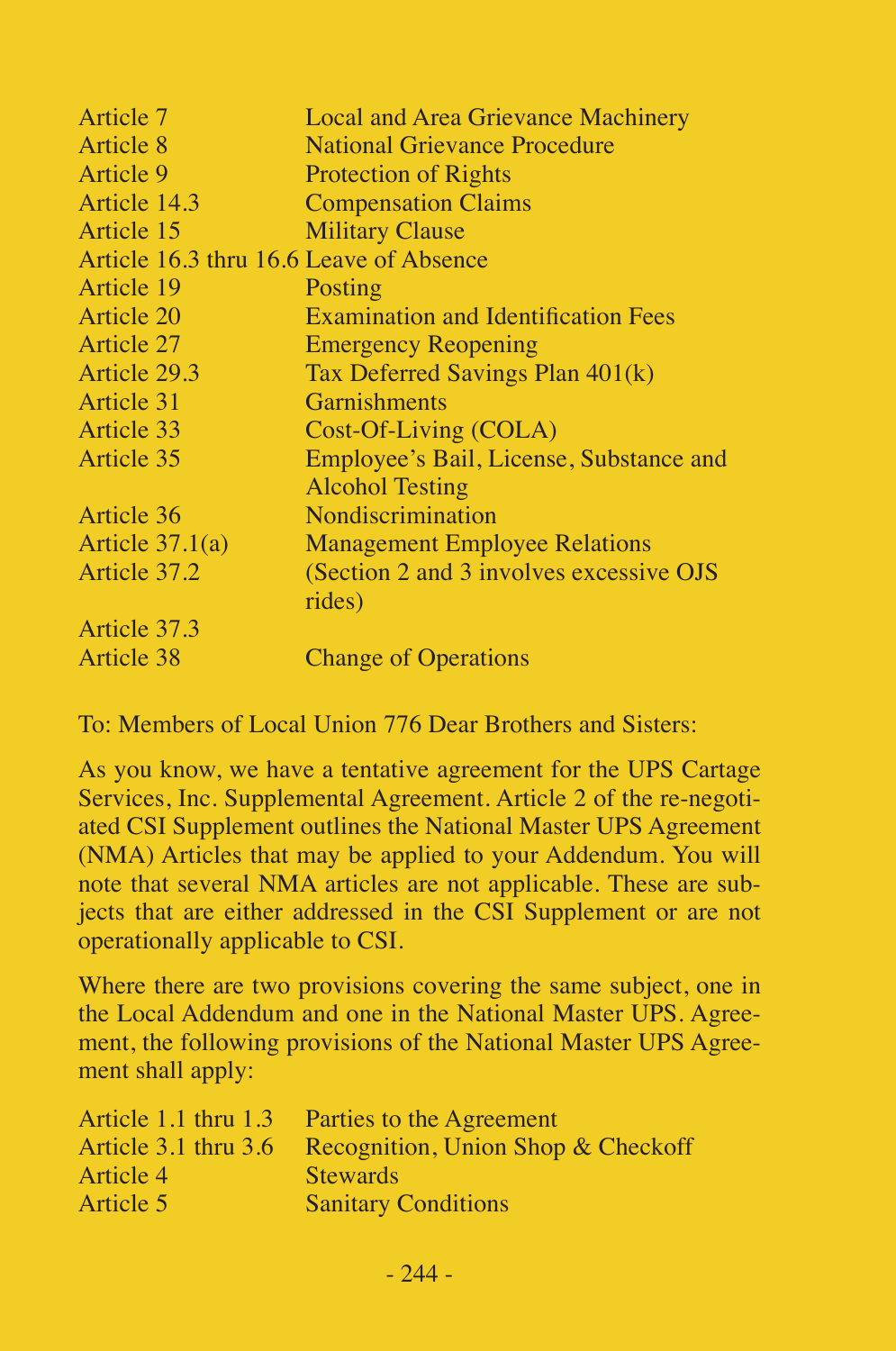| | |
|---|---|
| Article 7 | Local and Area Grievance Machinery |
| Article 8 | National Grievance Procedure |
| Article 9 | Protection of Rights |
| Article 14.3 | Compensation Claims |
| Article 15 | Military Clause |
| Article 16.3 thru 16.6 | Leave of Absence |
| Article 19 | Posting |
| Article 20 | Examination and Identification Fees |
| Article 27 | Emergency Reopening |
| Article 29.3 | Tax Deferred Savings Plan 401(k) |
| Article 31 | Garnishments |
| Article 33 | Cost-Of-Living (COLA) |
| Article 35 | Employee's Bail, License, Substance and Alcohol Testing |
| Article 36 | Nondiscrimination |
| Article 37.1(a) | Management Employee Relations |
| Article 37.2 | (Section 2 and 3 involves excessive OJS rides) |
| Article 37.3 | |
| Article 38 | Change of Operations |

To: Members of Local Union 776 Dear Brothers and Sisters:

As you know, we have a tentative agreement for the UPS Cartage Services, Inc. Supplemental Agreement. Article 2 of the re-negotiated CSI Supplement outlines the National Master UPS Agreement (NMA) Articles that may be applied to your Addendum. You will note that several NMA articles are not applicable. These are subjects that are either addressed in the CSI Supplement or are not operationally applicable to CSI.

Where there are two provisions covering the same subject, one in the Local Addendum and one in the National Master UPS. Agreement, the following provisions of the National Master UPS Agreement shall apply:

| | |
|---|---|
| Article 1.1 thru 1.3 | Parties to the Agreement |
| Article 3.1 thru 3.6 | Recognition, Union Shop & Checkoff |
| Article 4 | Stewards |
| Article 5 | Sanitary Conditions |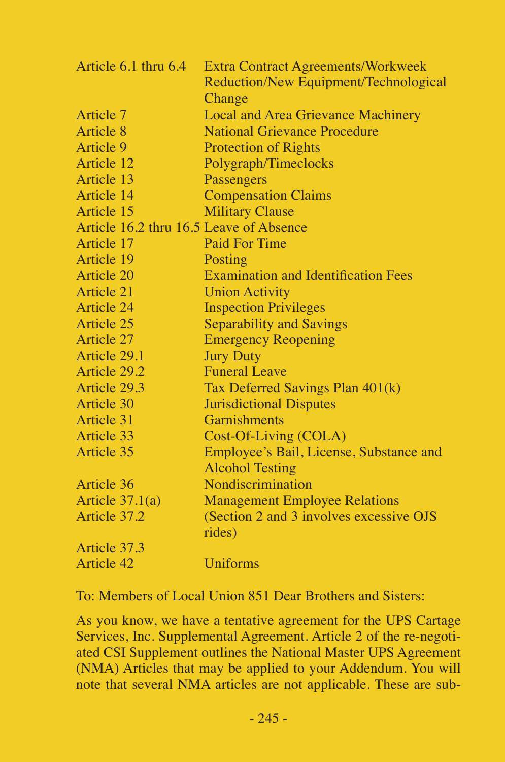| | |
|---|---|
| Article 6.1 thru 6.4 | Extra Contract Agreements/Workweek Reduction/New Equipment/Technological Change |
| Article 7 | Local and Area Grievance Machinery |
| Article 8 | National Grievance Procedure |
| Article 9 | Protection of Rights |
| Article 12 | Polygraph/Timeclocks |
| Article 13 | Passengers |
| Article 14 | Compensation Claims |
| Article 15 | Military Clause |
| Article 16.2 thru 16.5 | Leave of Absence |
| Article 17 | Paid For Time |
| Article 19 | Posting |
| Article 20 | Examination and Identification Fees |
| Article 21 | Union Activity |
| Article 24 | Inspection Privileges |
| Article 25 | Separability and Savings |
| Article 27 | Emergency Reopening |
| Article 29.1 | Jury Duty |
| Article 29.2 | Funeral Leave |
| Article 29.3 | Tax Deferred Savings Plan 401(k) |
| Article 30 | Jurisdictional Disputes |
| Article 31 | Garnishments |
| Article 33 | Cost-Of-Living (COLA) |
| Article 35 | Employee's Bail, License, Substance and Alcohol Testing |
| Article 36 | Nondiscrimination |
| Article 37.1(a) | Management Employee Relations |
| Article 37.2 | (Section 2 and 3 involves excessive OJS rides) |
| Article 37.3 | |
| Article 42 | Uniforms |

To: Members of Local Union 851 Dear Brothers and Sisters:

As you know, we have a tentative agreement for the UPS Cartage Services, Inc. Supplemental Agreement. Article 2 of the re-negotiated CSI Supplement outlines the National Master UPS Agreement (NMA) Articles that may be applied to your Addendum. You will note that several NMA articles are not applicable. These are sub-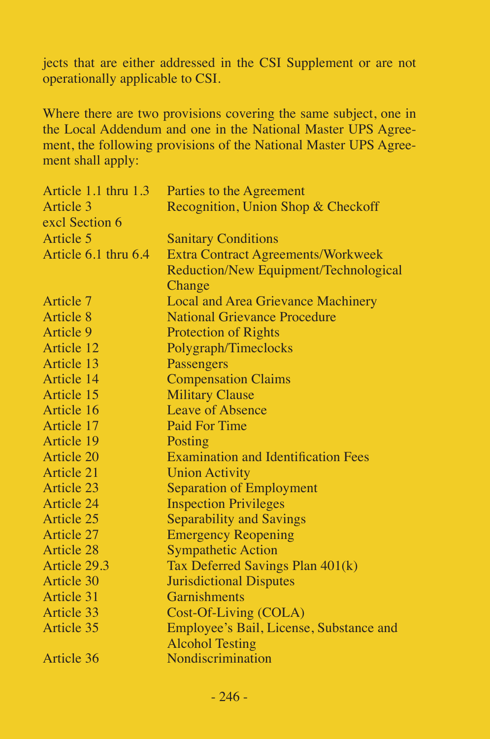jects that are either addressed in the CSI Supplement or are not operationally applicable to CSI.

Where there are two provisions covering the same subject, one in the Local Addendum and one in the National Master UPS Agreement, the following provisions of the National Master UPS Agreement shall apply:

| | |
|---|---|
| Article 1.1 thru 1.3 | Parties to the Agreement |
| Article 3 excl Section 6 | Recognition, Union Shop & Checkoff |
| Article 5 | Sanitary Conditions |
| Article 6.1 thru 6.4 | Extra Contract Agreements/Workweek Reduction/New Equipment/Technological Change |
| Article 7 | Local and Area Grievance Machinery |
| Article 8 | National Grievance Procedure |
| Article 9 | Protection of Rights |
| Article 12 | Polygraph/Timeclocks |
| Article 13 | Passengers |
| Article 14 | Compensation Claims |
| Article 15 | Military Clause |
| Article 16 | Leave of Absence |
| Article 17 | Paid For Time |
| Article 19 | Posting |
| Article 20 | Examination and Identification Fees |
| Article 21 | Union Activity |
| Article 23 | Separation of Employment |
| Article 24 | Inspection Privileges |
| Article 25 | Separability and Savings |
| Article 27 | Emergency Reopening |
| Article 28 | Sympathetic Action |
| Article 29.3 | Tax Deferred Savings Plan 401(k) |
| Article 30 | Jurisdictional Disputes |
| Article 31 | Garnishments |
| Article 33 | Cost-Of-Living (COLA) |
| Article 35 | Employee's Bail, License, Substance and Alcohol Testing |
| Article 36 | Nondiscrimination |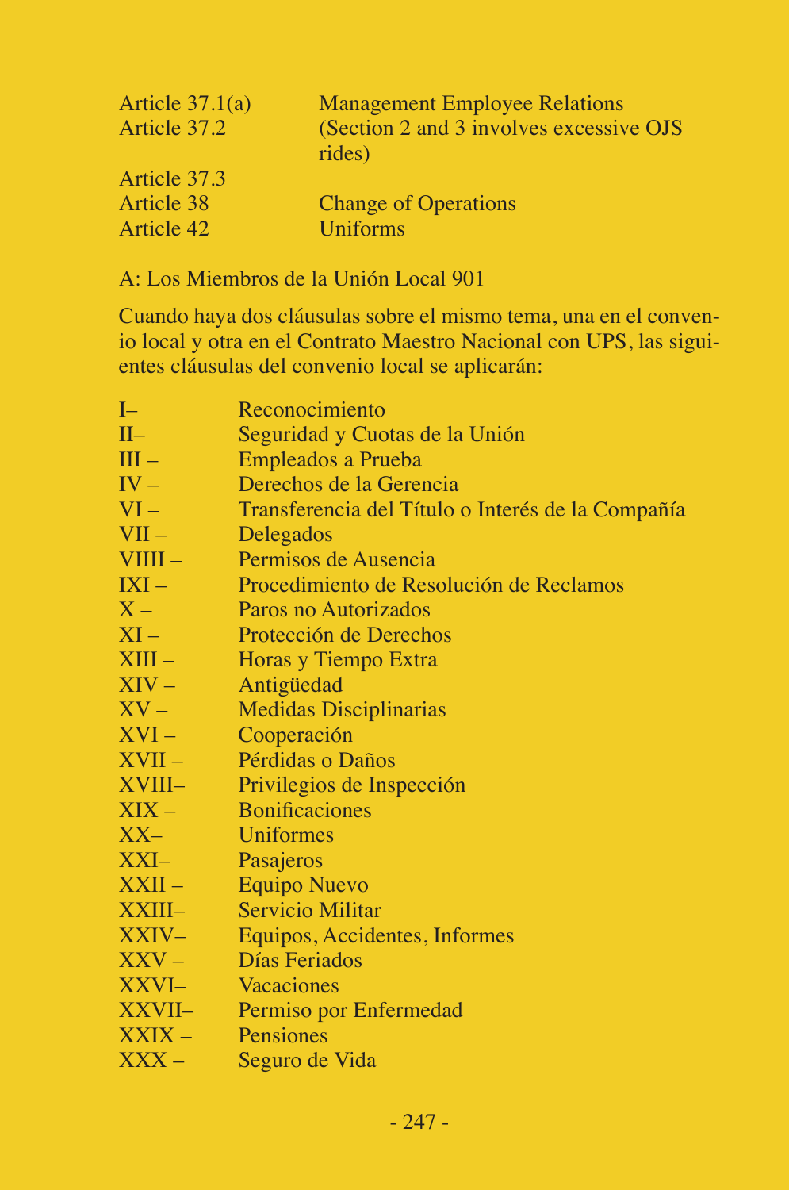| | |
|---|---|
| Article 37.1(a) | Management Employee Relations |
| Article 37.2 | (Section 2 and 3 involves excessive OJS rides) |
| Article 37.3 | |
| Article 38 | Change of Operations |
| Article 42 | Uniforms |

A: Los Miembros de la Unión Local 901

Cuando haya dos cláusulas sobre el mismo tema, una en el convenio local y otra en el Contrato Maestro Nacional con UPS, las siguientes cláusulas del convenio local se aplicarán:

| | |
|---|---|
| I– | Reconocimiento |
| II– | Seguridad y Cuotas de la Unión |
| III – | Empleados a Prueba |
| IV – | Derechos de la Gerencia |
| VI – | Transferencia del Título o Interés de la Compañía |
| VII – | Delegados |
| VIIII – | Permisos de Ausencia |
| IXI – | Procedimiento de Resolución de Reclamos |
| X – | Paros no Autorizados |
| XI – | Protección de Derechos |
| XIII – | Horas y Tiempo Extra |
| XIV – | Antigüedad |
| XV – | Medidas Disciplinarias |
| XVI – | Cooperación |
| XVII – | Pérdidas o Daños |
| XVIII– | Privilegios de Inspección |
| XIX – | Bonificaciones |
| XX– | Uniformes |
| XXI– | Pasajeros |
| XXII – | Equipo Nuevo |
| XXIII– | Servicio Militar |
| XXIV– | Equipos, Accidentes, Informes |
| XXV – | Días Feriados |
| XXVI– | Vacaciones |
| XXVII– | Permiso por Enfermedad |
| XXIX – | Pensiones |
| XXX – | Seguro de Vida |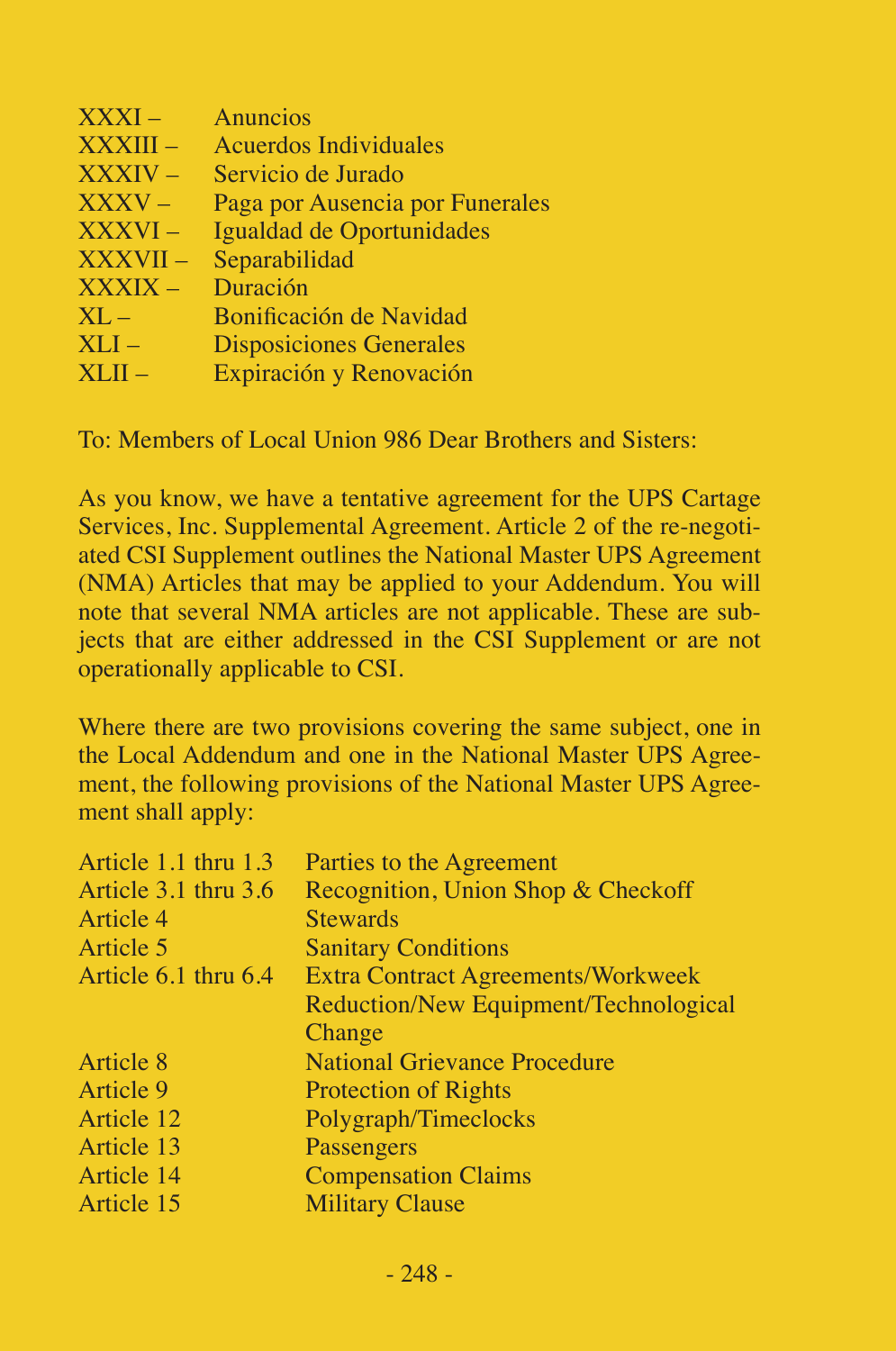| | |
|---|---|
| XXXI – | Anuncios |
| XXXIII – | Acuerdos Individuales |
| XXXIV – | Servicio de Jurado |
| XXXV – | Paga por Ausencia por Funerales |
| XXXVI – | Igualdad de Oportunidades |
| XXXVII – | Separabilidad |
| XXXIX – | Duración |
| XL – | Bonificación de Navidad |
| XLI – | Disposiciones Generales |
| XLII – | Expiración y Renovación |

To: Members of Local Union 986 Dear Brothers and Sisters:

As you know, we have a tentative agreement for the UPS Cartage Services, Inc. Supplemental Agreement. Article 2 of the re-negotiated CSI Supplement outlines the National Master UPS Agreement (NMA) Articles that may be applied to your Addendum. You will note that several NMA articles are not applicable. These are subjects that are either addressed in the CSI Supplement or are not operationally applicable to CSI.

Where there are two provisions covering the same subject, one in the Local Addendum and one in the National Master UPS Agreement, the following provisions of the National Master UPS Agreement shall apply:

| | |
|---|---|
| Article 1.1 thru 1.3 | Parties to the Agreement |
| Article 3.1 thru 3.6 | Recognition, Union Shop & Checkoff |
| Article 4 | Stewards |
| Article 5 | Sanitary Conditions |
| Article 6.1 thru 6.4 | Extra Contract Agreements/Workweek Reduction/New Equipment/Technological Change |
| Article 8 | National Grievance Procedure |
| Article 9 | Protection of Rights |
| Article 12 | Polygraph/Timeclocks |
| Article 13 | Passengers |
| Article 14 | Compensation Claims |
| Article 15 | Military Clause |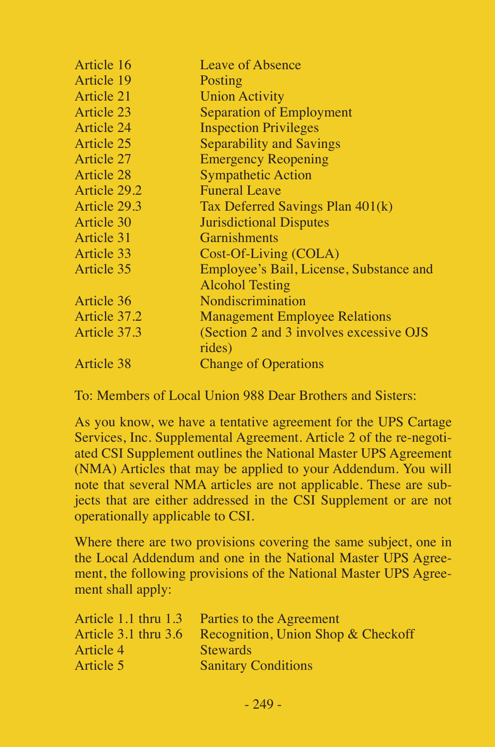| | |
|---|---|
| Article 16 | Leave of Absence |
| Article 19 | Posting |
| Article 21 | Union Activity |
| Article 23 | Separation of Employment |
| Article 24 | Inspection Privileges |
| Article 25 | Separability and Savings |
| Article 27 | Emergency Reopening |
| Article 28 | Sympathetic Action |
| Article 29.2 | Funeral Leave |
| Article 29.3 | Tax Deferred Savings Plan 401(k) |
| Article 30 | Jurisdictional Disputes |
| Article 31 | Garnishments |
| Article 33 | Cost-Of-Living (COLA) |
| Article 35 | Employee's Bail, License, Substance and Alcohol Testing |
| Article 36 | Nondiscrimination |
| Article 37.2 | Management Employee Relations |
| Article 37.3 | (Section 2 and 3 involves excessive OJS rides) |
| Article 38 | Change of Operations |

To: Members of Local Union 988 Dear Brothers and Sisters:

As you know, we have a tentative agreement for the UPS Cartage Services, Inc. Supplemental Agreement. Article 2 of the re-negotiated CSI Supplement outlines the National Master UPS Agreement (NMA) Articles that may be applied to your Addendum. You will note that several NMA articles are not applicable. These are subjects that are either addressed in the CSI Supplement or are not operationally applicable to CSI.

Where there are two provisions covering the same subject, one in the Local Addendum and one in the National Master UPS Agreement, the following provisions of the National Master UPS Agreement shall apply:

| | |
|---|---|
| Article 1.1 thru 1.3 | Parties to the Agreement |
| Article 3.1 thru 3.6 | Recognition, Union Shop & Checkoff |
| Article 4 | Stewards |
| Article 5 | Sanitary Conditions |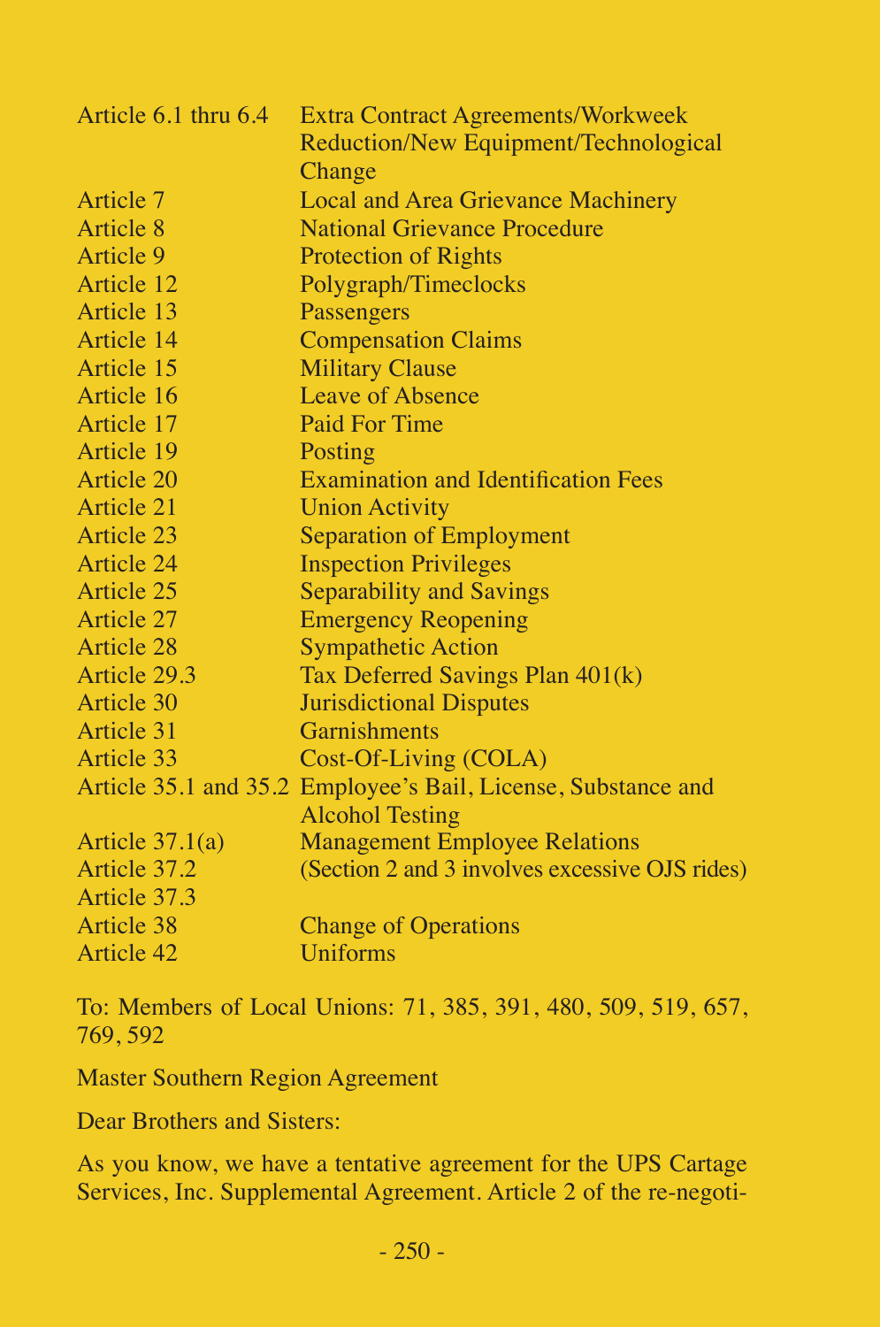| | |
|---|---|
| Article 6.1 thru 6.4 | Extra Contract Agreements/Workweek Reduction/New Equipment/Technological Change |
| Article 7 | Local and Area Grievance Machinery |
| Article 8 | National Grievance Procedure |
| Article 9 | Protection of Rights |
| Article 12 | Polygraph/Timeclocks |
| Article 13 | Passengers |
| Article 14 | Compensation Claims |
| Article 15 | Military Clause |
| Article 16 | Leave of Absence |
| Article 17 | Paid For Time |
| Article 19 | Posting |
| Article 20 | Examination and Identification Fees |
| Article 21 | Union Activity |
| Article 23 | Separation of Employment |
| Article 24 | Inspection Privileges |
| Article 25 | Separability and Savings |
| Article 27 | Emergency Reopening |
| Article 28 | Sympathetic Action |
| Article 29.3 | Tax Deferred Savings Plan 401(k) |
| Article 30 | Jurisdictional Disputes |
| Article 31 | Garnishments |
| Article 33 | Cost-Of-Living (COLA) |
| Article 35.1 and 35.2 | Employee's Bail, License, Substance and Alcohol Testing |
| Article 37.1(a) | Management Employee Relations |
| Article 37.2 | (Section 2 and 3 involves excessive OJS rides) |
| Article 37.3 | |
| Article 38 | Change of Operations |
| Article 42 | Uniforms |

To: Members of Local Unions: 71, 385, 391, 480, 509, 519, 657, 769, 592

Master Southern Region Agreement

Dear Brothers and Sisters:

As you know, we have a tentative agreement for the UPS Cartage Services, Inc. Supplemental Agreement. Article 2 of the re-negoti-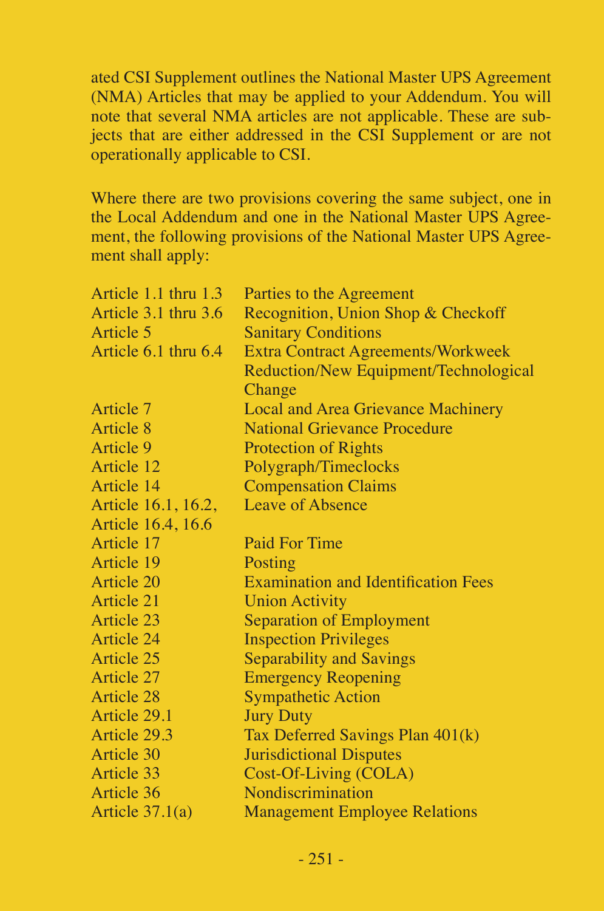ated CSI Supplement outlines the National Master UPS Agreement (NMA) Articles that may be applied to your Addendum. You will note that several NMA articles are not applicable. These are subjects that are either addressed in the CSI Supplement or are not operationally applicable to CSI.

Where there are two provisions covering the same subject, one in the Local Addendum and one in the National Master UPS Agreement, the following provisions of the National Master UPS Agreement shall apply:

| | |
|---|---|
| Article 1.1 thru 1.3 | Parties to the Agreement |
| Article 3.1 thru 3.6 | Recognition, Union Shop & Checkoff |
| Article 5 | Sanitary Conditions |
| Article 6.1 thru 6.4 | Extra Contract Agreements/Workweek Reduction/New Equipment/Technological Change |
| Article 7 | Local and Area Grievance Machinery |
| Article 8 | National Grievance Procedure |
| Article 9 | Protection of Rights |
| Article 12 | Polygraph/Timeclocks |
| Article 14 | Compensation Claims |
| Article 16.1, 16.2, Article 16.4, 16.6 | Leave of Absence |
| Article 17 | Paid For Time |
| Article 19 | Posting |
| Article 20 | Examination and Identification Fees |
| Article 21 | Union Activity |
| Article 23 | Separation of Employment |
| Article 24 | Inspection Privileges |
| Article 25 | Separability and Savings |
| Article 27 | Emergency Reopening |
| Article 28 | Sympathetic Action |
| Article 29.1 | Jury Duty |
| Article 29.3 | Tax Deferred Savings Plan 401(k) |
| Article 30 | Jurisdictional Disputes |
| Article 33 | Cost-Of-Living (COLA) |
| Article 36 | Nondiscrimination |
| Article 37.1(a) | Management Employee Relations |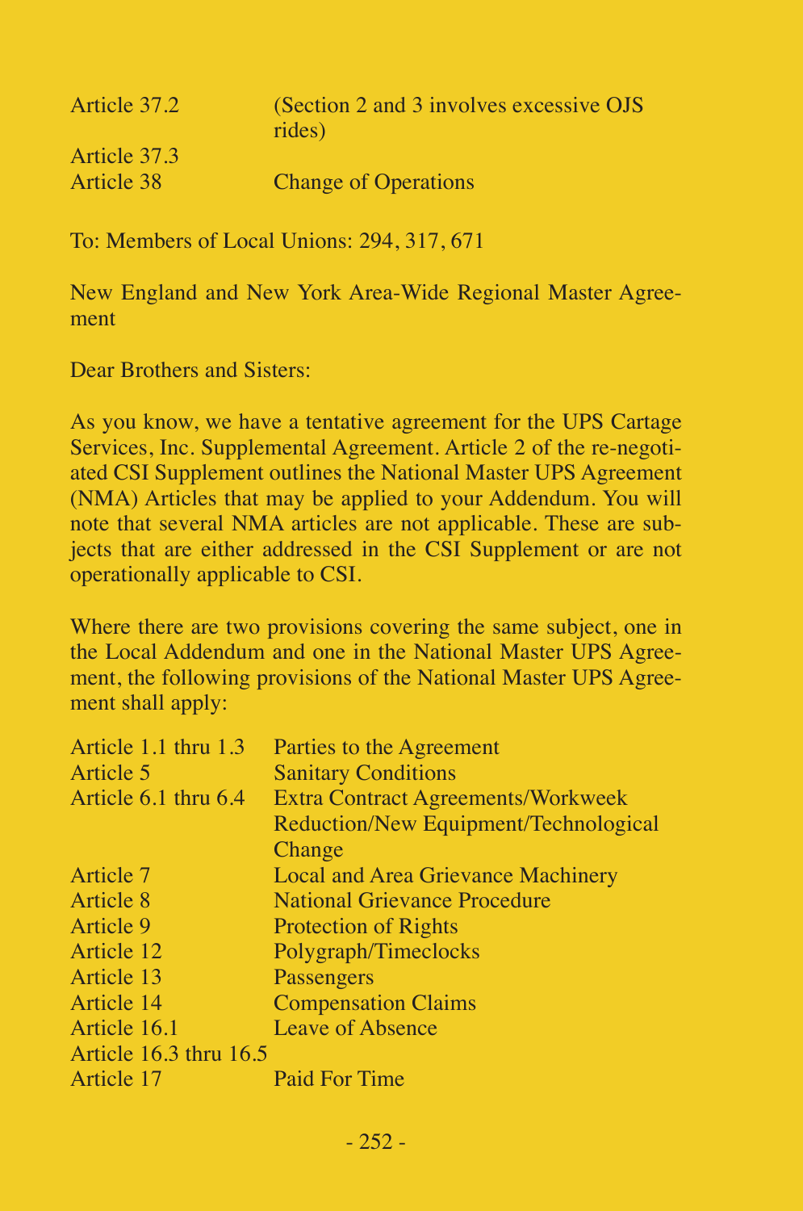| | |
|---|---|
| Article 37.2 | (Section 2 and 3 involves excessive OJS rides) |
| Article 37.3 | |
| Article 38 | Change of Operations |

To: Members of Local Unions: 294, 317, 671

New England and New York Area-Wide Regional Master Agreement

Dear Brothers and Sisters:

As you know, we have a tentative agreement for the UPS Cartage Services, Inc. Supplemental Agreement. Article 2 of the re-negotiated CSI Supplement outlines the National Master UPS Agreement (NMA) Articles that may be applied to your Addendum. You will note that several NMA articles are not applicable. These are subjects that are either addressed in the CSI Supplement or are not operationally applicable to CSI.

Where there are two provisions covering the same subject, one in the Local Addendum and one in the National Master UPS Agreement, the following provisions of the National Master UPS Agreement shall apply:

| | |
|---|---|
| Article 1.1 thru 1.3 | Parties to the Agreement |
| Article 5 | Sanitary Conditions |
| Article 6.1 thru 6.4 | Extra Contract Agreements/Workweek Reduction/New Equipment/Technological Change |
| Article 7 | Local and Area Grievance Machinery |
| Article 8 | National Grievance Procedure |
| Article 9 | Protection of Rights |
| Article 12 | Polygraph/Timeclocks |
| Article 13 | Passengers |
| Article 14 | Compensation Claims |
| Article 16.1 | Leave of Absence |
| Article 16.3 thru 16.5 | |
| Article 17 | Paid For Time |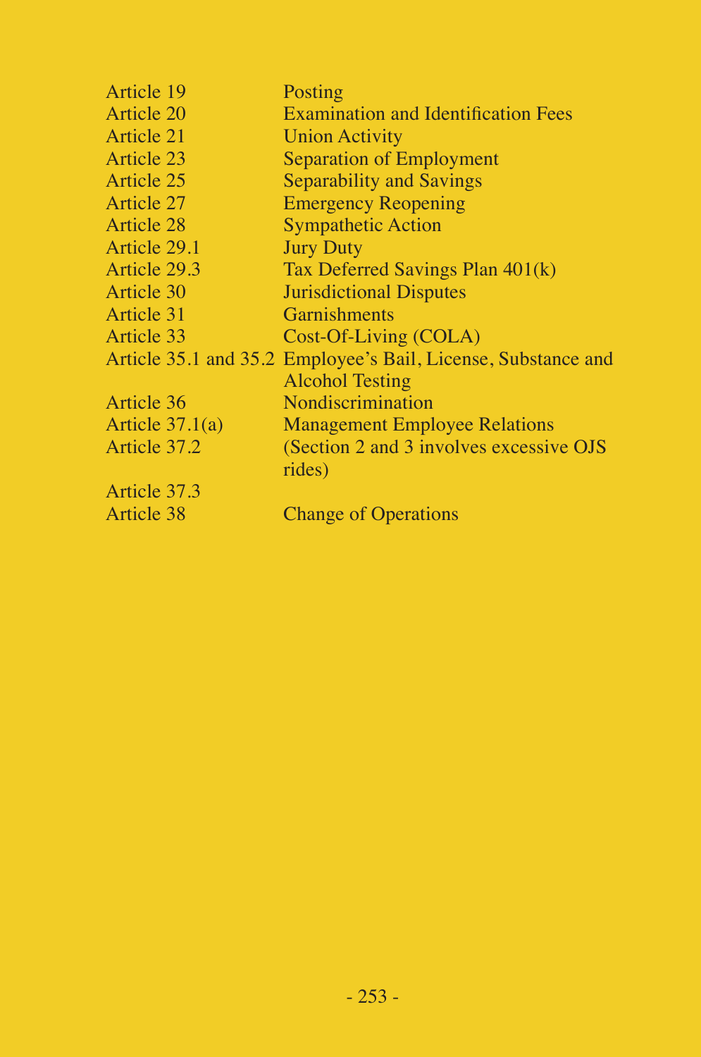| | |
|---|---|
| Article 19 | Posting |
| Article 20 | Examination and Identification Fees |
| Article 21 | Union Activity |
| Article 23 | Separation of Employment |
| Article 25 | Separability and Savings |
| Article 27 | Emergency Reopening |
| Article 28 | Sympathetic Action |
| Article 29.1 | Jury Duty |
| Article 29.3 | Tax Deferred Savings Plan 401(k) |
| Article 30 | Jurisdictional Disputes |
| Article 31 | Garnishments |
| Article 33 | Cost-Of-Living (COLA) |
| Article 35.1 and 35.2 | Employee's Bail, License, Substance and Alcohol Testing |
| Article 36 | Nondiscrimination |
| Article 37.1(a) | Management Employee Relations |
| Article 37.2 | (Section 2 and 3 involves excessive OJS rides) |
| Article 37.3 | |
| Article 38 | Change of Operations |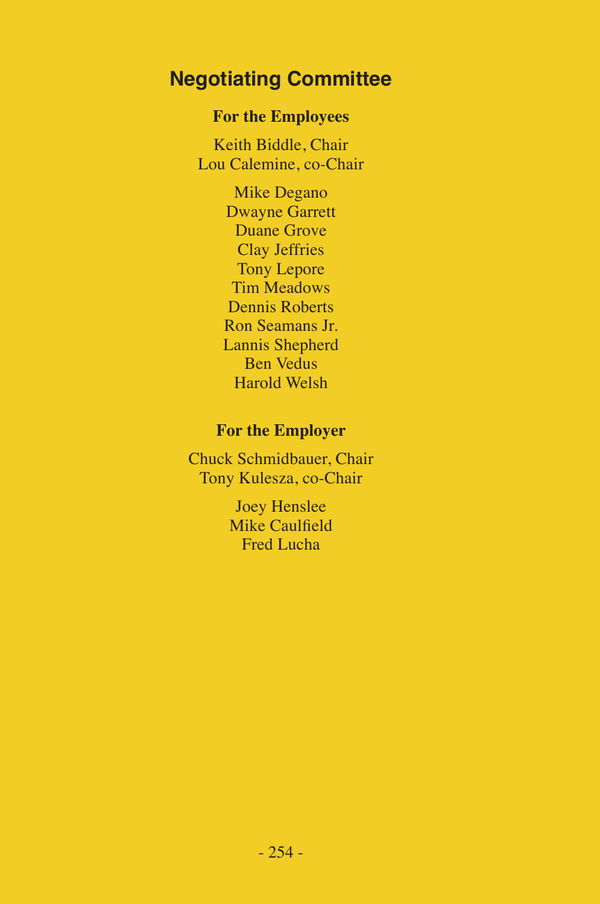## Negotiating Committee

**For the Employees**

Keith Biddle, Chair
Lou Calemine, co-Chair

Mike Degano
Dwayne Garrett
Duane Grove
Clay Jeffries
Tony Lepore
Tim Meadows
Dennis Roberts
Ron Seamans Jr.
Lannis Shepherd
Ben Vedus
Harold Welsh

**For the Employer**

Chuck Schmidbauer, Chair
Tony Kulesza, co-Chair

Joey Henslee
Mike Caulfield
Fred Lucha